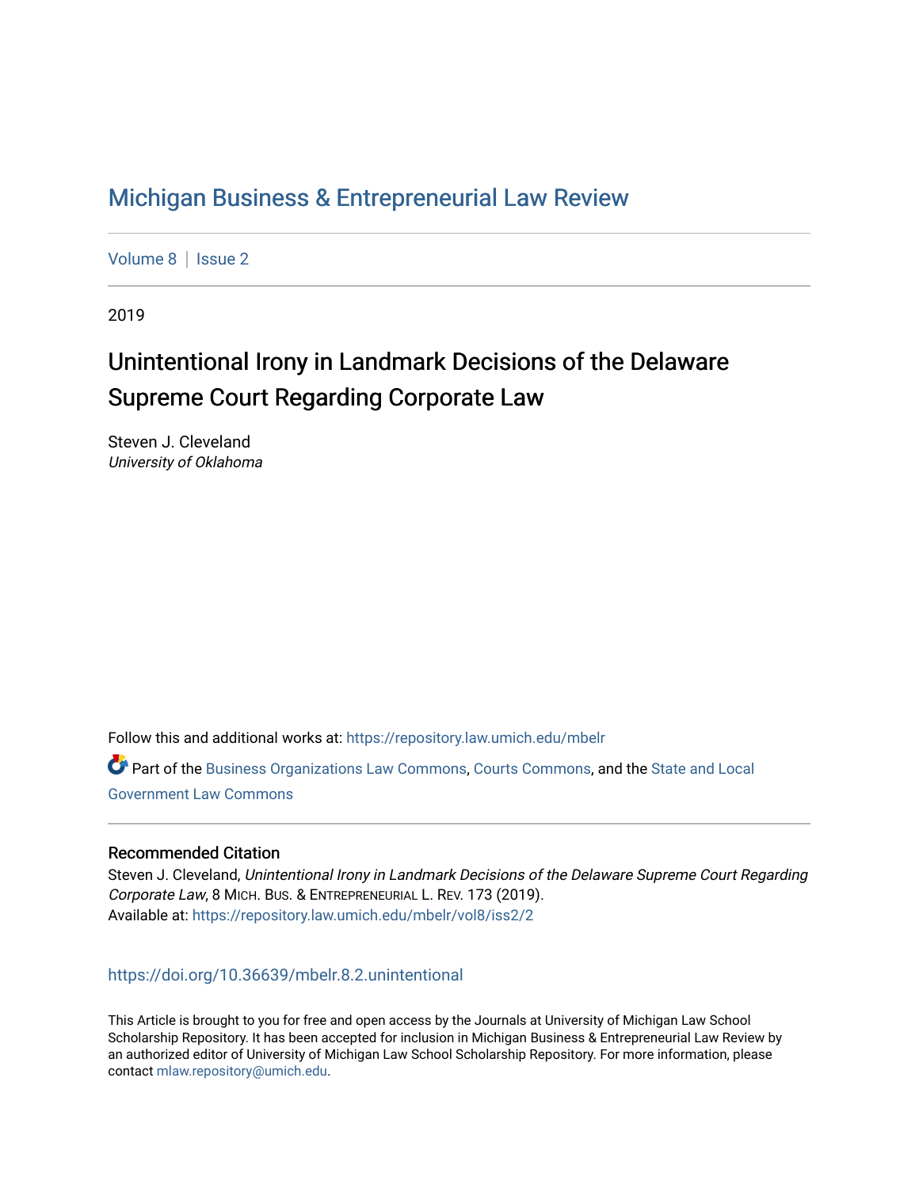# Michigan Business & Entrepreneurial Law Review

Volume 8 | Issue 2

2019

## Unintentional Irony in Landmark Decisions of the Delaware Supreme Court Regarding Corporate Law

Steven J. Cleveland
*University of Oklahoma*

Follow this and additional works at: https://repository.law.umich.edu/mbelr

Part of the Business Organizations Law Commons, Courts Commons, and the State and Local Government Law Commons

### Recommended Citation

Steven J. Cleveland, *Unintentional Irony in Landmark Decisions of the Delaware Supreme Court Regarding Corporate Law*, 8 MICH. BUS. & ENTREPRENEURIAL L. REV. 173 (2019).
Available at: https://repository.law.umich.edu/mbelr/vol8/iss2/2

https://doi.org/10.36639/mbelr.8.2.unintentional

This Article is brought to you for free and open access by the Journals at University of Michigan Law School Scholarship Repository. It has been accepted for inclusion in Michigan Business & Entrepreneurial Law Review by an authorized editor of University of Michigan Law School Scholarship Repository. For more information, please contact mlaw.repository@umich.edu.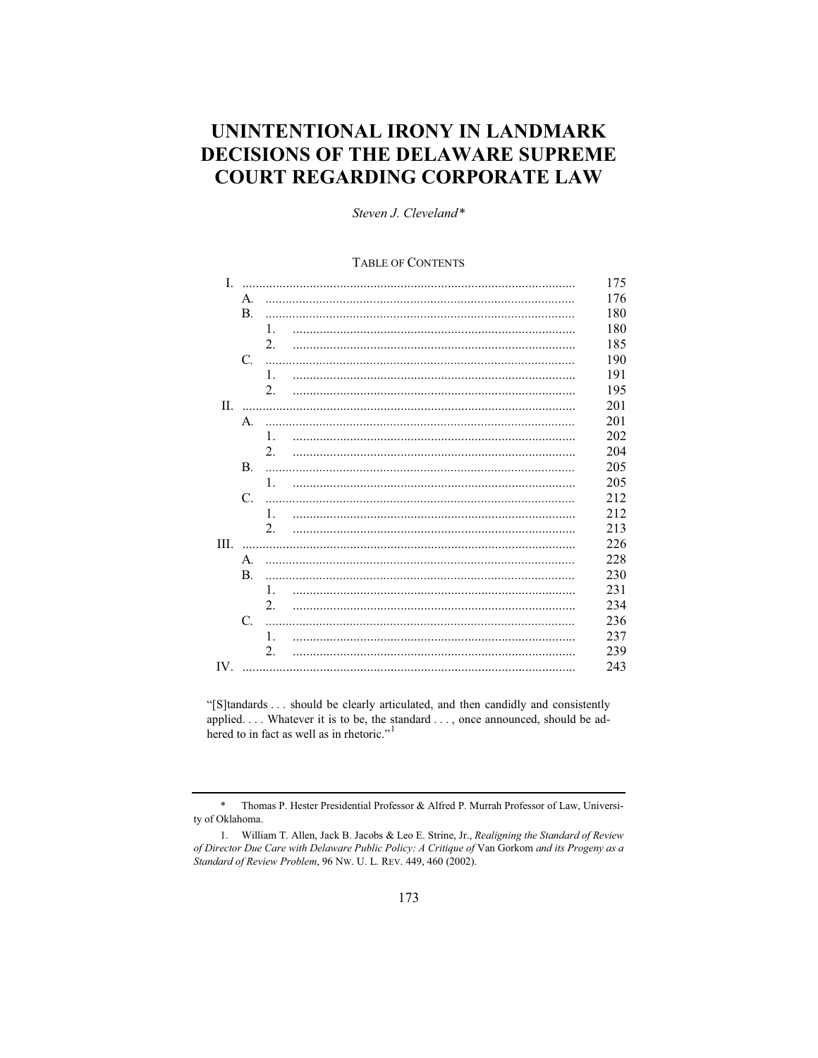# UNINTENTIONAL IRONY IN LANDMARK DECISIONS OF THE DELAWARE SUPREME COURT REGARDING CORPORATE LAW

*Steven J. Cleveland**

TABLE OF CONTENTS

| | | | | |
|---|---|---|---|---|
| I. | | | .................................................................................................... | 175 |
| | A. | | ........................................................................................... | 176 |
| | B. | | ........................................................................................... | 180 |
| | | 1. | .................................................................................... | 180 |
| | | 2. | .................................................................................... | 185 |
| | C. | | ........................................................................................... | 190 |
| | | 1. | .................................................................................... | 191 |
| | | 2. | .................................................................................... | 195 |
| II. | | | .................................................................................................... | 201 |
| | A. | | ........................................................................................... | 201 |
| | | 1. | .................................................................................... | 202 |
| | | 2. | .................................................................................... | 204 |
| | B. | | ........................................................................................... | 205 |
| | | 1. | .................................................................................... | 205 |
| | C. | | ........................................................................................... | 212 |
| | | 1. | .................................................................................... | 212 |
| | | 2. | .................................................................................... | 213 |
| III. | | | .................................................................................................... | 226 |
| | A. | | ........................................................................................... | 228 |
| | B. | | ........................................................................................... | 230 |
| | | 1. | .................................................................................... | 231 |
| | | 2. | .................................................................................... | 234 |
| | C. | | ........................................................................................... | 236 |
| | | 1. | .................................................................................... | 237 |
| | | 2. | .................................................................................... | 239 |
| IV. | | | .................................................................................................... | 243 |

"[S]tandards . . . should be clearly articulated, and then candidly and consistently applied. . . . Whatever it is to be, the standard . . . , once announced, should be adhered to in fact as well as in rhetoric."[1]

---

\* Thomas P. Hester Presidential Professor & Alfred P. Murrah Professor of Law, University of Oklahoma.

1. William T. Allen, Jack B. Jacobs & Leo E. Strine, Jr., *Realigning the Standard of Review of Director Due Care with Delaware Public Policy: A Critique of* Van Gorkom *and its Progeny as a Standard of Review Problem*, 96 NW. U. L. REV. 449, 460 (2002).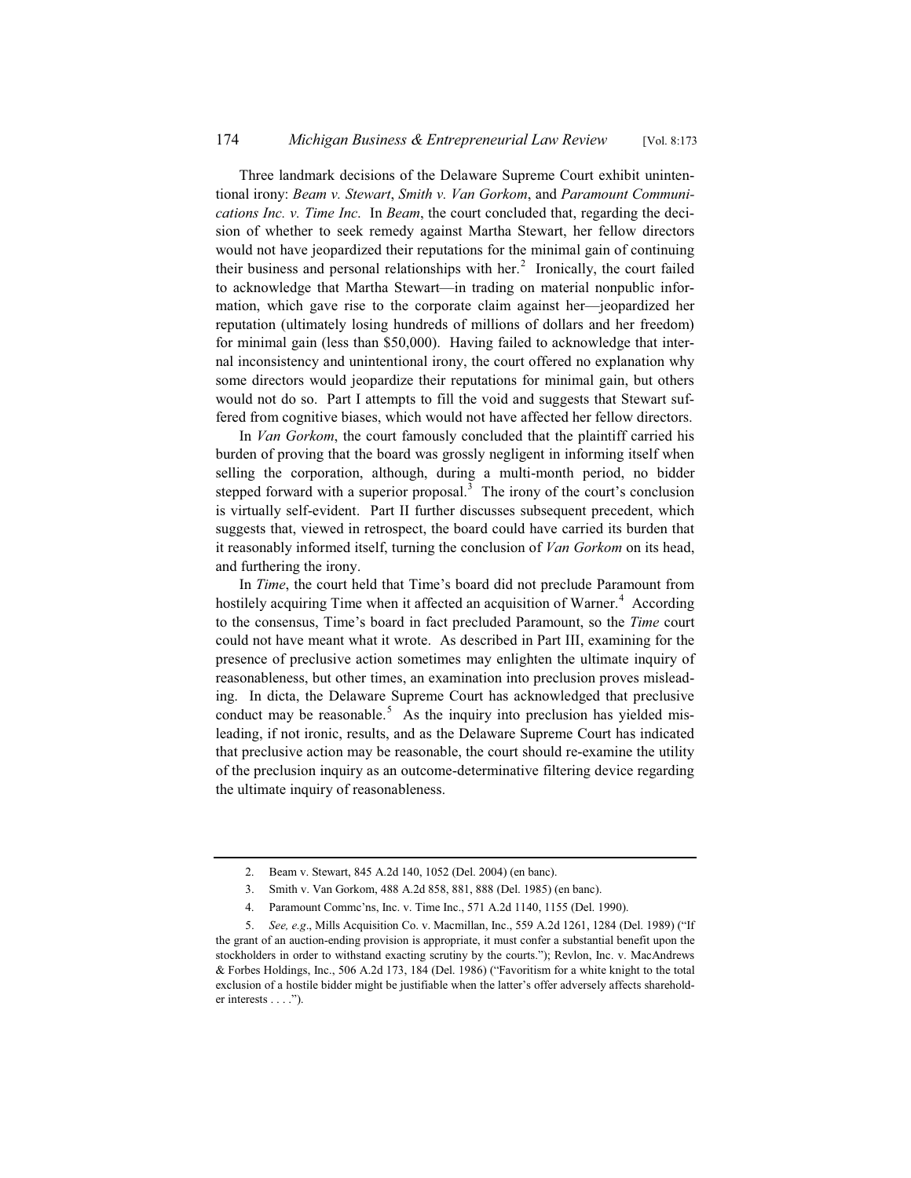Three landmark decisions of the Delaware Supreme Court exhibit unintentional irony: *Beam v. Stewart*, *Smith v. Van Gorkom*, and *Paramount Communications Inc. v. Time Inc*. In *Beam*, the court concluded that, regarding the decision of whether to seek remedy against Martha Stewart, her fellow directors would not have jeopardized their reputations for the minimal gain of continuing their business and personal relationships with her.[2] Ironically, the court failed to acknowledge that Martha Stewart—in trading on material nonpublic information, which gave rise to the corporate claim against her—jeopardized her reputation (ultimately losing hundreds of millions of dollars and her freedom) for minimal gain (less than $50,000). Having failed to acknowledge that internal inconsistency and unintentional irony, the court offered no explanation why some directors would jeopardize their reputations for minimal gain, but others would not do so. Part I attempts to fill the void and suggests that Stewart suffered from cognitive biases, which would not have affected her fellow directors.

In *Van Gorkom*, the court famously concluded that the plaintiff carried his burden of proving that the board was grossly negligent in informing itself when selling the corporation, although, during a multi-month period, no bidder stepped forward with a superior proposal.[3] The irony of the court's conclusion is virtually self-evident. Part II further discusses subsequent precedent, which suggests that, viewed in retrospect, the board could have carried its burden that it reasonably informed itself, turning the conclusion of *Van Gorkom* on its head, and furthering the irony.

In *Time*, the court held that Time's board did not preclude Paramount from hostilely acquiring Time when it affected an acquisition of Warner.[4] According to the consensus, Time's board in fact precluded Paramount, so the *Time* court could not have meant what it wrote. As described in Part III, examining for the presence of preclusive action sometimes may enlighten the ultimate inquiry of reasonableness, but other times, an examination into preclusion proves misleading. In dicta, the Delaware Supreme Court has acknowledged that preclusive conduct may be reasonable.[5] As the inquiry into preclusion has yielded misleading, if not ironic, results, and as the Delaware Supreme Court has indicated that preclusive action may be reasonable, the court should re-examine the utility of the preclusion inquiry as an outcome-determinative filtering device regarding the ultimate inquiry of reasonableness.

---

2. Beam v. Stewart, 845 A.2d 140, 1052 (Del. 2004) (en banc).

3. Smith v. Van Gorkom, 488 A.2d 858, 881, 888 (Del. 1985) (en banc).

4. Paramount Commc'ns, Inc. v. Time Inc., 571 A.2d 1140, 1155 (Del. 1990).

5. *See, e.g*., Mills Acquisition Co. v. Macmillan, Inc., 559 A.2d 1261, 1284 (Del. 1989) ("If the grant of an auction-ending provision is appropriate, it must confer a substantial benefit upon the stockholders in order to withstand exacting scrutiny by the courts."); Revlon, Inc. v. MacAndrews & Forbes Holdings, Inc., 506 A.2d 173, 184 (Del. 1986) ("Favoritism for a white knight to the total exclusion of a hostile bidder might be justifiable when the latter's offer adversely affects shareholder interests . . . .").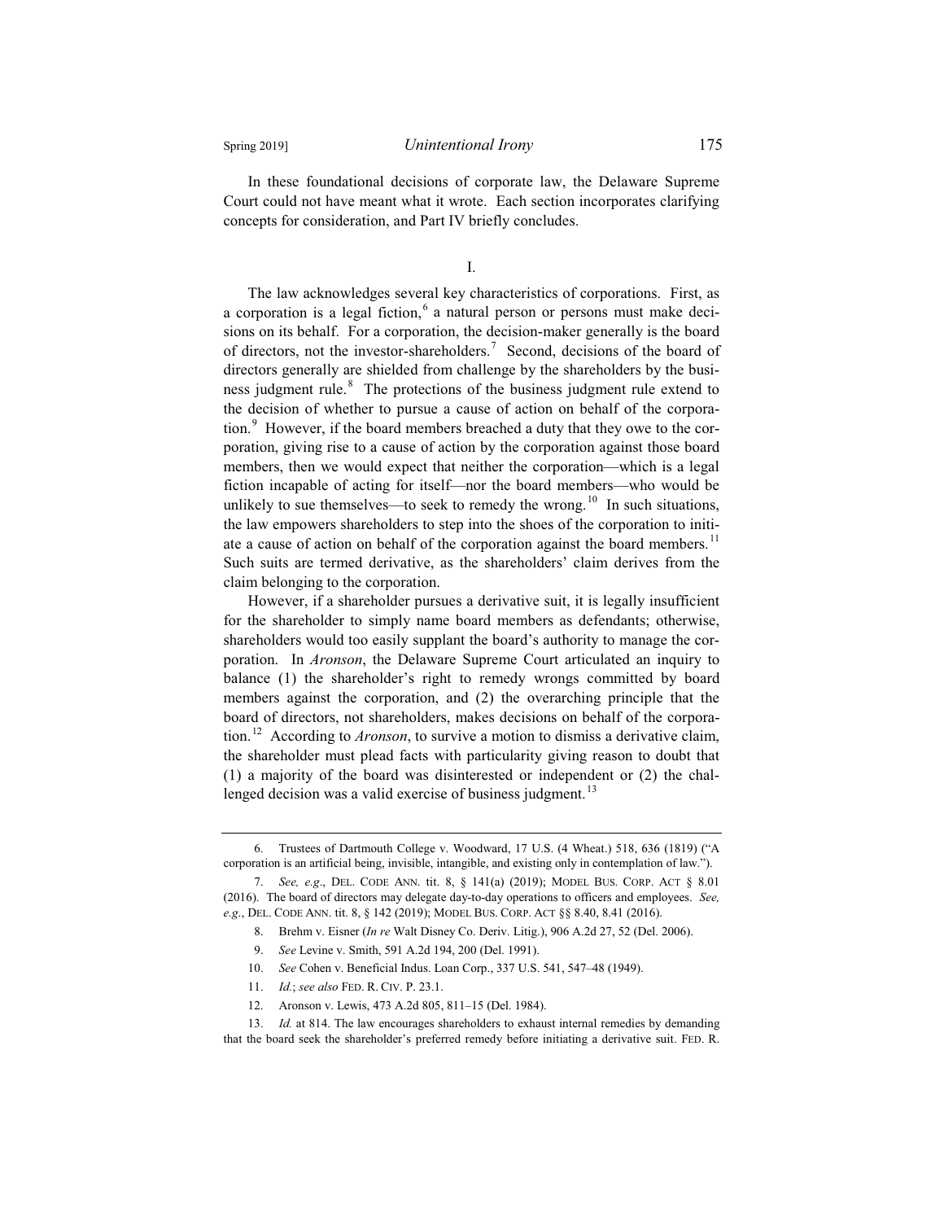In these foundational decisions of corporate law, the Delaware Supreme Court could not have meant what it wrote. Each section incorporates clarifying concepts for consideration, and Part IV briefly concludes.

## I.

The law acknowledges several key characteristics of corporations. First, as a corporation is a legal fiction,[6] a natural person or persons must make decisions on its behalf. For a corporation, the decision-maker generally is the board of directors, not the investor-shareholders.[7] Second, decisions of the board of directors generally are shielded from challenge by the shareholders by the business judgment rule.[8] The protections of the business judgment rule extend to the decision of whether to pursue a cause of action on behalf of the corporation.[9] However, if the board members breached a duty that they owe to the corporation, giving rise to a cause of action by the corporation against those board members, then we would expect that neither the corporation—which is a legal fiction incapable of acting for itself—nor the board members—who would be unlikely to sue themselves—to seek to remedy the wrong.[10] In such situations, the law empowers shareholders to step into the shoes of the corporation to initiate a cause of action on behalf of the corporation against the board members.[11] Such suits are termed derivative, as the shareholders' claim derives from the claim belonging to the corporation.

However, if a shareholder pursues a derivative suit, it is legally insufficient for the shareholder to simply name board members as defendants; otherwise, shareholders would too easily supplant the board's authority to manage the corporation. In *Aronson*, the Delaware Supreme Court articulated an inquiry to balance (1) the shareholder's right to remedy wrongs committed by board members against the corporation, and (2) the overarching principle that the board of directors, not shareholders, makes decisions on behalf of the corporation.[12] According to *Aronson*, to survive a motion to dismiss a derivative claim, the shareholder must plead facts with particularity giving reason to doubt that (1) a majority of the board was disinterested or independent or (2) the challenged decision was a valid exercise of business judgment.[13]

---

6. Trustees of Dartmouth College v. Woodward, 17 U.S. (4 Wheat.) 518, 636 (1819) ("A corporation is an artificial being, invisible, intangible, and existing only in contemplation of law.").

7. *See, e.g.*, DEL. CODE ANN. tit. 8, § 141(a) (2019); MODEL BUS. CORP. ACT § 8.01 (2016). The board of directors may delegate day-to-day operations to officers and employees. *See, e.g.*, DEL. CODE ANN. tit. 8, § 142 (2019); MODEL BUS. CORP. ACT §§ 8.40, 8.41 (2016).

8. Brehm v. Eisner (*In re* Walt Disney Co. Deriv. Litig.), 906 A.2d 27, 52 (Del. 2006).

9. *See* Levine v. Smith, 591 A.2d 194, 200 (Del. 1991).

10. *See* Cohen v. Beneficial Indus. Loan Corp., 337 U.S. 541, 547–48 (1949).

11. *Id.*; *see also* FED. R. CIV. P. 23.1.

12. Aronson v. Lewis, 473 A.2d 805, 811–15 (Del. 1984).

13. *Id.* at 814. The law encourages shareholders to exhaust internal remedies by demanding that the board seek the shareholder's preferred remedy before initiating a derivative suit. FED. R.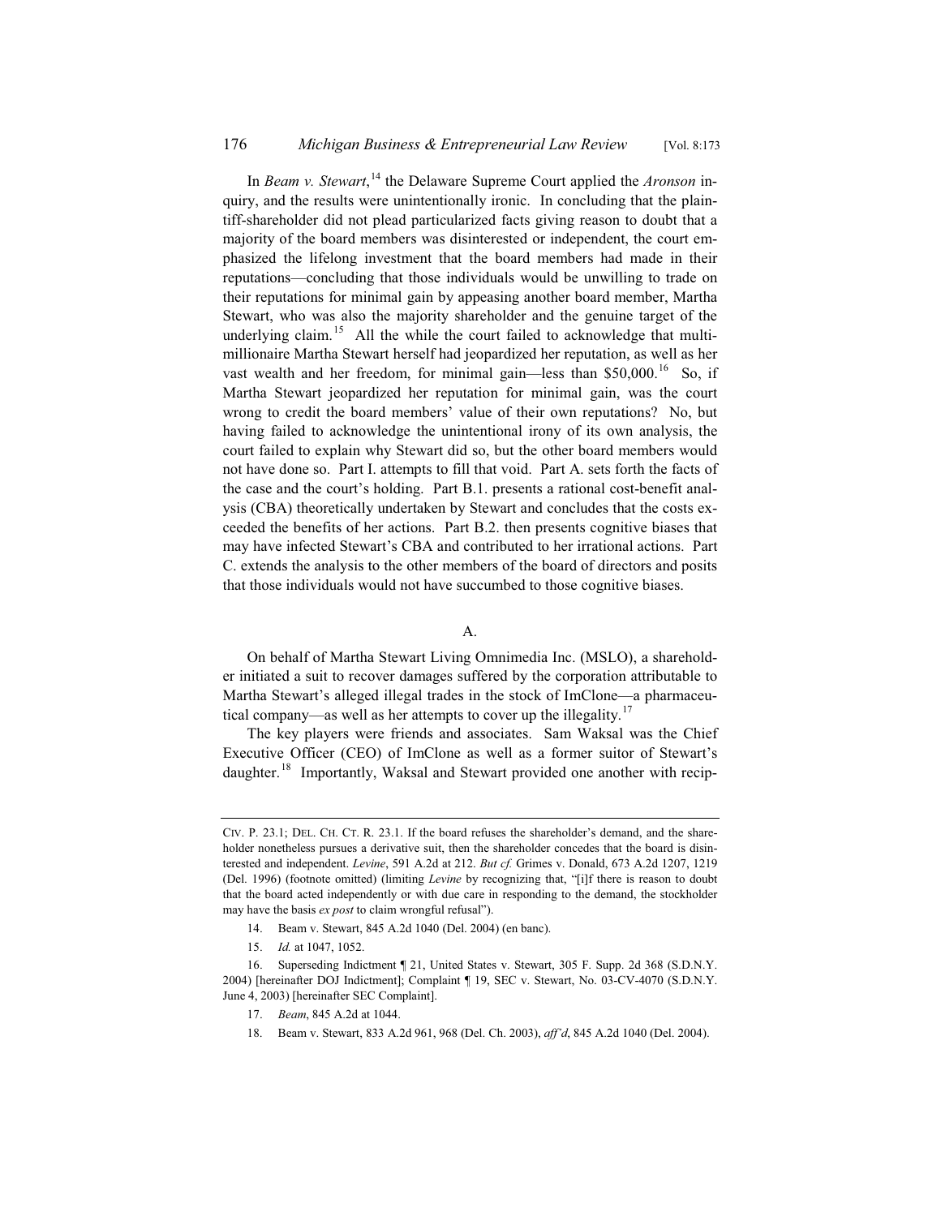In *Beam v. Stewart*,[14] the Delaware Supreme Court applied the *Aronson* inquiry, and the results were unintentionally ironic. In concluding that the plaintiff-shareholder did not plead particularized facts giving reason to doubt that a majority of the board members was disinterested or independent, the court emphasized the lifelong investment that the board members had made in their reputations—concluding that those individuals would be unwilling to trade on their reputations for minimal gain by appeasing another board member, Martha Stewart, who was also the majority shareholder and the genuine target of the underlying claim.[15] All the while the court failed to acknowledge that multi-millionaire Martha Stewart herself had jeopardized her reputation, as well as her vast wealth and her freedom, for minimal gain—less than $50,000.[16] So, if Martha Stewart jeopardized her reputation for minimal gain, was the court wrong to credit the board members' value of their own reputations? No, but having failed to acknowledge the unintentional irony of its own analysis, the court failed to explain why Stewart did so, but the other board members would not have done so. Part I. attempts to fill that void. Part A. sets forth the facts of the case and the court's holding. Part B.1. presents a rational cost-benefit analysis (CBA) theoretically undertaken by Stewart and concludes that the costs exceeded the benefits of her actions. Part B.2. then presents cognitive biases that may have infected Stewart's CBA and contributed to her irrational actions. Part C. extends the analysis to the other members of the board of directors and posits that those individuals would not have succumbed to those cognitive biases.

## A.

On behalf of Martha Stewart Living Omnimedia Inc. (MSLO), a shareholder initiated a suit to recover damages suffered by the corporation attributable to Martha Stewart's alleged illegal trades in the stock of ImClone—a pharmaceutical company—as well as her attempts to cover up the illegality.[17]

The key players were friends and associates. Sam Waksal was the Chief Executive Officer (CEO) of ImClone as well as a former suitor of Stewart's daughter.[18] Importantly, Waksal and Stewart provided one another with recip-

---

CIV. P. 23.1; DEL. CH. CT. R. 23.1. If the board refuses the shareholder's demand, and the shareholder nonetheless pursues a derivative suit, then the shareholder concedes that the board is disinterested and independent. *Levine*, 591 A.2d at 212. *But cf.* Grimes v. Donald, 673 A.2d 1207, 1219 (Del. 1996) (footnote omitted) (limiting *Levine* by recognizing that, "[i]f there is reason to doubt that the board acted independently or with due care in responding to the demand, the stockholder may have the basis *ex post* to claim wrongful refusal").

14. Beam v. Stewart, 845 A.2d 1040 (Del. 2004) (en banc).

15. *Id.* at 1047, 1052.

16. Superseding Indictment ¶ 21, United States v. Stewart, 305 F. Supp. 2d 368 (S.D.N.Y. 2004) [hereinafter DOJ Indictment]; Complaint ¶ 19, SEC v. Stewart, No. 03-CV-4070 (S.D.N.Y. June 4, 2003) [hereinafter SEC Complaint].

17. *Beam*, 845 A.2d at 1044.

18. Beam v. Stewart, 833 A.2d 961, 968 (Del. Ch. 2003), *aff'd*, 845 A.2d 1040 (Del. 2004).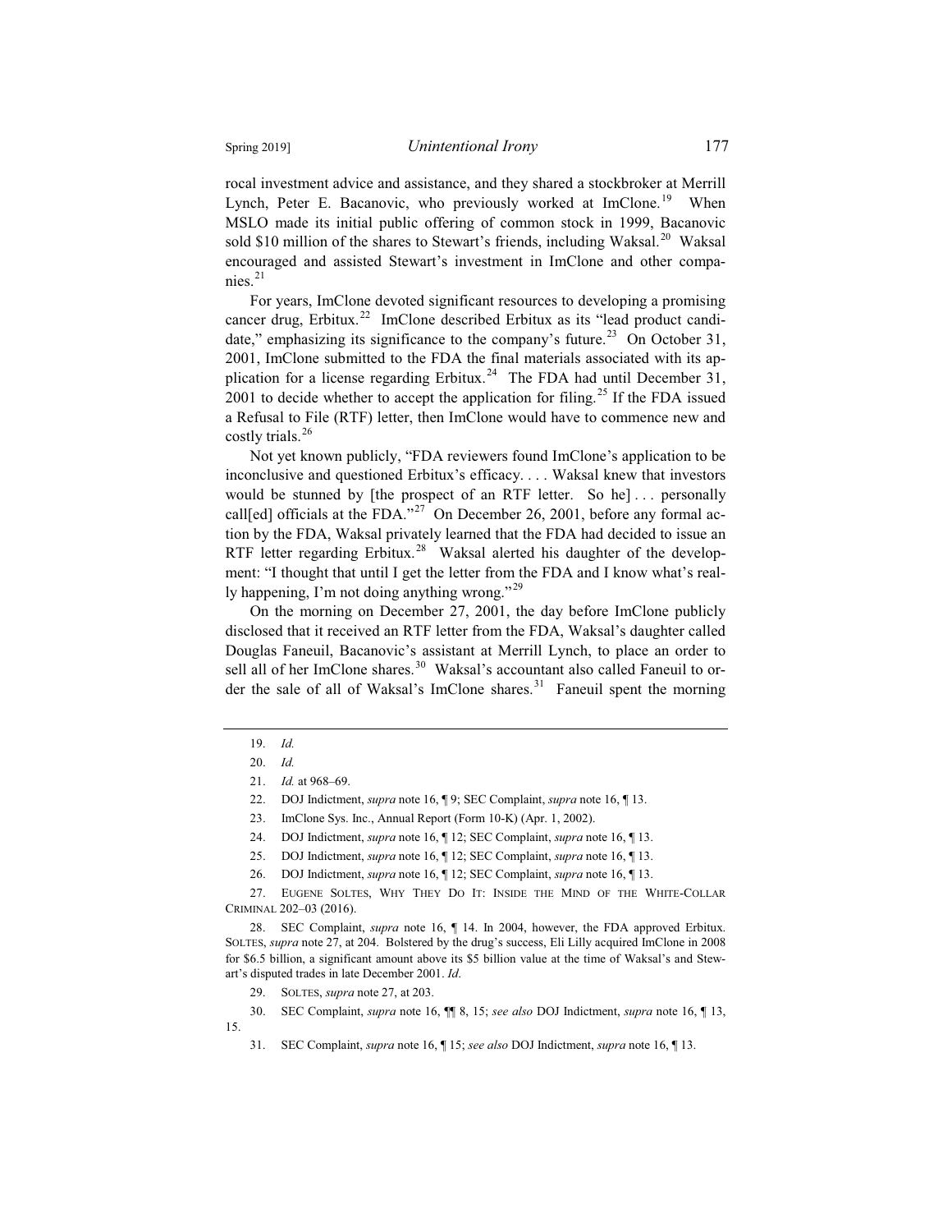rocal investment advice and assistance, and they shared a stockbroker at Merrill Lynch, Peter E. Bacanovic, who previously worked at ImClone.[19] When MSLO made its initial public offering of common stock in 1999, Bacanovic sold $10 million of the shares to Stewart's friends, including Waksal.[20] Waksal encouraged and assisted Stewart's investment in ImClone and other companies.[21]

For years, ImClone devoted significant resources to developing a promising cancer drug, Erbitux.[22] ImClone described Erbitux as its "lead product candidate," emphasizing its significance to the company's future.[23] On October 31, 2001, ImClone submitted to the FDA the final materials associated with its application for a license regarding Erbitux.[24] The FDA had until December 31, 2001 to decide whether to accept the application for filing.[25] If the FDA issued a Refusal to File (RTF) letter, then ImClone would have to commence new and costly trials.[26]

Not yet known publicly, "FDA reviewers found ImClone's application to be inconclusive and questioned Erbitux's efficacy. . . . Waksal knew that investors would be stunned by [the prospect of an RTF letter. So he] . . . personally call[ed] officials at the FDA."[27] On December 26, 2001, before any formal action by the FDA, Waksal privately learned that the FDA had decided to issue an RTF letter regarding Erbitux.[28] Waksal alerted his daughter of the development: "I thought that until I get the letter from the FDA and I know what's really happening, I'm not doing anything wrong."[29]

On the morning on December 27, 2001, the day before ImClone publicly disclosed that it received an RTF letter from the FDA, Waksal's daughter called Douglas Faneuil, Bacanovic's assistant at Merrill Lynch, to place an order to sell all of her ImClone shares.[30] Waksal's accountant also called Faneuil to order the sale of all of Waksal's ImClone shares.[31] Faneuil spent the morning

---

19. *Id.*

20. *Id.*

21. *Id.* at 968–69.

22. DOJ Indictment, *supra* note 16, ¶ 9; SEC Complaint, *supra* note 16, ¶ 13.

23. ImClone Sys. Inc., Annual Report (Form 10-K) (Apr. 1, 2002).

24. DOJ Indictment, *supra* note 16, ¶ 12; SEC Complaint, *supra* note 16, ¶ 13.

25. DOJ Indictment, *supra* note 16, ¶ 12; SEC Complaint, *supra* note 16, ¶ 13.

26. DOJ Indictment, *supra* note 16, ¶ 12; SEC Complaint, *supra* note 16, ¶ 13.

27. EUGENE SOLTES, WHY THEY DO IT: INSIDE THE MIND OF THE WHITE-COLLAR CRIMINAL 202–03 (2016).

28. SEC Complaint, *supra* note 16, ¶ 14. In 2004, however, the FDA approved Erbitux. SOLTES, *supra* note 27, at 204. Bolstered by the drug's success, Eli Lilly acquired ImClone in 2008 for $6.5 billion, a significant amount above its $5 billion value at the time of Waksal's and Stewart's disputed trades in late December 2001. *Id*.

29. SOLTES, *supra* note 27, at 203.

30. SEC Complaint, *supra* note 16, ¶¶ 8, 15; *see also* DOJ Indictment, *supra* note 16, ¶ 13, 15.

31. SEC Complaint, *supra* note 16, ¶ 15; *see also* DOJ Indictment, *supra* note 16, ¶ 13.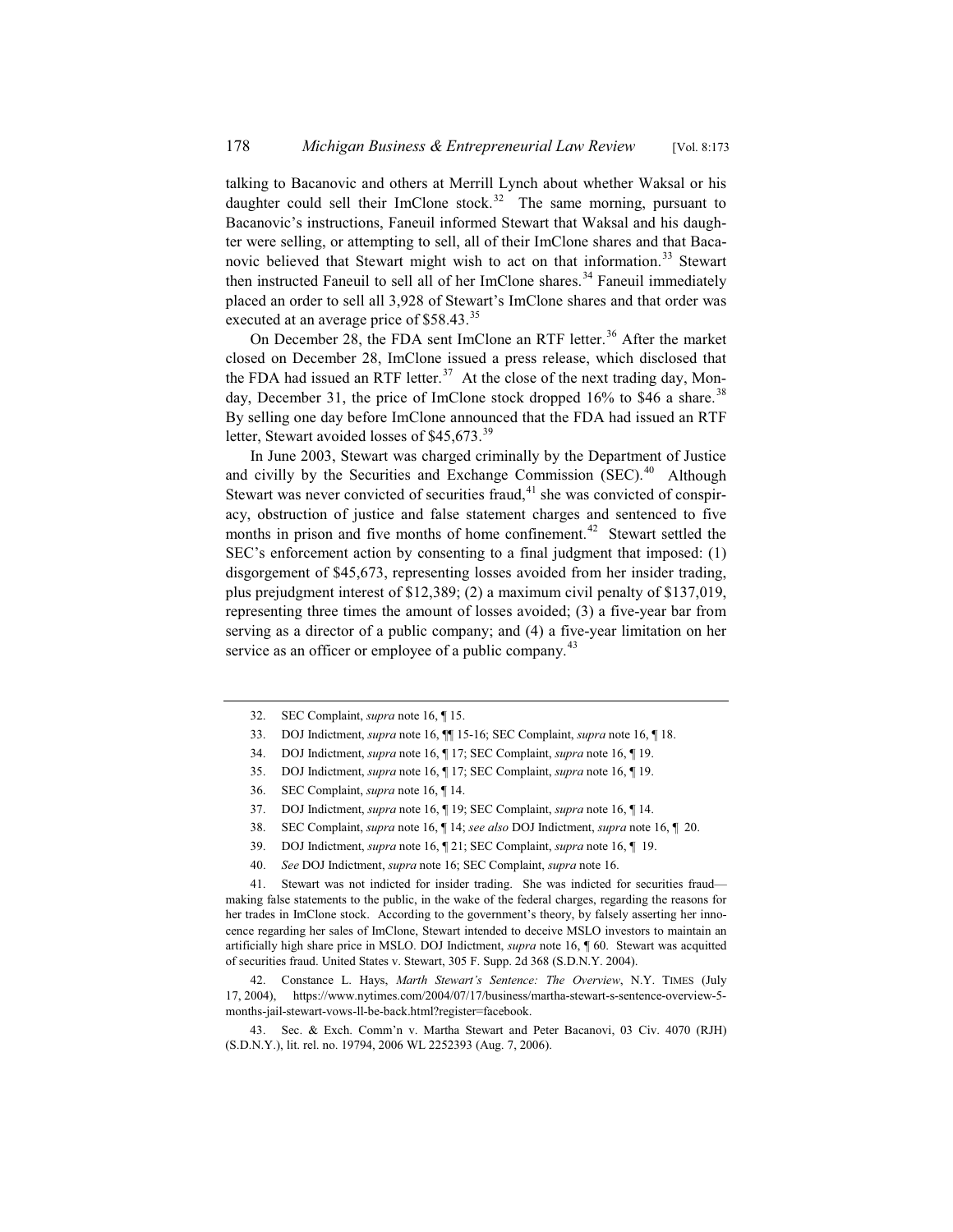talking to Bacanovic and others at Merrill Lynch about whether Waksal or his daughter could sell their ImClone stock.[32] The same morning, pursuant to Bacanovic's instructions, Faneuil informed Stewart that Waksal and his daughter were selling, or attempting to sell, all of their ImClone shares and that Bacanovic believed that Stewart might wish to act on that information.[33] Stewart then instructed Faneuil to sell all of her ImClone shares.[34] Faneuil immediately placed an order to sell all 3,928 of Stewart's ImClone shares and that order was executed at an average price of $58.43.[35]

On December 28, the FDA sent ImClone an RTF letter.[36] After the market closed on December 28, ImClone issued a press release, which disclosed that the FDA had issued an RTF letter.[37] At the close of the next trading day, Monday, December 31, the price of ImClone stock dropped 16% to $46 a share.[38] By selling one day before ImClone announced that the FDA had issued an RTF letter, Stewart avoided losses of $45,673.[39]

In June 2003, Stewart was charged criminally by the Department of Justice and civilly by the Securities and Exchange Commission (SEC).[40] Although Stewart was never convicted of securities fraud,[41] she was convicted of conspiracy, obstruction of justice and false statement charges and sentenced to five months in prison and five months of home confinement.[42] Stewart settled the SEC's enforcement action by consenting to a final judgment that imposed: (1) disgorgement of $45,673, representing losses avoided from her insider trading, plus prejudgment interest of $12,389; (2) a maximum civil penalty of $137,019, representing three times the amount of losses avoided; (3) a five-year bar from serving as a director of a public company; and (4) a five-year limitation on her service as an officer or employee of a public company.[43]

---

32. SEC Complaint, *supra* note 16, ¶ 15.

33. DOJ Indictment, *supra* note 16, ¶¶ 15-16; SEC Complaint, *supra* note 16, ¶ 18.

34. DOJ Indictment, *supra* note 16, ¶ 17; SEC Complaint, *supra* note 16, ¶ 19.

35. DOJ Indictment, *supra* note 16, ¶ 17; SEC Complaint, *supra* note 16, ¶ 19.

36. SEC Complaint, *supra* note 16, ¶ 14.

37. DOJ Indictment, *supra* note 16, ¶ 19; SEC Complaint, *supra* note 16, ¶ 14.

38. SEC Complaint, *supra* note 16, ¶ 14; *see also* DOJ Indictment, *supra* note 16, ¶ 20.

39. DOJ Indictment, *supra* note 16, ¶ 21; SEC Complaint, *supra* note 16, ¶ 19.

40. *See* DOJ Indictment, *supra* note 16; SEC Complaint, *supra* note 16.

41. Stewart was not indicted for insider trading. She was indicted for securities fraud—making false statements to the public, in the wake of the federal charges, regarding the reasons for her trades in ImClone stock. According to the government's theory, by falsely asserting her innocence regarding her sales of ImClone, Stewart intended to deceive MSLO investors to maintain an artificially high share price in MSLO. DOJ Indictment, *supra* note 16, ¶ 60. Stewart was acquitted of securities fraud. United States v. Stewart, 305 F. Supp. 2d 368 (S.D.N.Y. 2004).

42. Constance L. Hays, *Marth Stewart's Sentence: The Overview*, N.Y. TIMES (July 17, 2004), https://www.nytimes.com/2004/07/17/business/martha-stewart-s-sentence-overview-5-months-jail-stewart-vows-ll-be-back.html?register=facebook.

43. Sec. & Exch. Comm'n v. Martha Stewart and Peter Bacanovi, 03 Civ. 4070 (RJH) (S.D.N.Y.), lit. rel. no. 19794, 2006 WL 2252393 (Aug. 7, 2006).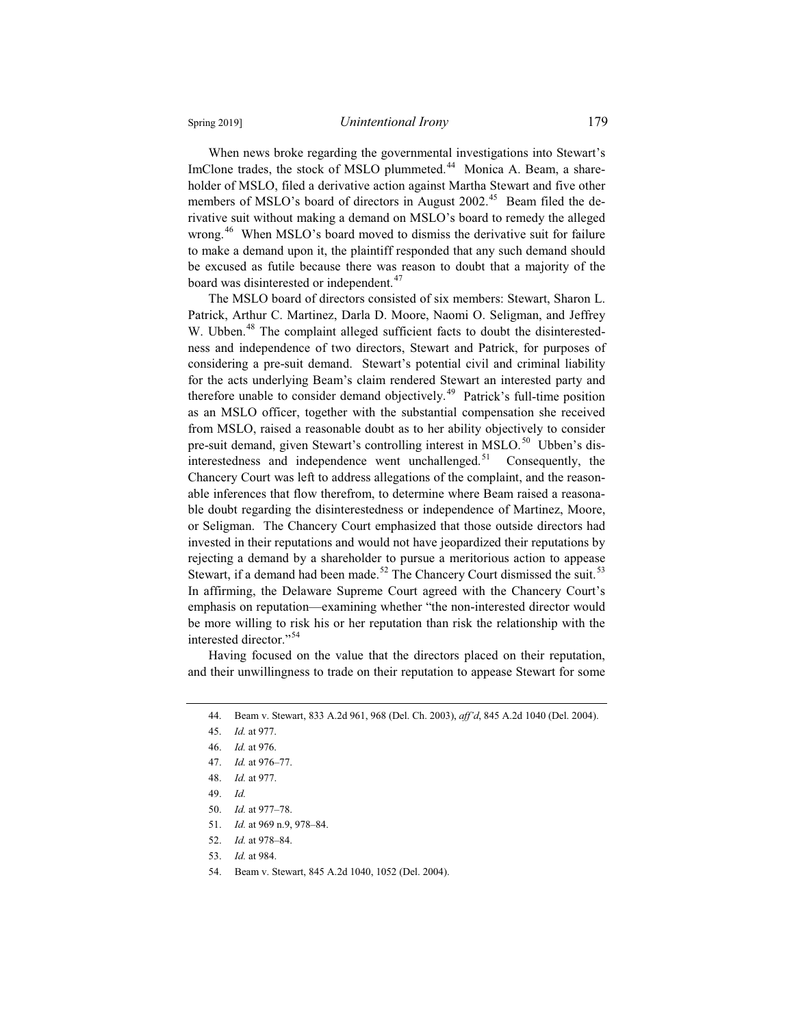When news broke regarding the governmental investigations into Stewart's ImClone trades, the stock of MSLO plummeted.[44] Monica A. Beam, a shareholder of MSLO, filed a derivative action against Martha Stewart and five other members of MSLO's board of directors in August 2002.[45] Beam filed the derivative suit without making a demand on MSLO's board to remedy the alleged wrong.[46] When MSLO's board moved to dismiss the derivative suit for failure to make a demand upon it, the plaintiff responded that any such demand should be excused as futile because there was reason to doubt that a majority of the board was disinterested or independent.[47]

The MSLO board of directors consisted of six members: Stewart, Sharon L. Patrick, Arthur C. Martinez, Darla D. Moore, Naomi O. Seligman, and Jeffrey W. Ubben.[48] The complaint alleged sufficient facts to doubt the disinterestedness and independence of two directors, Stewart and Patrick, for purposes of considering a pre-suit demand. Stewart's potential civil and criminal liability for the acts underlying Beam's claim rendered Stewart an interested party and therefore unable to consider demand objectively.[49] Patrick's full-time position as an MSLO officer, together with the substantial compensation she received from MSLO, raised a reasonable doubt as to her ability objectively to consider pre-suit demand, given Stewart's controlling interest in MSLO.[50] Ubben's disinterestedness and independence went unchallenged.[51] Consequently, the Chancery Court was left to address allegations of the complaint, and the reasonable inferences that flow therefrom, to determine where Beam raised a reasonable doubt regarding the disinterestedness or independence of Martinez, Moore, or Seligman. The Chancery Court emphasized that those outside directors had invested in their reputations and would not have jeopardized their reputations by rejecting a demand by a shareholder to pursue a meritorious action to appease Stewart, if a demand had been made.[52] The Chancery Court dismissed the suit.[53] In affirming, the Delaware Supreme Court agreed with the Chancery Court's emphasis on reputation—examining whether "the non-interested director would be more willing to risk his or her reputation than risk the relationship with the interested director."[54]

Having focused on the value that the directors placed on their reputation, and their unwillingness to trade on their reputation to appease Stewart for some

---

44. Beam v. Stewart, 833 A.2d 961, 968 (Del. Ch. 2003), *aff'd*, 845 A.2d 1040 (Del. 2004).

45. *Id.* at 977.

46. *Id.* at 976.

47. *Id.* at 976–77.

48. *Id.* at 977.

49. *Id.*

50. *Id.* at 977–78.

51. *Id.* at 969 n.9, 978–84.

52. *Id.* at 978–84.

53. *Id.* at 984.

54. Beam v. Stewart, 845 A.2d 1040, 1052 (Del. 2004).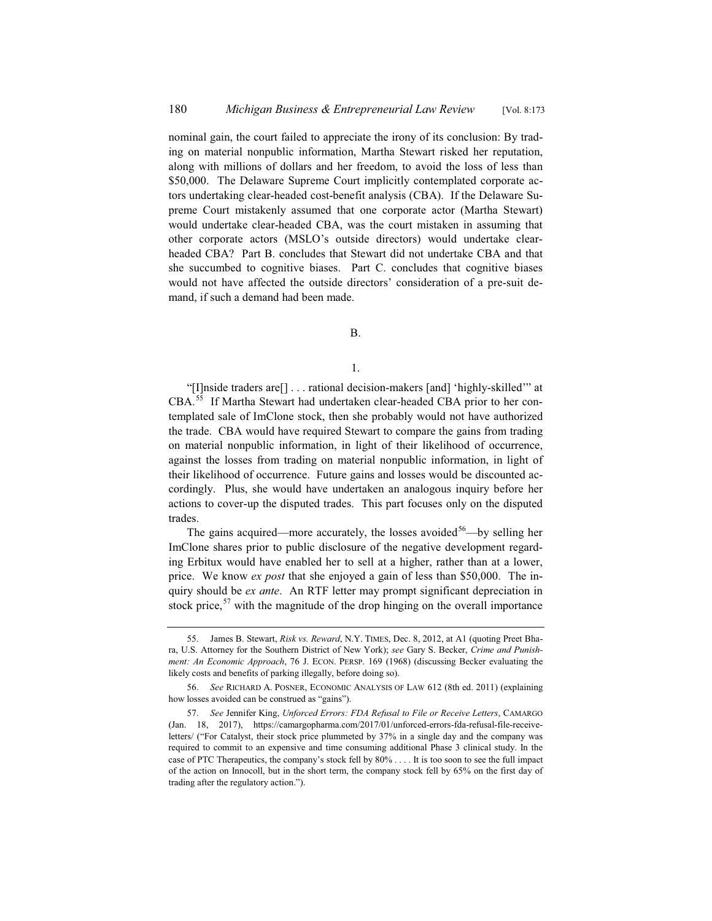nominal gain, the court failed to appreciate the irony of its conclusion: By trading on material nonpublic information, Martha Stewart risked her reputation, along with millions of dollars and her freedom, to avoid the loss of less than $50,000. The Delaware Supreme Court implicitly contemplated corporate actors undertaking clear-headed cost-benefit analysis (CBA). If the Delaware Supreme Court mistakenly assumed that one corporate actor (Martha Stewart) would undertake clear-headed CBA, was the court mistaken in assuming that other corporate actors (MSLO's outside directors) would undertake clear-headed CBA? Part B. concludes that Stewart did not undertake CBA and that she succumbed to cognitive biases. Part C. concludes that cognitive biases would not have affected the outside directors' consideration of a pre-suit demand, if such a demand had been made.

## B.

### 1.

"[I]nside traders are[] . . . rational decision-makers [and] 'highly-skilled'" at CBA.[55] If Martha Stewart had undertaken clear-headed CBA prior to her contemplated sale of ImClone stock, then she probably would not have authorized the trade. CBA would have required Stewart to compare the gains from trading on material nonpublic information, in light of their likelihood of occurrence, against the losses from trading on material nonpublic information, in light of their likelihood of occurrence. Future gains and losses would be discounted accordingly. Plus, she would have undertaken an analogous inquiry before her actions to cover-up the disputed trades. This part focuses only on the disputed trades.

The gains acquired—more accurately, the losses avoided[56]—by selling her ImClone shares prior to public disclosure of the negative development regarding Erbitux would have enabled her to sell at a higher, rather than at a lower, price. We know *ex post* that she enjoyed a gain of less than $50,000. The inquiry should be *ex ante*. An RTF letter may prompt significant depreciation in stock price,[57] with the magnitude of the drop hinging on the overall importance

---

55. James B. Stewart, *Risk vs. Reward*, N.Y. TIMES, Dec. 8, 2012, at A1 (quoting Preet Bharara, U.S. Attorney for the Southern District of New York); *see* Gary S. Becker, *Crime and Punishment: An Economic Approach*, 76 J. ECON. PERSP. 169 (1968) (discussing Becker evaluating the likely costs and benefits of parking illegally, before doing so).

56. *See* RICHARD A. POSNER, ECONOMIC ANALYSIS OF LAW 612 (8th ed. 2011) (explaining how losses avoided can be construed as "gains").

57. *See* Jennifer King, *Unforced Errors: FDA Refusal to File or Receive Letters*, CAMARGO (Jan. 18, 2017), https://camargopharma.com/2017/01/unforced-errors-fda-refusal-file-receive-letters/ ("For Catalyst, their stock price plummeted by 37% in a single day and the company was required to commit to an expensive and time consuming additional Phase 3 clinical study. In the case of PTC Therapeutics, the company's stock fell by 80% . . . . It is too soon to see the full impact of the action on Innocoll, but in the short term, the company stock fell by 65% on the first day of trading after the regulatory action.").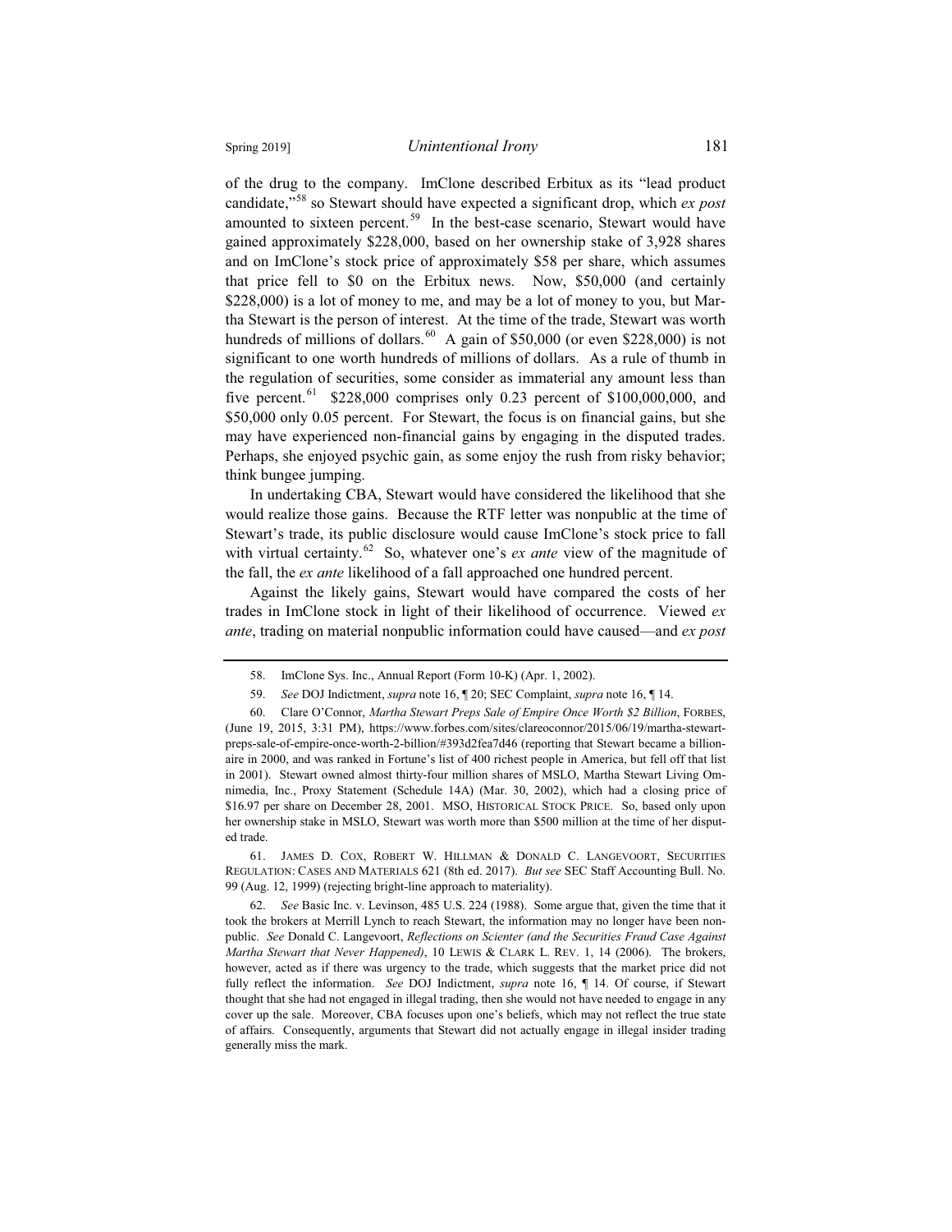of the drug to the company. ImClone described Erbitux as its "lead product candidate,"[58] so Stewart should have expected a significant drop, which *ex post* amounted to sixteen percent.[59] In the best-case scenario, Stewart would have gained approximately $228,000, based on her ownership stake of 3,928 shares and on ImClone's stock price of approximately $58 per share, which assumes that price fell to $0 on the Erbitux news. Now, $50,000 (and certainly $228,000) is a lot of money to me, and may be a lot of money to you, but Martha Stewart is the person of interest. At the time of the trade, Stewart was worth hundreds of millions of dollars.[60] A gain of $50,000 (or even $228,000) is not significant to one worth hundreds of millions of dollars. As a rule of thumb in the regulation of securities, some consider as immaterial any amount less than five percent.[61] $228,000 comprises only 0.23 percent of $100,000,000, and $50,000 only 0.05 percent. For Stewart, the focus is on financial gains, but she may have experienced non-financial gains by engaging in the disputed trades. Perhaps, she enjoyed psychic gain, as some enjoy the rush from risky behavior; think bungee jumping.

In undertaking CBA, Stewart would have considered the likelihood that she would realize those gains. Because the RTF letter was nonpublic at the time of Stewart's trade, its public disclosure would cause ImClone's stock price to fall with virtual certainty.[62] So, whatever one's *ex ante* view of the magnitude of the fall, the *ex ante* likelihood of a fall approached one hundred percent.

Against the likely gains, Stewart would have compared the costs of her trades in ImClone stock in light of their likelihood of occurrence. Viewed *ex ante*, trading on material nonpublic information could have caused—and *ex post*

---

58. ImClone Sys. Inc., Annual Report (Form 10-K) (Apr. 1, 2002).

59. *See* DOJ Indictment, *supra* note 16, ¶ 20; SEC Complaint, *supra* note 16, ¶ 14.

60. Clare O'Connor, *Martha Stewart Preps Sale of Empire Once Worth $2 Billion*, FORBES, (June 19, 2015, 3:31 PM), https://www.forbes.com/sites/clareoconnor/2015/06/19/martha-stewart-preps-sale-of-empire-once-worth-2-billion/#393d2fea7d46 (reporting that Stewart became a billionaire in 2000, and was ranked in Fortune's list of 400 richest people in America, but fell off that list in 2001). Stewart owned almost thirty-four million shares of MSLO, Martha Stewart Living Omnimedia, Inc., Proxy Statement (Schedule 14A) (Mar. 30, 2002), which had a closing price of $16.97 per share on December 28, 2001. MSO, HISTORICAL STOCK PRICE. So, based only upon her ownership stake in MSLO, Stewart was worth more than $500 million at the time of her disputed trade.

61. JAMES D. COX, ROBERT W. HILLMAN & DONALD C. LANGEVOORT, SECURITIES REGULATION: CASES AND MATERIALS 621 (8th ed. 2017). *But see* SEC Staff Accounting Bull. No. 99 (Aug. 12, 1999) (rejecting bright-line approach to materiality).

62. *See* Basic Inc. v. Levinson, 485 U.S. 224 (1988). Some argue that, given the time that it took the brokers at Merrill Lynch to reach Stewart, the information may no longer have been nonpublic. *See* Donald C. Langevoort, *Reflections on Scienter (and the Securities Fraud Case Against Martha Stewart that Never Happened)*, 10 LEWIS & CLARK L. REV. 1, 14 (2006). The brokers, however, acted as if there was urgency to the trade, which suggests that the market price did not fully reflect the information. *See* DOJ Indictment, *supra* note 16, ¶ 14. Of course, if Stewart thought that she had not engaged in illegal trading, then she would not have needed to engage in any cover up the sale. Moreover, CBA focuses upon one's beliefs, which may not reflect the true state of affairs. Consequently, arguments that Stewart did not actually engage in illegal insider trading generally miss the mark.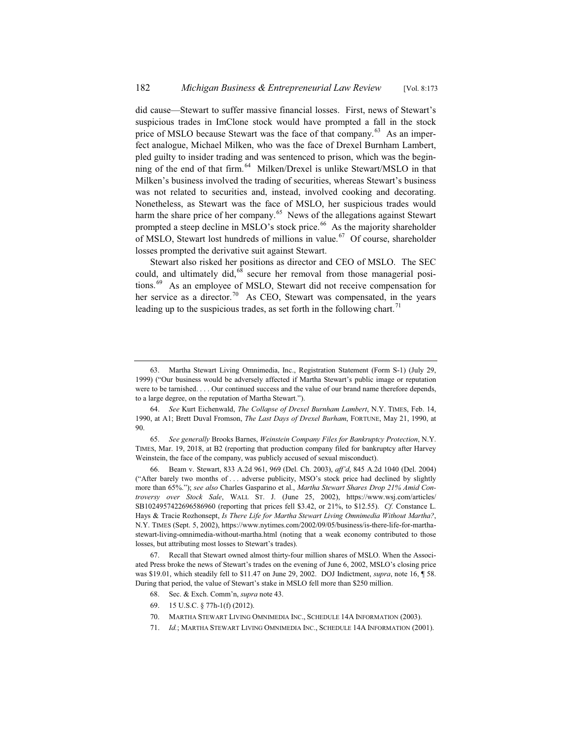did cause—Stewart to suffer massive financial losses. First, news of Stewart's suspicious trades in ImClone stock would have prompted a fall in the stock price of MSLO because Stewart was the face of that company.[63] As an imperfect analogue, Michael Milken, who was the face of Drexel Burnham Lambert, pled guilty to insider trading and was sentenced to prison, which was the beginning of the end of that firm.[64] Milken/Drexel is unlike Stewart/MSLO in that Milken's business involved the trading of securities, whereas Stewart's business was not related to securities and, instead, involved cooking and decorating. Nonetheless, as Stewart was the face of MSLO, her suspicious trades would harm the share price of her company.[65] News of the allegations against Stewart prompted a steep decline in MSLO's stock price.[66] As the majority shareholder of MSLO, Stewart lost hundreds of millions in value.[67] Of course, shareholder losses prompted the derivative suit against Stewart.

Stewart also risked her positions as director and CEO of MSLO. The SEC could, and ultimately did,[68] secure her removal from those managerial positions.[69] As an employee of MSLO, Stewart did not receive compensation for her service as a director.[70] As CEO, Stewart was compensated, in the years leading up to the suspicious trades, as set forth in the following chart.[71]

---

63. Martha Stewart Living Omnimedia, Inc., Registration Statement (Form S-1) (July 29, 1999) ("Our business would be adversely affected if Martha Stewart's public image or reputation were to be tarnished. . . . Our continued success and the value of our brand name therefore depends, to a large degree, on the reputation of Martha Stewart.").

64. *See* Kurt Eichenwald, *The Collapse of Drexel Burnham Lambert*, N.Y. TIMES, Feb. 14, 1990, at A1; Brett Duval Fromson, *The Last Days of Drexel Burham*, FORTUNE, May 21, 1990, at 90.

65. *See generally* Brooks Barnes, *Weinstein Company Files for Bankruptcy Protection*, N.Y. TIMES, Mar. 19, 2018, at B2 (reporting that production company filed for bankruptcy after Harvey Weinstein, the face of the company, was publicly accused of sexual misconduct).

66. Beam v. Stewart, 833 A.2d 961, 969 (Del. Ch. 2003), *aff'd*, 845 A.2d 1040 (Del. 2004) ("After barely two months of . . . adverse publicity, MSO's stock price had declined by slightly more than 65%."); *see also* Charles Gasparino et al., *Martha Stewart Shares Drop 21% Amid Controversy over Stock Sale*, WALL ST. J. (June 25, 2002), https://www.wsj.com/articles/SB1024957422696586960 (reporting that prices fell $3.42, or 21%, to $12.55). *Cf.* Constance L. Hays & Tracie Rozhonsept, *Is There Life for Martha Stewart Living Omnimedia Without Martha?*, N.Y. TIMES (Sept. 5, 2002), https://www.nytimes.com/2002/09/05/business/is-there-life-for-martha-stewart-living-omnimedia-without-martha.html (noting that a weak economy contributed to those losses, but attributing most losses to Stewart's trades).

67. Recall that Stewart owned almost thirty-four million shares of MSLO. When the Associated Press broke the news of Stewart's trades on the evening of June 6, 2002, MSLO's closing price was $19.01, which steadily fell to $11.47 on June 29, 2002. DOJ Indictment, *supra*, note 16, ¶ 58. During that period, the value of Stewart's stake in MSLO fell more than $250 million.

68. Sec. & Exch. Comm'n, *supra* note 43.

69. 15 U.S.C. § 77h-1(f) (2012).

70. MARTHA STEWART LIVING OMNIMEDIA INC., SCHEDULE 14A INFORMATION (2003).

71. *Id.*; MARTHA STEWART LIVING OMNIMEDIA INC., SCHEDULE 14A INFORMATION (2001).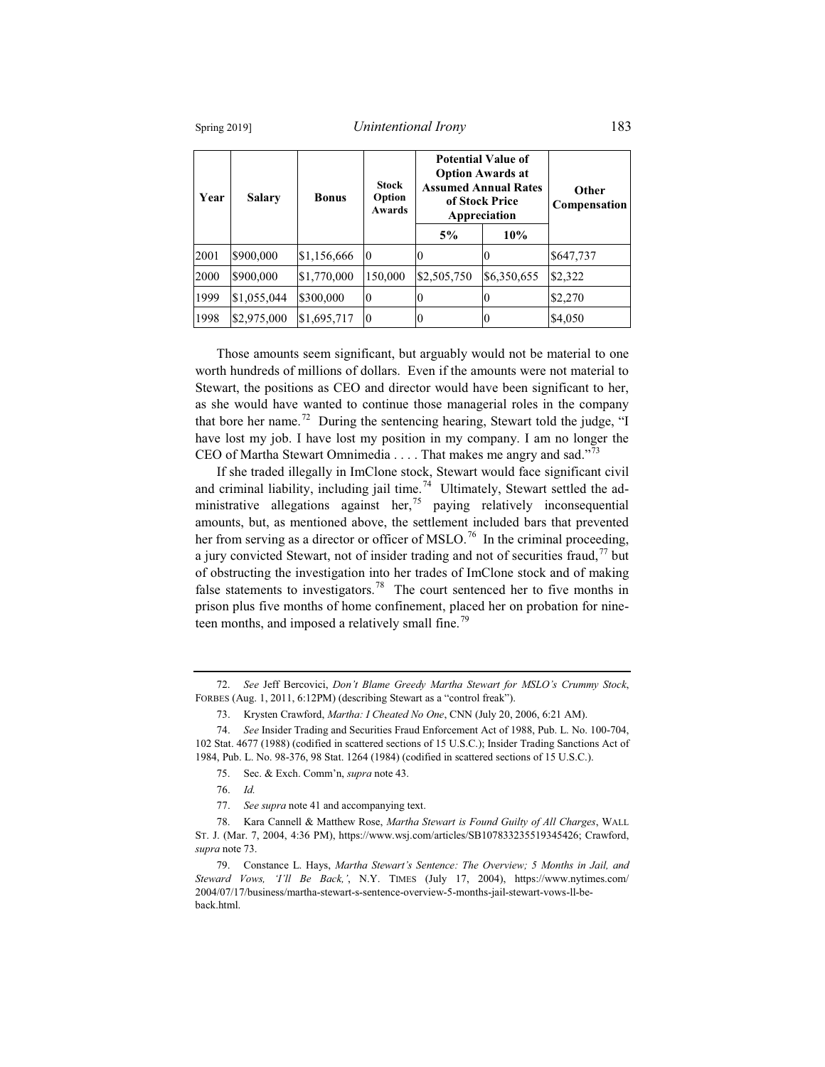| Year | Salary | Bonus | Stock Option Awards | Potential Value of Option Awards at Assumed Annual Rates of Stock Price Appreciation | | Other Compensation |
|---|---|---|---|---|---|---|
| | | | | 5% | 10% | |
| 2001 | $900,000 | $1,156,666 | 0 | 0 | 0 | $647,737 |
| 2000 | $900,000 | $1,770,000 | 150,000 | $2,505,750 | $6,350,655 | $2,322 |
| 1999 | $1,055,044 | $300,000 | 0 | 0 | 0 | $2,270 |
| 1998 | $2,975,000 | $1,695,717 | 0 | 0 | 0 | $4,050 |

Those amounts seem significant, but arguably would not be material to one worth hundreds of millions of dollars. Even if the amounts were not material to Stewart, the positions as CEO and director would have been significant to her, as she would have wanted to continue those managerial roles in the company that bore her name.[72] During the sentencing hearing, Stewart told the judge, "I have lost my job. I have lost my position in my company. I am no longer the CEO of Martha Stewart Omnimedia . . . . That makes me angry and sad."[73]

If she traded illegally in ImClone stock, Stewart would face significant civil and criminal liability, including jail time.[74] Ultimately, Stewart settled the administrative allegations against her,[75] paying relatively inconsequential amounts, but, as mentioned above, the settlement included bars that prevented her from serving as a director or officer of MSLO.[76] In the criminal proceeding, a jury convicted Stewart, not of insider trading and not of securities fraud,[77] but of obstructing the investigation into her trades of ImClone stock and of making false statements to investigators.[78] The court sentenced her to five months in prison plus five months of home confinement, placed her on probation for nineteen months, and imposed a relatively small fine.[79]

72. *See* Jeff Bercovici, *Don't Blame Greedy Martha Stewart for MSLO's Crummy Stock*, FORBES (Aug. 1, 2011, 6:12PM) (describing Stewart as a "control freak").

73. Krysten Crawford, *Martha: I Cheated No One*, CNN (July 20, 2006, 6:21 AM).

74. *See* Insider Trading and Securities Fraud Enforcement Act of 1988, Pub. L. No. 100-704, 102 Stat. 4677 (1988) (codified in scattered sections of 15 U.S.C.); Insider Trading Sanctions Act of 1984, Pub. L. No. 98-376, 98 Stat. 1264 (1984) (codified in scattered sections of 15 U.S.C.).

75. Sec. & Exch. Comm'n, *supra* note 43.

76. *Id.*

77. *See supra* note 41 and accompanying text.

78. Kara Cannell & Matthew Rose, *Martha Stewart is Found Guilty of All Charges*, WALL ST. J. (Mar. 7, 2004, 4:36 PM), https://www.wsj.com/articles/SB107833235519345426; Crawford, *supra* note 73.

79. Constance L. Hays, *Martha Stewart's Sentence: The Overview; 5 Months in Jail, and Steward Vows, 'I'll Be Back,'*, N.Y. TIMES (July 17, 2004), https://www.nytimes.com/2004/07/17/business/martha-stewart-s-sentence-overview-5-months-jail-stewart-vows-ll-be-back.html.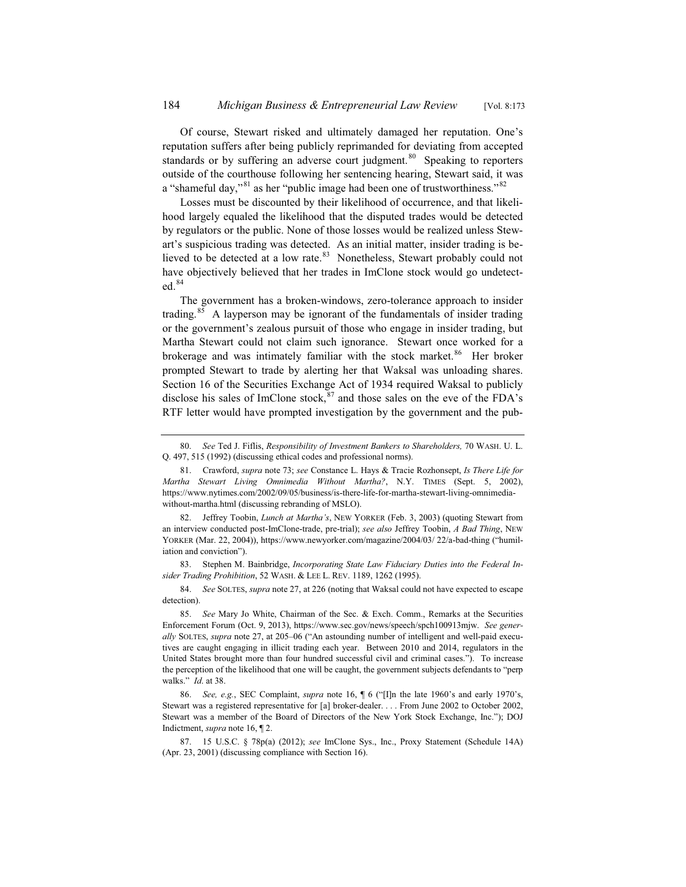Of course, Stewart risked and ultimately damaged her reputation. One's reputation suffers after being publicly reprimanded for deviating from accepted standards or by suffering an adverse court judgment.[80] Speaking to reporters outside of the courthouse following her sentencing hearing, Stewart said, it was a "shameful day,"[81] as her "public image had been one of trustworthiness."[82]

Losses must be discounted by their likelihood of occurrence, and that likelihood largely equaled the likelihood that the disputed trades would be detected by regulators or the public. None of those losses would be realized unless Stewart's suspicious trading was detected. As an initial matter, insider trading is believed to be detected at a low rate.[83] Nonetheless, Stewart probably could not have objectively believed that her trades in ImClone stock would go undetected.[84]

The government has a broken-windows, zero-tolerance approach to insider trading.[85] A layperson may be ignorant of the fundamentals of insider trading or the government's zealous pursuit of those who engage in insider trading, but Martha Stewart could not claim such ignorance. Stewart once worked for a brokerage and was intimately familiar with the stock market.[86] Her broker prompted Stewart to trade by alerting her that Waksal was unloading shares. Section 16 of the Securities Exchange Act of 1934 required Waksal to publicly disclose his sales of ImClone stock,[87] and those sales on the eve of the FDA's RTF letter would have prompted investigation by the government and the pub-

---

80. *See* Ted J. Fiflis, *Responsibility of Investment Bankers to Shareholders,* 70 WASH. U. L. Q. 497, 515 (1992) (discussing ethical codes and professional norms).

81. Crawford, *supra* note 73; *see* Constance L. Hays & Tracie Rozhonsept, *Is There Life for Martha Stewart Living Omnimedia Without Martha?*, N.Y. TIMES (Sept. 5, 2002), https://www.nytimes.com/2002/09/05/business/is-there-life-for-martha-stewart-living-omnimedia-without-martha.html (discussing rebranding of MSLO).

82. Jeffrey Toobin, *Lunch at Martha's*, NEW YORKER (Feb. 3, 2003) (quoting Stewart from an interview conducted post-ImClone-trade, pre-trial); *see also* Jeffrey Toobin, *A Bad Thing*, NEW YORKER (Mar. 22, 2004)), https://www.newyorker.com/magazine/2004/03/ 22/a-bad-thing ("humiliation and conviction").

83. Stephen M. Bainbridge, *Incorporating State Law Fiduciary Duties into the Federal Insider Trading Prohibition*, 52 WASH. & LEE L. REV. 1189, 1262 (1995).

84. *See* SOLTES, *supra* note 27, at 226 (noting that Waksal could not have expected to escape detection).

85. *See* Mary Jo White, Chairman of the Sec. & Exch. Comm., Remarks at the Securities Enforcement Forum (Oct. 9, 2013), https://www.sec.gov/news/speech/spch100913mjw. *See generally* SOLTES, *supra* note 27, at 205–06 ("An astounding number of intelligent and well-paid executives are caught engaging in illicit trading each year. Between 2010 and 2014, regulators in the United States brought more than four hundred successful civil and criminal cases."). To increase the perception of the likelihood that one will be caught, the government subjects defendants to "perp walks." *Id.* at 38.

86. *See, e.g.*, SEC Complaint, *supra* note 16, ¶ 6 ("[I]n the late 1960's and early 1970's, Stewart was a registered representative for [a] broker-dealer. . . . From June 2002 to October 2002, Stewart was a member of the Board of Directors of the New York Stock Exchange, Inc."); DOJ Indictment, *supra* note 16, ¶ 2.

87. 15 U.S.C. § 78p(a) (2012); *see* ImClone Sys., Inc., Proxy Statement (Schedule 14A) (Apr. 23, 2001) (discussing compliance with Section 16).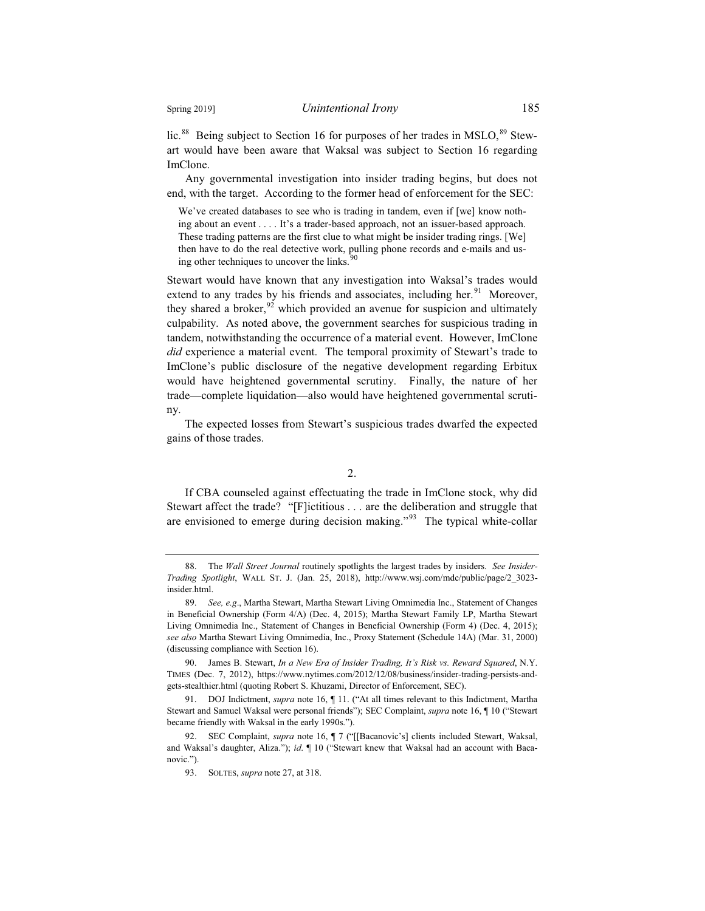lic.[88] Being subject to Section 16 for purposes of her trades in MSLO,[89] Stewart would have been aware that Waksal was subject to Section 16 regarding ImClone.

Any governmental investigation into insider trading begins, but does not end, with the target. According to the former head of enforcement for the SEC:

> We've created databases to see who is trading in tandem, even if [we] know nothing about an event . . . . It's a trader-based approach, not an issuer-based approach. These trading patterns are the first clue to what might be insider trading rings. [We] then have to do the real detective work, pulling phone records and e-mails and using other techniques to uncover the links.[90]

Stewart would have known that any investigation into Waksal's trades would extend to any trades by his friends and associates, including her.[91] Moreover, they shared a broker,[92] which provided an avenue for suspicion and ultimately culpability. As noted above, the government searches for suspicious trading in tandem, notwithstanding the occurrence of a material event. However, ImClone *did* experience a material event. The temporal proximity of Stewart's trade to ImClone's public disclosure of the negative development regarding Erbitux would have heightened governmental scrutiny. Finally, the nature of her trade—complete liquidation—also would have heightened governmental scrutiny.

The expected losses from Stewart's suspicious trades dwarfed the expected gains of those trades.

2.

If CBA counseled against effectuating the trade in ImClone stock, why did Stewart affect the trade? "[F]ictitious . . . are the deliberation and struggle that are envisioned to emerge during decision making."[93] The typical white-collar

---

88. The *Wall Street Journal* routinely spotlights the largest trades by insiders. *See Insider-Trading Spotlight*, WALL ST. J. (Jan. 25, 2018), http://www.wsj.com/mdc/public/page/2_3023-insider.html.

89. *See, e.g*., Martha Stewart, Martha Stewart Living Omnimedia Inc., Statement of Changes in Beneficial Ownership (Form 4/A) (Dec. 4, 2015); Martha Stewart Family LP, Martha Stewart Living Omnimedia Inc., Statement of Changes in Beneficial Ownership (Form 4) (Dec. 4, 2015); *see also* Martha Stewart Living Omnimedia, Inc., Proxy Statement (Schedule 14A) (Mar. 31, 2000) (discussing compliance with Section 16).

90. James B. Stewart, *In a New Era of Insider Trading, It's Risk vs. Reward Squared*, N.Y. TIMES (Dec. 7, 2012), https://www.nytimes.com/2012/12/08/business/insider-trading-persists-and-gets-stealthier.html (quoting Robert S. Khuzami, Director of Enforcement, SEC).

91. DOJ Indictment, *supra* note 16, ¶ 11. ("At all times relevant to this Indictment, Martha Stewart and Samuel Waksal were personal friends"); SEC Complaint, *supra* note 16, ¶ 10 ("Stewart became friendly with Waksal in the early 1990s.").

92. SEC Complaint, *supra* note 16, ¶ 7 ("[[Bacanovic's] clients included Stewart, Waksal, and Waksal's daughter, Aliza."); *id.* ¶ 10 ("Stewart knew that Waksal had an account with Bacanovic.").

93. SOLTES, *supra* note 27, at 318.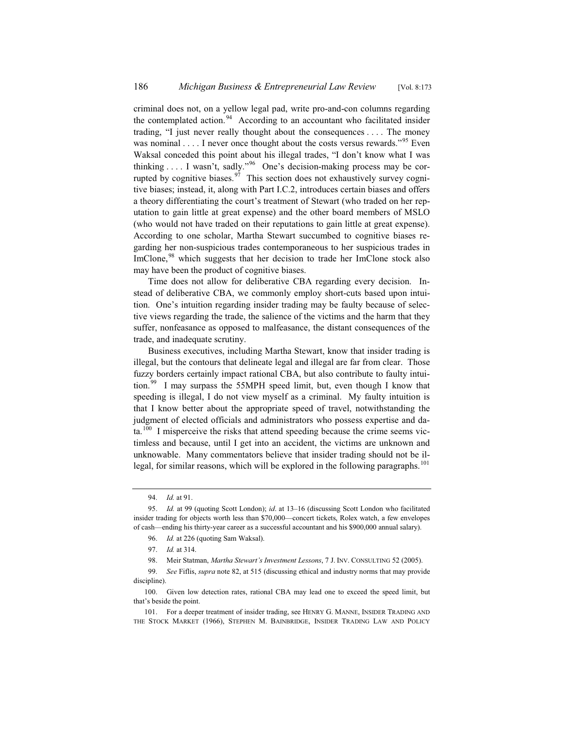criminal does not, on a yellow legal pad, write pro-and-con columns regarding the contemplated action.[94] According to an accountant who facilitated insider trading, "I just never really thought about the consequences . . . . The money was nominal . . . . I never once thought about the costs versus rewards."[95] Even Waksal conceded this point about his illegal trades, "I don't know what I was thinking . . . . I wasn't, sadly."[96] One's decision-making process may be corrupted by cognitive biases.[97] This section does not exhaustively survey cognitive biases; instead, it, along with Part I.C.2, introduces certain biases and offers a theory differentiating the court's treatment of Stewart (who traded on her reputation to gain little at great expense) and the other board members of MSLO (who would not have traded on their reputations to gain little at great expense). According to one scholar, Martha Stewart succumbed to cognitive biases regarding her non-suspicious trades contemporaneous to her suspicious trades in ImClone,[98] which suggests that her decision to trade her ImClone stock also may have been the product of cognitive biases.

Time does not allow for deliberative CBA regarding every decision. Instead of deliberative CBA, we commonly employ short-cuts based upon intuition. One's intuition regarding insider trading may be faulty because of selective views regarding the trade, the salience of the victims and the harm that they suffer, nonfeasance as opposed to malfeasance, the distant consequences of the trade, and inadequate scrutiny.

Business executives, including Martha Stewart, know that insider trading is illegal, but the contours that delineate legal and illegal are far from clear. Those fuzzy borders certainly impact rational CBA, but also contribute to faulty intuition.[99] I may surpass the 55MPH speed limit, but, even though I know that speeding is illegal, I do not view myself as a criminal. My faulty intuition is that I know better about the appropriate speed of travel, notwithstanding the judgment of elected officials and administrators who possess expertise and data.[100] I misperceive the risks that attend speeding because the crime seems victimless and because, until I get into an accident, the victims are unknown and unknowable. Many commentators believe that insider trading should not be illegal, for similar reasons, which will be explored in the following paragraphs.[101]

---

94. *Id.* at 91.

95. *Id.* at 99 (quoting Scott London); *id.* at 13–16 (discussing Scott London who facilitated insider trading for objects worth less than $70,000—concert tickets, Rolex watch, a few envelopes of cash—ending his thirty-year career as a successful accountant and his $900,000 annual salary).

96. *Id.* at 226 (quoting Sam Waksal).

97. *Id.* at 314.

98. Meir Statman, *Martha Stewart's Investment Lessons*, 7 J. INV. CONSULTING 52 (2005).

99. *See* Fiflis, *supra* note 82, at 515 (discussing ethical and industry norms that may provide discipline).

100. Given low detection rates, rational CBA may lead one to exceed the speed limit, but that's beside the point.

101. For a deeper treatment of insider trading, see HENRY G. MANNE, INSIDER TRADING AND THE STOCK MARKET (1966), STEPHEN M. BAINBRIDGE, INSIDER TRADING LAW AND POLICY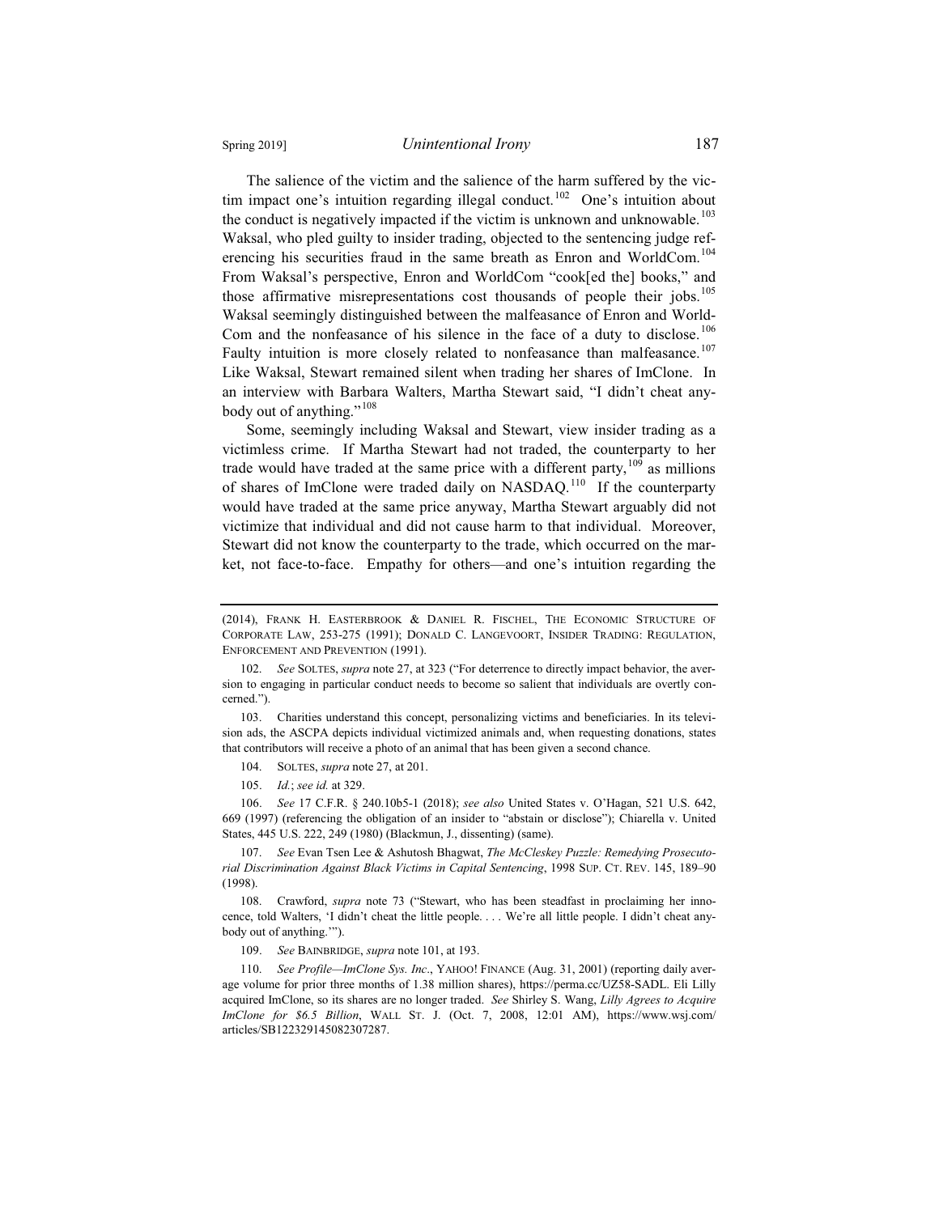The salience of the victim and the salience of the harm suffered by the victim impact one's intuition regarding illegal conduct.[102] One's intuition about the conduct is negatively impacted if the victim is unknown and unknowable.[103] Waksal, who pled guilty to insider trading, objected to the sentencing judge referencing his securities fraud in the same breath as Enron and WorldCom.[104] From Waksal's perspective, Enron and WorldCom "cook[ed the] books," and those affirmative misrepresentations cost thousands of people their jobs.[105] Waksal seemingly distinguished between the malfeasance of Enron and WorldCom and the nonfeasance of his silence in the face of a duty to disclose.[106] Faulty intuition is more closely related to nonfeasance than malfeasance.[107] Like Waksal, Stewart remained silent when trading her shares of ImClone. In an interview with Barbara Walters, Martha Stewart said, "I didn't cheat anybody out of anything."[108]

Some, seemingly including Waksal and Stewart, view insider trading as a victimless crime. If Martha Stewart had not traded, the counterparty to her trade would have traded at the same price with a different party,[109] as millions of shares of ImClone were traded daily on NASDAQ.[110] If the counterparty would have traded at the same price anyway, Martha Stewart arguably did not victimize that individual and did not cause harm to that individual. Moreover, Stewart did not know the counterparty to the trade, which occurred on the market, not face-to-face. Empathy for others—and one's intuition regarding the

---

(2014), FRANK H. EASTERBROOK & DANIEL R. FISCHEL, THE ECONOMIC STRUCTURE OF CORPORATE LAW, 253-275 (1991); DONALD C. LANGEVOORT, INSIDER TRADING: REGULATION, ENFORCEMENT AND PREVENTION (1991).

102. *See* SOLTES, *supra* note 27, at 323 ("For deterrence to directly impact behavior, the aversion to engaging in particular conduct needs to become so salient that individuals are overtly concerned.").

103. Charities understand this concept, personalizing victims and beneficiaries. In its television ads, the ASCPA depicts individual victimized animals and, when requesting donations, states that contributors will receive a photo of an animal that has been given a second chance.

104. SOLTES, *supra* note 27, at 201.

105. *Id.*; *see id.* at 329.

106. *See* 17 C.F.R. § 240.10b5-1 (2018); *see also* United States v. O'Hagan, 521 U.S. 642, 669 (1997) (referencing the obligation of an insider to "abstain or disclose"); Chiarella v. United States, 445 U.S. 222, 249 (1980) (Blackmun, J., dissenting) (same).

107. *See* Evan Tsen Lee & Ashutosh Bhagwat, *The McCleskey Puzzle: Remedying Prosecutorial Discrimination Against Black Victims in Capital Sentencing*, 1998 SUP. CT. REV. 145, 189–90 (1998).

108. Crawford, *supra* note 73 ("Stewart, who has been steadfast in proclaiming her innocence, told Walters, 'I didn't cheat the little people. . . . We're all little people. I didn't cheat anybody out of anything.'").

109. *See* BAINBRIDGE, *supra* note 101, at 193.

110. *See Profile—ImClone Sys. Inc*., YAHOO! FINANCE (Aug. 31, 2001) (reporting daily average volume for prior three months of 1.38 million shares), https://perma.cc/UZ58-SADL. Eli Lilly acquired ImClone, so its shares are no longer traded. *See* Shirley S. Wang, *Lilly Agrees to Acquire ImClone for $6.5 Billion*, WALL ST. J. (Oct. 7, 2008, 12:01 AM), https://www.wsj.com/articles/SB122329145082307287.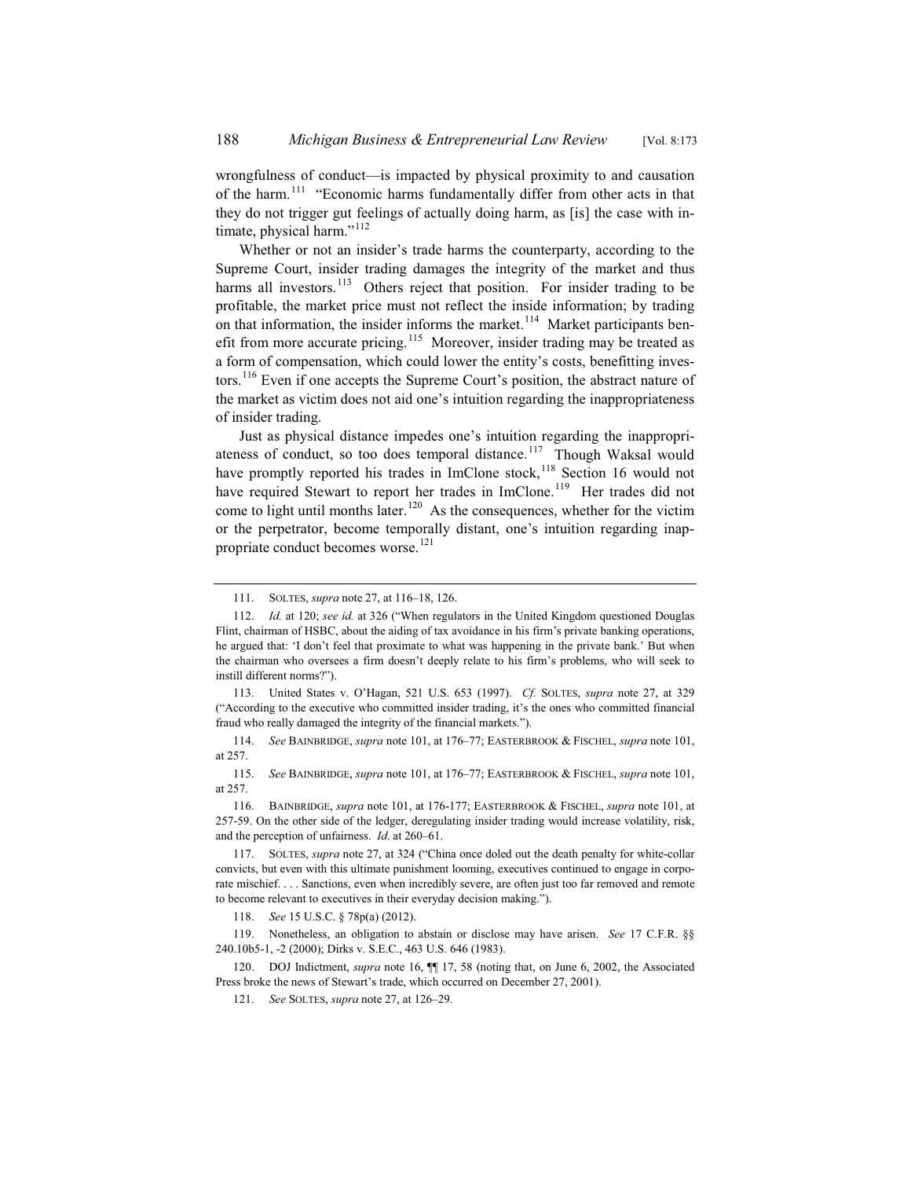wrongfulness of conduct—is impacted by physical proximity to and causation of the harm.[111] "Economic harms fundamentally differ from other acts in that they do not trigger gut feelings of actually doing harm, as [is] the case with intimate, physical harm."[112]

Whether or not an insider's trade harms the counterparty, according to the Supreme Court, insider trading damages the integrity of the market and thus harms all investors.[113] Others reject that position. For insider trading to be profitable, the market price must not reflect the inside information; by trading on that information, the insider informs the market.[114] Market participants benefit from more accurate pricing.[115] Moreover, insider trading may be treated as a form of compensation, which could lower the entity's costs, benefitting investors.[116] Even if one accepts the Supreme Court's position, the abstract nature of the market as victim does not aid one's intuition regarding the inappropriateness of insider trading.

Just as physical distance impedes one's intuition regarding the inappropriateness of conduct, so too does temporal distance.[117] Though Waksal would have promptly reported his trades in ImClone stock,[118] Section 16 would not have required Stewart to report her trades in ImClone.[119] Her trades did not come to light until months later.[120] As the consequences, whether for the victim or the perpetrator, become temporally distant, one's intuition regarding inappropriate conduct becomes worse.[121]

---

111. SOLTES, *supra* note 27, at 116–18, 126.

112. *Id.* at 120; *see id.* at 326 ("When regulators in the United Kingdom questioned Douglas Flint, chairman of HSBC, about the aiding of tax avoidance in his firm's private banking operations, he argued that: 'I don't feel that proximate to what was happening in the private bank.' But when the chairman who oversees a firm doesn't deeply relate to his firm's problems, who will seek to instill different norms?").

113. United States v. O'Hagan, 521 U.S. 653 (1997). *Cf.* SOLTES, *supra* note 27, at 329 ("According to the executive who committed insider trading, it's the ones who committed financial fraud who really damaged the integrity of the financial markets.").

114. *See* BAINBRIDGE, *supra* note 101, at 176–77; EASTERBROOK & FISCHEL, *supra* note 101, at 257.

115. *See* BAINBRIDGE, *supra* note 101, at 176–77; EASTERBROOK & FISCHEL, *supra* note 101, at 257.

116. BAINBRIDGE, *supra* note 101, at 176-177; EASTERBROOK & FISCHEL, *supra* note 101, at 257-59. On the other side of the ledger, deregulating insider trading would increase volatility, risk, and the perception of unfairness. *Id*. at 260–61.

117. SOLTES, *supra* note 27, at 324 ("China once doled out the death penalty for white-collar convicts, but even with this ultimate punishment looming, executives continued to engage in corporate mischief. . . . Sanctions, even when incredibly severe, are often just too far removed and remote to become relevant to executives in their everyday decision making.").

118. *See* 15 U.S.C. § 78p(a) (2012).

119. Nonetheless, an obligation to abstain or disclose may have arisen. *See* 17 C.F.R. §§ 240.10b5-1, -2 (2000); Dirks v. S.E.C., 463 U.S. 646 (1983).

120. DOJ Indictment, *supra* note 16, ¶¶ 17, 58 (noting that, on June 6, 2002, the Associated Press broke the news of Stewart's trade, which occurred on December 27, 2001).

121. *See* SOLTES, *supra* note 27, at 126–29.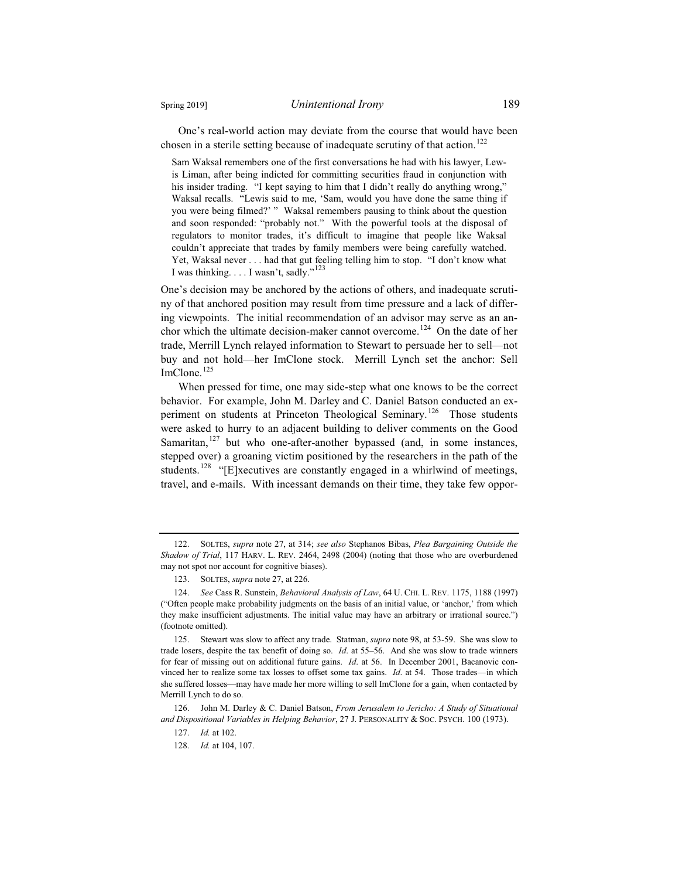One's real-world action may deviate from the course that would have been chosen in a sterile setting because of inadequate scrutiny of that action.[122]

> Sam Waksal remembers one of the first conversations he had with his lawyer, Lewis Liman, after being indicted for committing securities fraud in conjunction with his insider trading. "I kept saying to him that I didn't really do anything wrong," Waksal recalls. "Lewis said to me, 'Sam, would you have done the same thing if you were being filmed?' " Waksal remembers pausing to think about the question and soon responded: "probably not." With the powerful tools at the disposal of regulators to monitor trades, it's difficult to imagine that people like Waksal couldn't appreciate that trades by family members were being carefully watched. Yet, Waksal never . . . had that gut feeling telling him to stop. "I don't know what I was thinking. . . . I wasn't, sadly."[123]

One's decision may be anchored by the actions of others, and inadequate scrutiny of that anchored position may result from time pressure and a lack of differing viewpoints. The initial recommendation of an advisor may serve as an anchor which the ultimate decision-maker cannot overcome.[124] On the date of her trade, Merrill Lynch relayed information to Stewart to persuade her to sell—not buy and not hold—her ImClone stock. Merrill Lynch set the anchor: Sell ImClone.[125]

When pressed for time, one may side-step what one knows to be the correct behavior. For example, John M. Darley and C. Daniel Batson conducted an experiment on students at Princeton Theological Seminary.[126] Those students were asked to hurry to an adjacent building to deliver comments on the Good Samaritan,[127] but who one-after-another bypassed (and, in some instances, stepped over) a groaning victim positioned by the researchers in the path of the students.[128] "[E]xecutives are constantly engaged in a whirlwind of meetings, travel, and e-mails. With incessant demands on their time, they take few oppor-

---

122. SOLTES, *supra* note 27, at 314; *see also* Stephanos Bibas, *Plea Bargaining Outside the Shadow of Trial*, 117 HARV. L. REV. 2464, 2498 (2004) (noting that those who are overburdened may not spot nor account for cognitive biases).

123. SOLTES, *supra* note 27, at 226.

124. *See* Cass R. Sunstein, *Behavioral Analysis of Law*, 64 U. CHI. L. REV. 1175, 1188 (1997) ("Often people make probability judgments on the basis of an initial value, or 'anchor,' from which they make insufficient adjustments. The initial value may have an arbitrary or irrational source.") (footnote omitted).

125. Stewart was slow to affect any trade. Statman, *supra* note 98, at 53-59. She was slow to trade losers, despite the tax benefit of doing so. *Id*. at 55–56. And she was slow to trade winners for fear of missing out on additional future gains. *Id*. at 56. In December 2001, Bacanovic convinced her to realize some tax losses to offset some tax gains. *Id*. at 54. Those trades—in which she suffered losses—may have made her more willing to sell ImClone for a gain, when contacted by Merrill Lynch to do so.

126. John M. Darley & C. Daniel Batson, *From Jerusalem to Jericho: A Study of Situational and Dispositional Variables in Helping Behavior*, 27 J. PERSONALITY & SOC. PSYCH. 100 (1973).

127. *Id.* at 102.

128. *Id.* at 104, 107.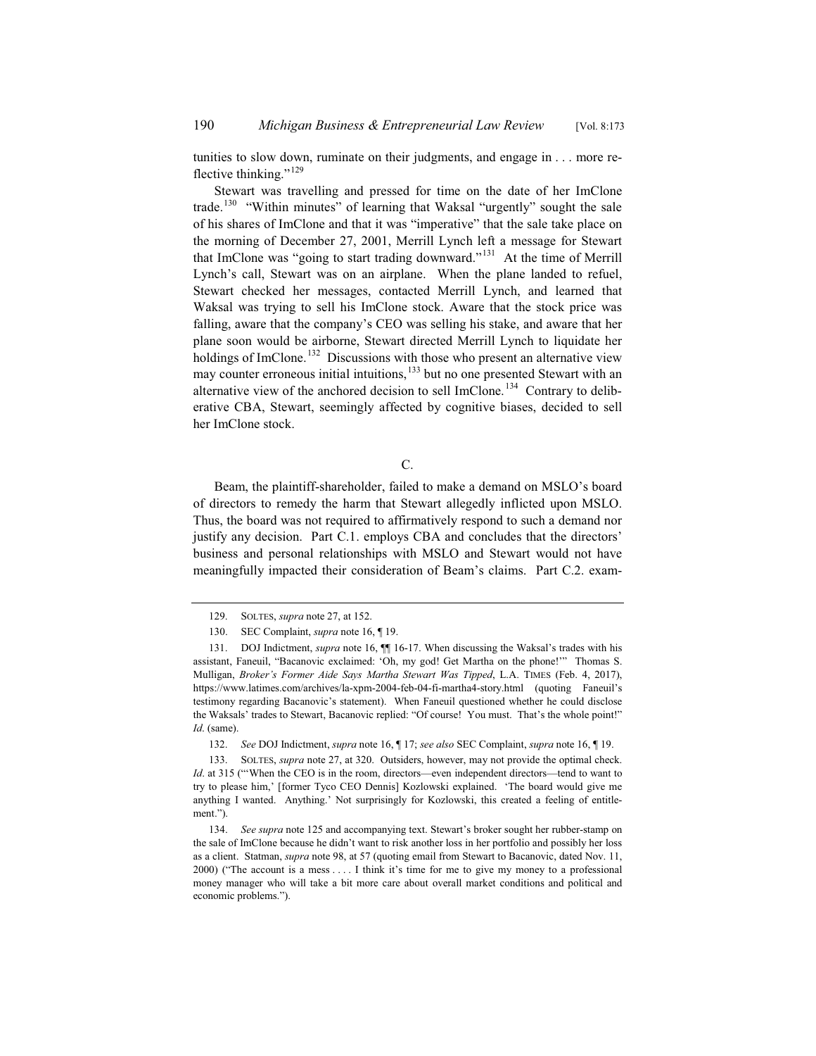tunities to slow down, ruminate on their judgments, and engage in . . . more reflective thinking."[129]

Stewart was travelling and pressed for time on the date of her ImClone trade.[130] "Within minutes" of learning that Waksal "urgently" sought the sale of his shares of ImClone and that it was "imperative" that the sale take place on the morning of December 27, 2001, Merrill Lynch left a message for Stewart that ImClone was "going to start trading downward."[131] At the time of Merrill Lynch's call, Stewart was on an airplane. When the plane landed to refuel, Stewart checked her messages, contacted Merrill Lynch, and learned that Waksal was trying to sell his ImClone stock. Aware that the stock price was falling, aware that the company's CEO was selling his stake, and aware that her plane soon would be airborne, Stewart directed Merrill Lynch to liquidate her holdings of ImClone.[132] Discussions with those who present an alternative view may counter erroneous initial intuitions,[133] but no one presented Stewart with an alternative view of the anchored decision to sell ImClone.[134] Contrary to deliberative CBA, Stewart, seemingly affected by cognitive biases, decided to sell her ImClone stock.

## C.

Beam, the plaintiff-shareholder, failed to make a demand on MSLO's board of directors to remedy the harm that Stewart allegedly inflicted upon MSLO. Thus, the board was not required to affirmatively respond to such a demand nor justify any decision. Part C.1. employs CBA and concludes that the directors' business and personal relationships with MSLO and Stewart would not have meaningfully impacted their consideration of Beam's claims. Part C.2. exam-

---

129. SOLTES, *supra* note 27, at 152.

130. SEC Complaint, *supra* note 16, ¶ 19.

131. DOJ Indictment, *supra* note 16, ¶¶ 16-17. When discussing the Waksal's trades with his assistant, Faneuil, "Bacanovic exclaimed: 'Oh, my god! Get Martha on the phone!'" Thomas S. Mulligan, *Broker's Former Aide Says Martha Stewart Was Tipped*, L.A. TIMES (Feb. 4, 2017), https://www.latimes.com/archives/la-xpm-2004-feb-04-fi-martha4-story.html (quoting Faneuil's testimony regarding Bacanovic's statement). When Faneuil questioned whether he could disclose the Waksals' trades to Stewart, Bacanovic replied: "Of course! You must. That's the whole point!" *Id*. (same).

132. *See* DOJ Indictment, *supra* note 16, ¶ 17; *see also* SEC Complaint, *supra* note 16, ¶ 19.

133. SOLTES, *supra* note 27, at 320. Outsiders, however, may not provide the optimal check. *Id*. at 315 ("'When the CEO is in the room, directors—even independent directors—tend to want to try to please him,' [former Tyco CEO Dennis] Kozlowski explained. 'The board would give me anything I wanted. Anything.' Not surprisingly for Kozlowski, this created a feeling of entitlement.").

134. *See supra* note 125 and accompanying text. Stewart's broker sought her rubber-stamp on the sale of ImClone because he didn't want to risk another loss in her portfolio and possibly her loss as a client. Statman, *supra* note 98, at 57 (quoting email from Stewart to Bacanovic, dated Nov. 11, 2000) ("The account is a mess . . . . I think it's time for me to give my money to a professional money manager who will take a bit more care about overall market conditions and political and economic problems.").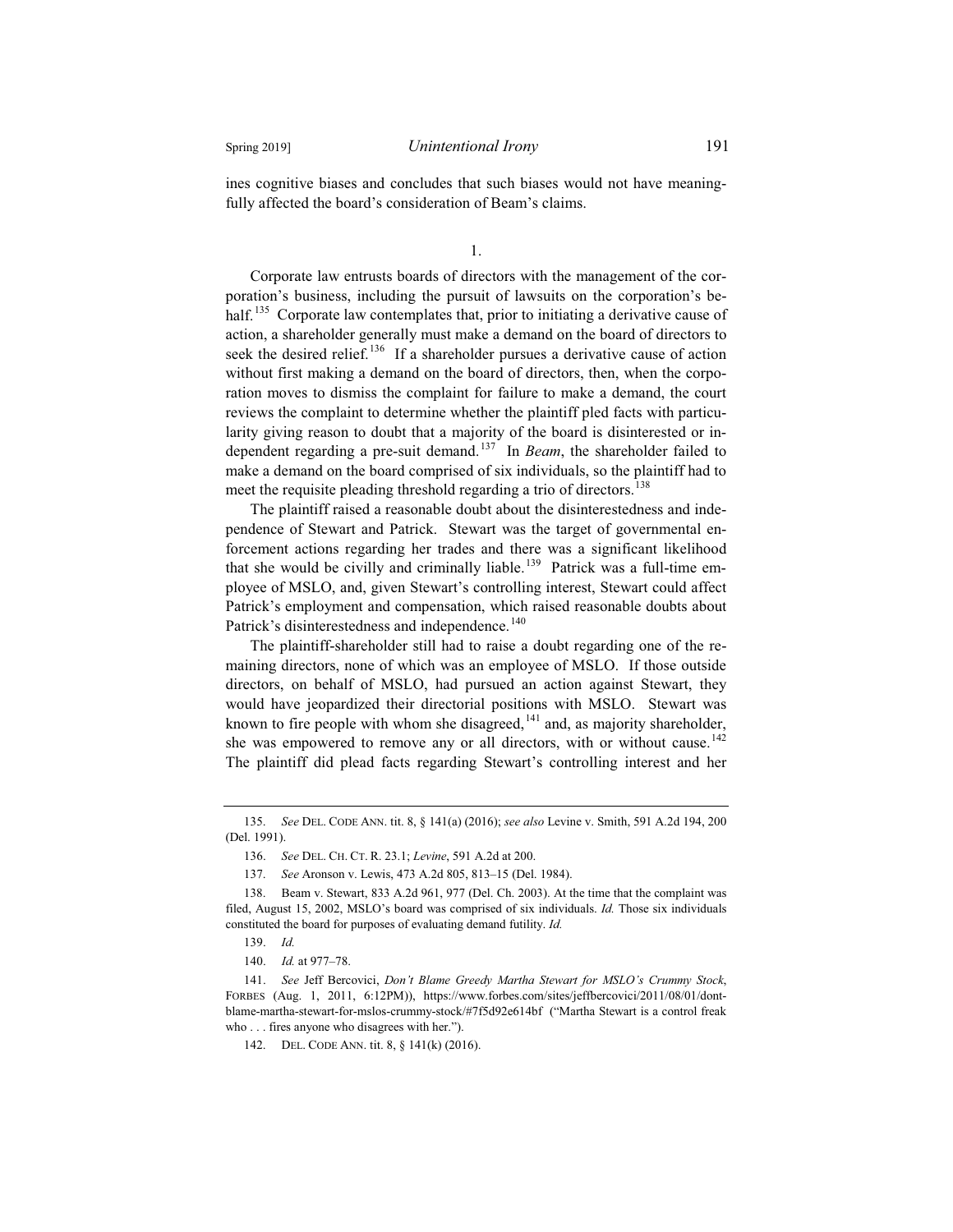ines cognitive biases and concludes that such biases would not have meaningfully affected the board's consideration of Beam's claims.

1.

Corporate law entrusts boards of directors with the management of the corporation's business, including the pursuit of lawsuits on the corporation's behalf.[135] Corporate law contemplates that, prior to initiating a derivative cause of action, a shareholder generally must make a demand on the board of directors to seek the desired relief.[136] If a shareholder pursues a derivative cause of action without first making a demand on the board of directors, then, when the corporation moves to dismiss the complaint for failure to make a demand, the court reviews the complaint to determine whether the plaintiff pled facts with particularity giving reason to doubt that a majority of the board is disinterested or independent regarding a pre-suit demand.[137] In *Beam*, the shareholder failed to make a demand on the board comprised of six individuals, so the plaintiff had to meet the requisite pleading threshold regarding a trio of directors.[138]

The plaintiff raised a reasonable doubt about the disinterestedness and independence of Stewart and Patrick. Stewart was the target of governmental enforcement actions regarding her trades and there was a significant likelihood that she would be civilly and criminally liable.[139] Patrick was a full-time employee of MSLO, and, given Stewart's controlling interest, Stewart could affect Patrick's employment and compensation, which raised reasonable doubts about Patrick's disinterestedness and independence.[140]

The plaintiff-shareholder still had to raise a doubt regarding one of the remaining directors, none of which was an employee of MSLO. If those outside directors, on behalf of MSLO, had pursued an action against Stewart, they would have jeopardized their directorial positions with MSLO. Stewart was known to fire people with whom she disagreed,[141] and, as majority shareholder, she was empowered to remove any or all directors, with or without cause.[142] The plaintiff did plead facts regarding Stewart's controlling interest and her

---

135. *See* DEL. CODE ANN. tit. 8, § 141(a) (2016); *see also* Levine v. Smith, 591 A.2d 194, 200 (Del. 1991).

136. *See* DEL. CH. CT. R. 23.1; *Levine*, 591 A.2d at 200.

137. *See* Aronson v. Lewis, 473 A.2d 805, 813–15 (Del. 1984).

138. Beam v. Stewart, 833 A.2d 961, 977 (Del. Ch. 2003). At the time that the complaint was filed, August 15, 2002, MSLO's board was comprised of six individuals. *Id.* Those six individuals constituted the board for purposes of evaluating demand futility. *Id.*

139. *Id.*

140. *Id.* at 977–78.

141. *See* Jeff Bercovici, *Don't Blame Greedy Martha Stewart for MSLO's Crummy Stock*, FORBES (Aug. 1, 2011, 6:12PM)), https://www.forbes.com/sites/jeffbercovici/2011/08/01/dont-blame-martha-stewart-for-mslos-crummy-stock/#7f5d92e614bf ("Martha Stewart is a control freak who . . . fires anyone who disagrees with her.").

142. DEL. CODE ANN. tit. 8, § 141(k) (2016).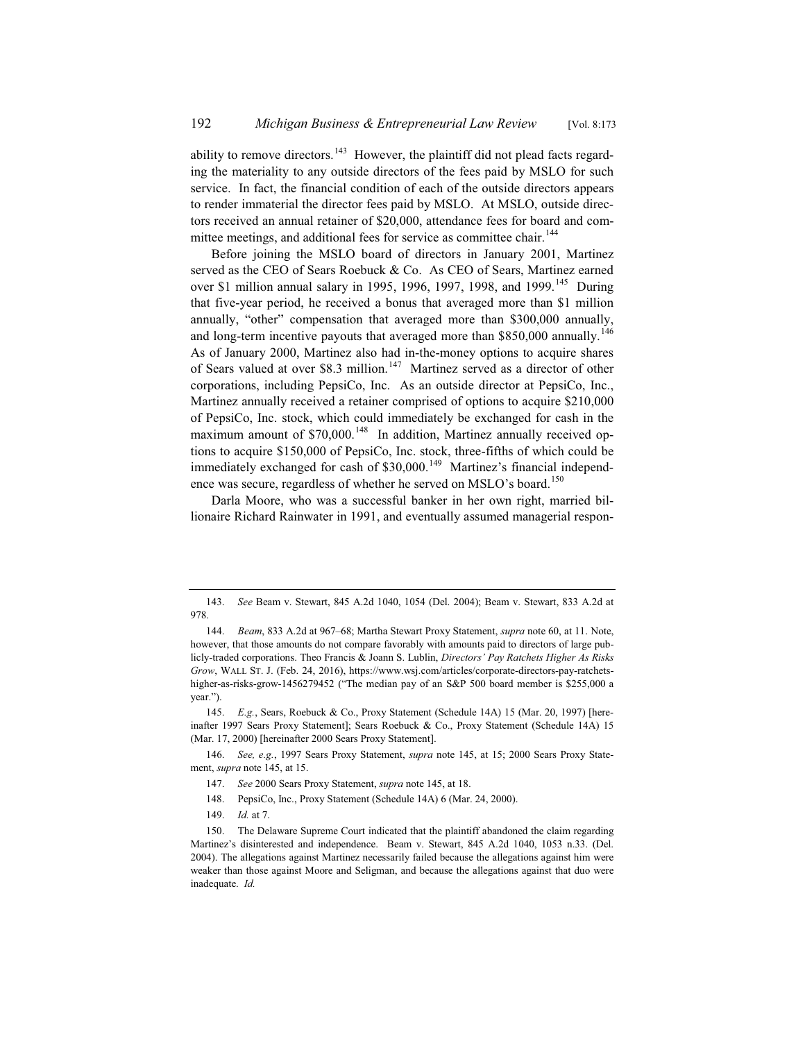ability to remove directors.[143] However, the plaintiff did not plead facts regarding the materiality to any outside directors of the fees paid by MSLO for such service. In fact, the financial condition of each of the outside directors appears to render immaterial the director fees paid by MSLO. At MSLO, outside directors received an annual retainer of $20,000, attendance fees for board and committee meetings, and additional fees for service as committee chair.[144]

Before joining the MSLO board of directors in January 2001, Martinez served as the CEO of Sears Roebuck & Co. As CEO of Sears, Martinez earned over $1 million annual salary in 1995, 1996, 1997, 1998, and 1999.[145] During that five-year period, he received a bonus that averaged more than $1 million annually, "other" compensation that averaged more than $300,000 annually, and long-term incentive payouts that averaged more than $850,000 annually.[146] As of January 2000, Martinez also had in-the-money options to acquire shares of Sears valued at over $8.3 million.[147] Martinez served as a director of other corporations, including PepsiCo, Inc. As an outside director at PepsiCo, Inc., Martinez annually received a retainer comprised of options to acquire $210,000 of PepsiCo, Inc. stock, which could immediately be exchanged for cash in the maximum amount of $70,000.[148] In addition, Martinez annually received options to acquire $150,000 of PepsiCo, Inc. stock, three-fifths of which could be immediately exchanged for cash of $30,000.[149] Martinez's financial independence was secure, regardless of whether he served on MSLO's board.[150]

Darla Moore, who was a successful banker in her own right, married billionaire Richard Rainwater in 1991, and eventually assumed managerial respon-

---

143. *See* Beam v. Stewart, 845 A.2d 1040, 1054 (Del. 2004); Beam v. Stewart, 833 A.2d at 978.

144. *Beam*, 833 A.2d at 967–68; Martha Stewart Proxy Statement, *supra* note 60, at 11. Note, however, that those amounts do not compare favorably with amounts paid to directors of large publicly-traded corporations. Theo Francis & Joann S. Lublin, *Directors' Pay Ratchets Higher As Risks Grow*, WALL ST. J. (Feb. 24, 2016), https://www.wsj.com/articles/corporate-directors-pay-ratchets-higher-as-risks-grow-1456279452 ("The median pay of an S&P 500 board member is $255,000 a year.").

145. *E.g.*, Sears, Roebuck & Co., Proxy Statement (Schedule 14A) 15 (Mar. 20, 1997) [hereinafter 1997 Sears Proxy Statement]; Sears Roebuck & Co., Proxy Statement (Schedule 14A) 15 (Mar. 17, 2000) [hereinafter 2000 Sears Proxy Statement].

146. *See, e.g.*, 1997 Sears Proxy Statement, *supra* note 145, at 15; 2000 Sears Proxy Statement, *supra* note 145, at 15.

147. *See* 2000 Sears Proxy Statement, *supra* note 145, at 18.

148. PepsiCo, Inc., Proxy Statement (Schedule 14A) 6 (Mar. 24, 2000).

149. *Id.* at 7.

150. The Delaware Supreme Court indicated that the plaintiff abandoned the claim regarding Martinez's disinterested and independence. Beam v. Stewart, 845 A.2d 1040, 1053 n.33. (Del. 2004). The allegations against Martinez necessarily failed because the allegations against him were weaker than those against Moore and Seligman, and because the allegations against that duo were inadequate. *Id.*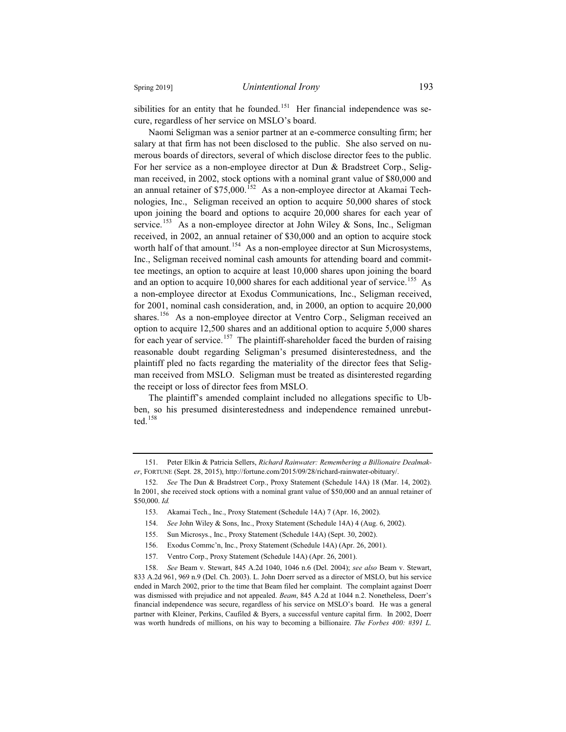sibilities for an entity that he founded.[151] Her financial independence was secure, regardless of her service on MSLO's board.

Naomi Seligman was a senior partner at an e-commerce consulting firm; her salary at that firm has not been disclosed to the public. She also served on numerous boards of directors, several of which disclose director fees to the public. For her service as a non-employee director at Dun & Bradstreet Corp., Seligman received, in 2002, stock options with a nominal grant value of $80,000 and an annual retainer of $75,000.[152] As a non-employee director at Akamai Technologies, Inc., Seligman received an option to acquire 50,000 shares of stock upon joining the board and options to acquire 20,000 shares for each year of service.[153] As a non-employee director at John Wiley & Sons, Inc., Seligman received, in 2002, an annual retainer of $30,000 and an option to acquire stock worth half of that amount.[154] As a non-employee director at Sun Microsystems, Inc., Seligman received nominal cash amounts for attending board and committee meetings, an option to acquire at least 10,000 shares upon joining the board and an option to acquire 10,000 shares for each additional year of service.[155] As a non-employee director at Exodus Communications, Inc., Seligman received, for 2001, nominal cash consideration, and, in 2000, an option to acquire 20,000 shares.[156] As a non-employee director at Ventro Corp., Seligman received an option to acquire 12,500 shares and an additional option to acquire 5,000 shares for each year of service.[157] The plaintiff-shareholder faced the burden of raising reasonable doubt regarding Seligman's presumed disinterestedness, and the plaintiff pled no facts regarding the materiality of the director fees that Seligman received from MSLO. Seligman must be treated as disinterested regarding the receipt or loss of director fees from MSLO.

The plaintiff's amended complaint included no allegations specific to Ubben, so his presumed disinterestedness and independence remained unrebutted.[158]

---

151. Peter Elkin & Patricia Sellers, *Richard Rainwater: Remembering a Billionaire Dealmaker*, FORTUNE (Sept. 28, 2015), http://fortune.com/2015/09/28/richard-rainwater-obituary/.

152. *See* The Dun & Bradstreet Corp., Proxy Statement (Schedule 14A) 18 (Mar. 14, 2002). In 2001, she received stock options with a nominal grant value of $50,000 and an annual retainer of $50,000. *Id.*

153. Akamai Tech., Inc., Proxy Statement (Schedule 14A) 7 (Apr. 16, 2002).

154. *See* John Wiley & Sons, Inc., Proxy Statement (Schedule 14A) 4 (Aug. 6, 2002).

155. Sun Microsys., Inc., Proxy Statement (Schedule 14A) (Sept. 30, 2002).

156. Exodus Commc'n, Inc., Proxy Statement (Schedule 14A) (Apr. 26, 2001).

157. Ventro Corp., Proxy Statement (Schedule 14A) (Apr. 26, 2001).

158. *See* Beam v. Stewart, 845 A.2d 1040, 1046 n.6 (Del. 2004); *see also* Beam v. Stewart, 833 A.2d 961, 969 n.9 (Del. Ch. 2003). L. John Doerr served as a director of MSLO, but his service ended in March 2002, prior to the time that Beam filed her complaint. The complaint against Doerr was dismissed with prejudice and not appealed. *Beam*, 845 A.2d at 1044 n.2. Nonetheless, Doerr's financial independence was secure, regardless of his service on MSLO's board. He was a general partner with Kleiner, Perkins, Caufiled & Byers, a successful venture capital firm. In 2002, Doerr was worth hundreds of millions, on his way to becoming a billionaire. *The Forbes 400: #391 L.*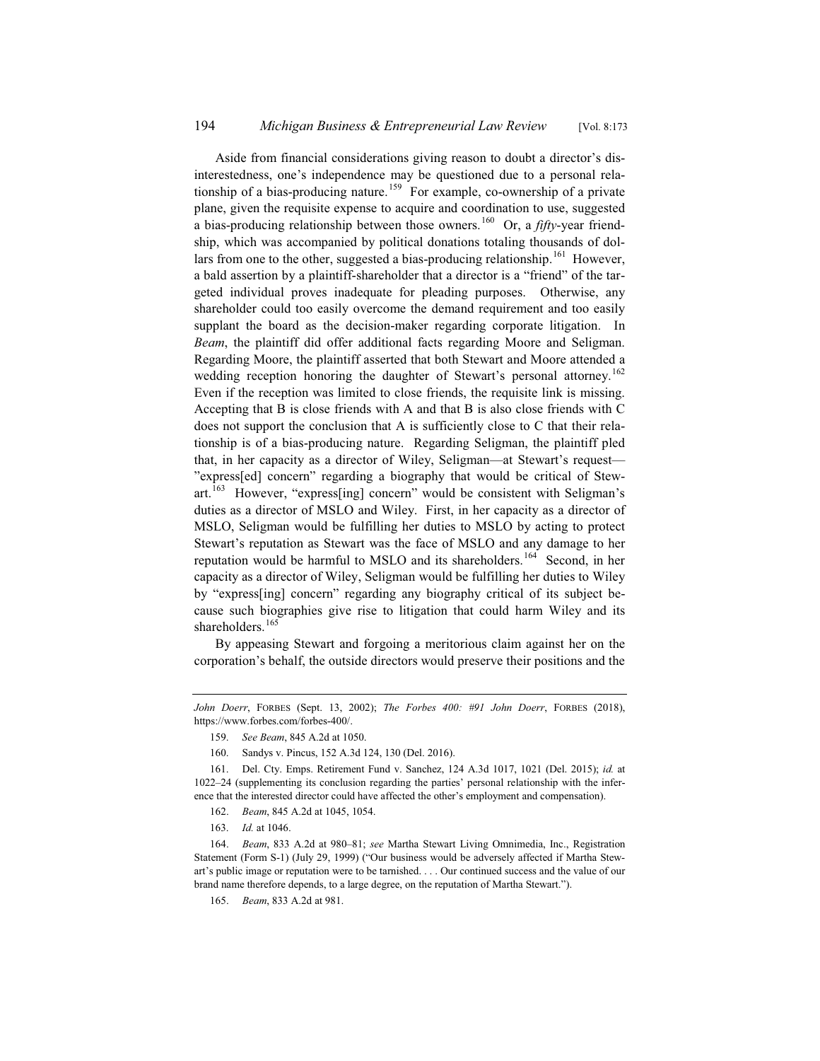Aside from financial considerations giving reason to doubt a director's disinterestedness, one's independence may be questioned due to a personal relationship of a bias-producing nature.[159] For example, co-ownership of a private plane, given the requisite expense to acquire and coordination to use, suggested a bias-producing relationship between those owners.[160] Or, a *fifty*-year friendship, which was accompanied by political donations totaling thousands of dollars from one to the other, suggested a bias-producing relationship.[161] However, a bald assertion by a plaintiff-shareholder that a director is a "friend" of the targeted individual proves inadequate for pleading purposes. Otherwise, any shareholder could too easily overcome the demand requirement and too easily supplant the board as the decision-maker regarding corporate litigation. In *Beam*, the plaintiff did offer additional facts regarding Moore and Seligman. Regarding Moore, the plaintiff asserted that both Stewart and Moore attended a wedding reception honoring the daughter of Stewart's personal attorney.[162] Even if the reception was limited to close friends, the requisite link is missing. Accepting that B is close friends with A and that B is also close friends with C does not support the conclusion that A is sufficiently close to C that their relationship is of a bias-producing nature. Regarding Seligman, the plaintiff pled that, in her capacity as a director of Wiley, Seligman—at Stewart's request—"express[ed] concern" regarding a biography that would be critical of Stewart.[163] However, "express[ing] concern" would be consistent with Seligman's duties as a director of MSLO and Wiley. First, in her capacity as a director of MSLO, Seligman would be fulfilling her duties to MSLO by acting to protect Stewart's reputation as Stewart was the face of MSLO and any damage to her reputation would be harmful to MSLO and its shareholders.[164] Second, in her capacity as a director of Wiley, Seligman would be fulfilling her duties to Wiley by "express[ing] concern" regarding any biography critical of its subject because such biographies give rise to litigation that could harm Wiley and its shareholders.[165]

By appeasing Stewart and forgoing a meritorious claim against her on the corporation's behalf, the outside directors would preserve their positions and the

---

*John Doerr*, FORBES (Sept. 13, 2002); *The Forbes 400: #91 John Doerr*, FORBES (2018), https://www.forbes.com/forbes-400/.

159. *See Beam*, 845 A.2d at 1050.

160. Sandys v. Pincus, 152 A.3d 124, 130 (Del. 2016).

161. Del. Cty. Emps. Retirement Fund v. Sanchez, 124 A.3d 1017, 1021 (Del. 2015); *id.* at 1022–24 (supplementing its conclusion regarding the parties' personal relationship with the inference that the interested director could have affected the other's employment and compensation).

162. *Beam*, 845 A.2d at 1045, 1054.

163. *Id.* at 1046.

164. *Beam*, 833 A.2d at 980–81; *see* Martha Stewart Living Omnimedia, Inc., Registration Statement (Form S-1) (July 29, 1999) ("Our business would be adversely affected if Martha Stewart's public image or reputation were to be tarnished. . . . Our continued success and the value of our brand name therefore depends, to a large degree, on the reputation of Martha Stewart.").

165. *Beam*, 833 A.2d at 981.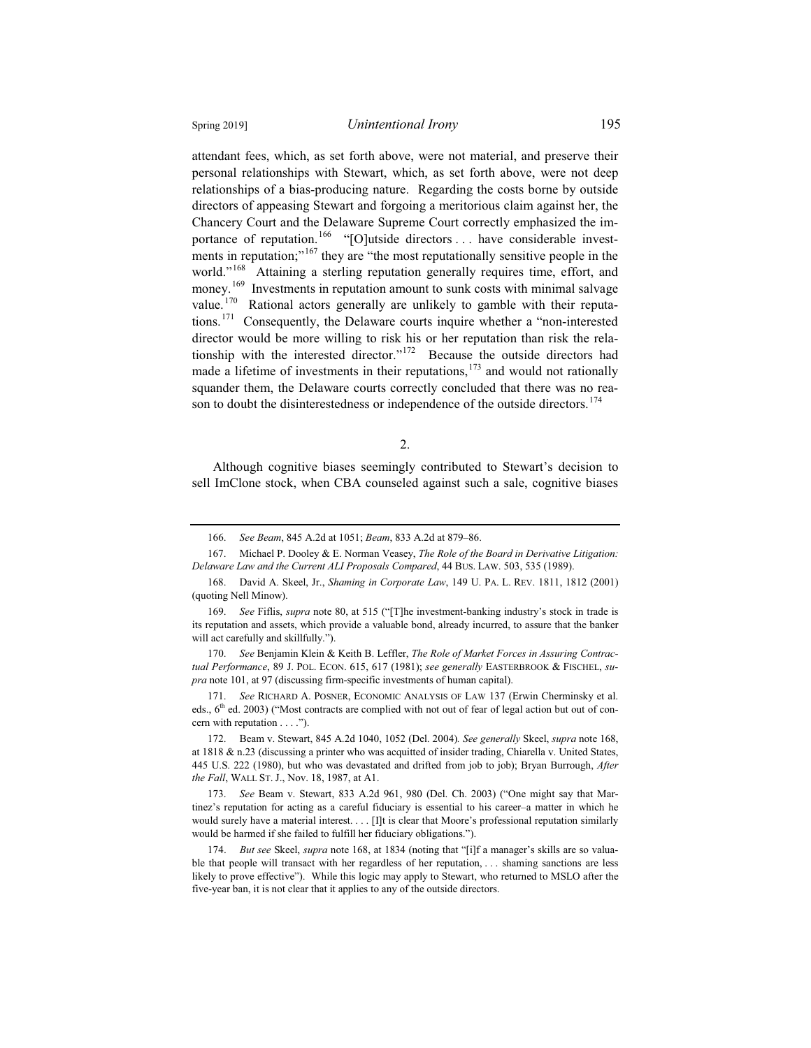attendant fees, which, as set forth above, were not material, and preserve their personal relationships with Stewart, which, as set forth above, were not deep relationships of a bias-producing nature. Regarding the costs borne by outside directors of appeasing Stewart and forgoing a meritorious claim against her, the Chancery Court and the Delaware Supreme Court correctly emphasized the importance of reputation.[166] "[O]utside directors . . . have considerable investments in reputation;"[167] they are "the most reputationally sensitive people in the world."[168] Attaining a sterling reputation generally requires time, effort, and money.[169] Investments in reputation amount to sunk costs with minimal salvage value.[170] Rational actors generally are unlikely to gamble with their reputations.[171] Consequently, the Delaware courts inquire whether a "non-interested director would be more willing to risk his or her reputation than risk the relationship with the interested director."[172] Because the outside directors had made a lifetime of investments in their reputations,[173] and would not rationally squander them, the Delaware courts correctly concluded that there was no reason to doubt the disinterestedness or independence of the outside directors.[174]

2.

Although cognitive biases seemingly contributed to Stewart's decision to sell ImClone stock, when CBA counseled against such a sale, cognitive biases

---

166. *See Beam*, 845 A.2d at 1051; *Beam*, 833 A.2d at 879–86.

167. Michael P. Dooley & E. Norman Veasey, *The Role of the Board in Derivative Litigation: Delaware Law and the Current ALI Proposals Compared*, 44 BUS. LAW. 503, 535 (1989).

168. David A. Skeel, Jr., *Shaming in Corporate Law*, 149 U. PA. L. REV. 1811, 1812 (2001) (quoting Nell Minow).

169. *See* Fiflis, *supra* note 80, at 515 ("[T]he investment-banking industry's stock in trade is its reputation and assets, which provide a valuable bond, already incurred, to assure that the banker will act carefully and skillfully.").

170. *See* Benjamin Klein & Keith B. Leffler, *The Role of Market Forces in Assuring Contractual Performance*, 89 J. POL. ECON. 615, 617 (1981); *see generally* EASTERBROOK & FISCHEL, *supra* note 101, at 97 (discussing firm-specific investments of human capital).

171. *See* RICHARD A. POSNER, ECONOMIC ANALYSIS OF LAW 137 (Erwin Cherminsky et al. eds., 6th ed. 2003) ("Most contracts are complied with not out of fear of legal action but out of concern with reputation . . . .").

172. Beam v. Stewart, 845 A.2d 1040, 1052 (Del. 2004). *See generally* Skeel, *supra* note 168, at 1818 & n.23 (discussing a printer who was acquitted of insider trading, Chiarella v. United States, 445 U.S. 222 (1980), but who was devastated and drifted from job to job); Bryan Burrough, *After the Fall*, WALL ST. J., Nov. 18, 1987, at A1.

173. *See* Beam v. Stewart, 833 A.2d 961, 980 (Del. Ch. 2003) ("One might say that Martinez's reputation for acting as a careful fiduciary is essential to his career–a matter in which he would surely have a material interest. . . . [I]t is clear that Moore's professional reputation similarly would be harmed if she failed to fulfill her fiduciary obligations.").

174. *But see* Skeel, *supra* note 168, at 1834 (noting that "[i]f a manager's skills are so valuable that people will transact with her regardless of her reputation, . . . shaming sanctions are less likely to prove effective"). While this logic may apply to Stewart, who returned to MSLO after the five-year ban, it is not clear that it applies to any of the outside directors.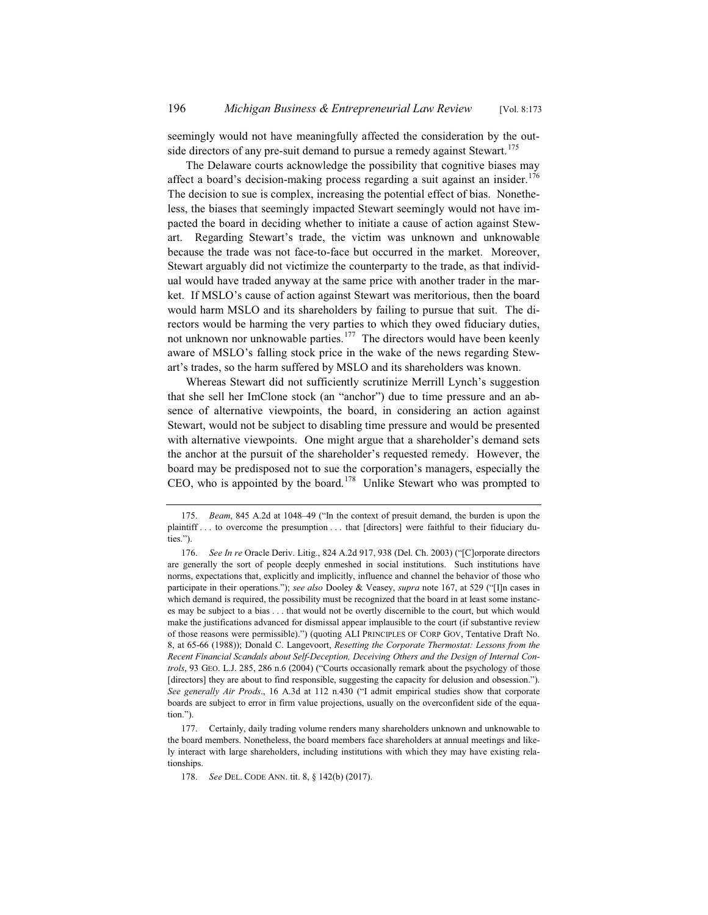seemingly would not have meaningfully affected the consideration by the outside directors of any pre-suit demand to pursue a remedy against Stewart.[175]

The Delaware courts acknowledge the possibility that cognitive biases may affect a board's decision-making process regarding a suit against an insider.[176] The decision to sue is complex, increasing the potential effect of bias. Nonetheless, the biases that seemingly impacted Stewart seemingly would not have impacted the board in deciding whether to initiate a cause of action against Stewart. Regarding Stewart's trade, the victim was unknown and unknowable because the trade was not face-to-face but occurred in the market. Moreover, Stewart arguably did not victimize the counterparty to the trade, as that individual would have traded anyway at the same price with another trader in the market. If MSLO's cause of action against Stewart was meritorious, then the board would harm MSLO and its shareholders by failing to pursue that suit. The directors would be harming the very parties to which they owed fiduciary duties, not unknown nor unknowable parties.[177] The directors would have been keenly aware of MSLO's falling stock price in the wake of the news regarding Stewart's trades, so the harm suffered by MSLO and its shareholders was known.

Whereas Stewart did not sufficiently scrutinize Merrill Lynch's suggestion that she sell her ImClone stock (an "anchor") due to time pressure and an absence of alternative viewpoints, the board, in considering an action against Stewart, would not be subject to disabling time pressure and would be presented with alternative viewpoints. One might argue that a shareholder's demand sets the anchor at the pursuit of the shareholder's requested remedy. However, the board may be predisposed not to sue the corporation's managers, especially the CEO, who is appointed by the board.[178] Unlike Stewart who was prompted to

---

175. *Beam*, 845 A.2d at 1048–49 ("In the context of presuit demand, the burden is upon the plaintiff . . . to overcome the presumption . . . that [directors] were faithful to their fiduciary duties.").

176. *See In re* Oracle Deriv. Litig., 824 A.2d 917, 938 (Del. Ch. 2003) ("[C]orporate directors are generally the sort of people deeply enmeshed in social institutions. Such institutions have norms, expectations that, explicitly and implicitly, influence and channel the behavior of those who participate in their operations."); *see also* Dooley & Veasey, *supra* note 167, at 529 ("[I]n cases in which demand is required, the possibility must be recognized that the board in at least some instances may be subject to a bias . . . that would not be overtly discernible to the court, but which would make the justifications advanced for dismissal appear implausible to the court (if substantive review of those reasons were permissible).") (quoting ALI PRINCIPLES OF CORP GOV, Tentative Draft No. 8, at 65-66 (1988)); Donald C. Langevoort, *Resetting the Corporate Thermostat: Lessons from the Recent Financial Scandals about Self-Deception, Deceiving Others and the Design of Internal Controls*, 93 GEO. L.J. 285, 286 n.6 (2004) ("Courts occasionally remark about the psychology of those [directors] they are about to find responsible, suggesting the capacity for delusion and obsession."). *See generally Air Prods*., 16 A.3d at 112 n.430 ("I admit empirical studies show that corporate boards are subject to error in firm value projections, usually on the overconfident side of the equation.").

177. Certainly, daily trading volume renders many shareholders unknown and unknowable to the board members. Nonetheless, the board members face shareholders at annual meetings and likely interact with large shareholders, including institutions with which they may have existing relationships.

178. *See* DEL. CODE ANN. tit. 8, § 142(b) (2017).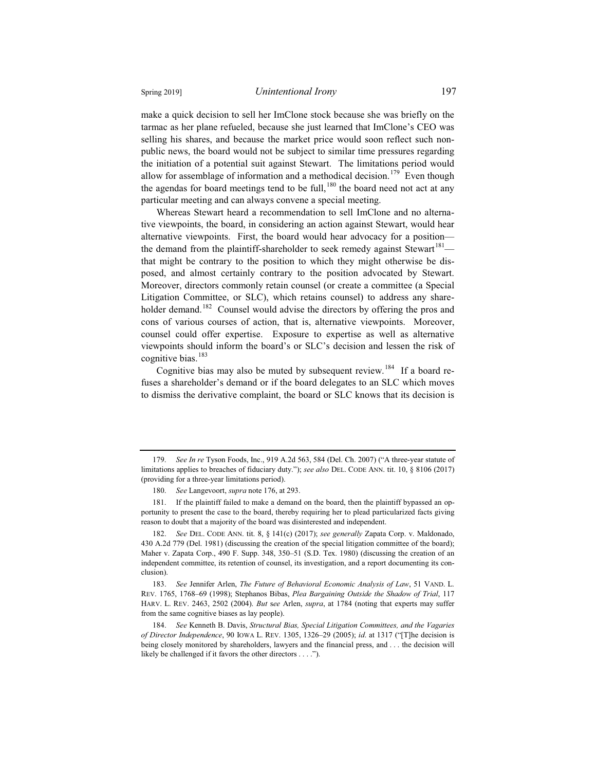make a quick decision to sell her ImClone stock because she was briefly on the tarmac as her plane refueled, because she just learned that ImClone's CEO was selling his shares, and because the market price would soon reflect such non-public news, the board would not be subject to similar time pressures regarding the initiation of a potential suit against Stewart. The limitations period would allow for assemblage of information and a methodical decision.[179] Even though the agendas for board meetings tend to be full,[180] the board need not act at any particular meeting and can always convene a special meeting.

Whereas Stewart heard a recommendation to sell ImClone and no alternative viewpoints, the board, in considering an action against Stewart, would hear alternative viewpoints. First, the board would hear advocacy for a position—the demand from the plaintiff-shareholder to seek remedy against Stewart[181]—that might be contrary to the position to which they might otherwise be disposed, and almost certainly contrary to the position advocated by Stewart. Moreover, directors commonly retain counsel (or create a committee (a Special Litigation Committee, or SLC), which retains counsel) to address any shareholder demand.[182] Counsel would advise the directors by offering the pros and cons of various courses of action, that is, alternative viewpoints. Moreover, counsel could offer expertise. Exposure to expertise as well as alternative viewpoints should inform the board's or SLC's decision and lessen the risk of cognitive bias.[183]

Cognitive bias may also be muted by subsequent review.[184] If a board refuses a shareholder's demand or if the board delegates to an SLC which moves to dismiss the derivative complaint, the board or SLC knows that its decision is

---

179. *See In re* Tyson Foods, Inc., 919 A.2d 563, 584 (Del. Ch. 2007) ("A three-year statute of limitations applies to breaches of fiduciary duty."); *see also* DEL. CODE ANN. tit. 10, § 8106 (2017) (providing for a three-year limitations period).

180. *See* Langevoort, *supra* note 176, at 293.

181. If the plaintiff failed to make a demand on the board, then the plaintiff bypassed an opportunity to present the case to the board, thereby requiring her to plead particularized facts giving reason to doubt that a majority of the board was disinterested and independent.

182. *See* DEL. CODE ANN. tit. 8, § 141(c) (2017); *see generally* Zapata Corp. v. Maldonado, 430 A.2d 779 (Del. 1981) (discussing the creation of the special litigation committee of the board); Maher v. Zapata Corp., 490 F. Supp. 348, 350–51 (S.D. Tex. 1980) (discussing the creation of an independent committee, its retention of counsel, its investigation, and a report documenting its conclusion).

183. *See* Jennifer Arlen, *The Future of Behavioral Economic Analysis of Law*, 51 VAND. L. REV. 1765, 1768–69 (1998); Stephanos Bibas, *Plea Bargaining Outside the Shadow of Trial*, 117 HARV. L. REV. 2463, 2502 (2004). *But see* Arlen, *supra*, at 1784 (noting that experts may suffer from the same cognitive biases as lay people).

184. *See* Kenneth B. Davis, *Structural Bias, Special Litigation Committees, and the Vagaries of Director Independence*, 90 IOWA L. REV. 1305, 1326–29 (2005); *id*. at 1317 ("[T]he decision is being closely monitored by shareholders, lawyers and the financial press, and . . . the decision will likely be challenged if it favors the other directors . . . .").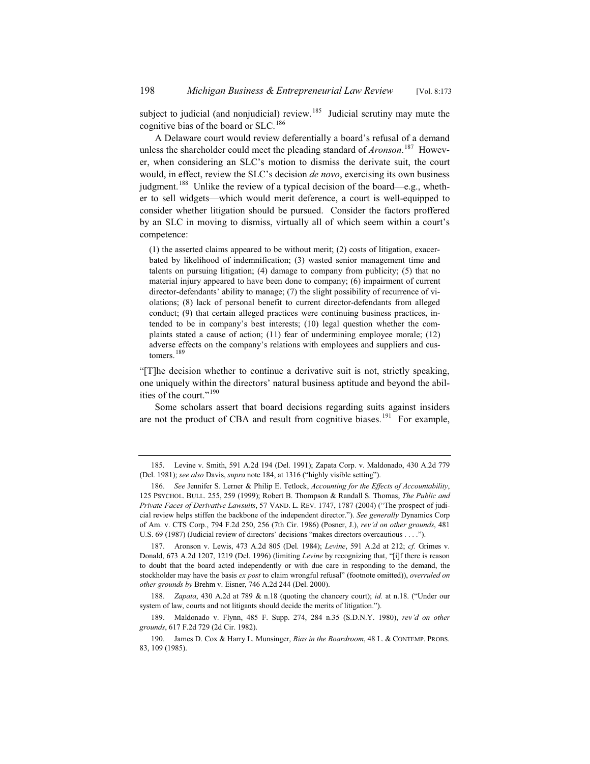subject to judicial (and nonjudicial) review.[185] Judicial scrutiny may mute the cognitive bias of the board or SLC.[186]

A Delaware court would review deferentially a board's refusal of a demand unless the shareholder could meet the pleading standard of *Aronson*.[187] However, when considering an SLC's motion to dismiss the derivate suit, the court would, in effect, review the SLC's decision *de novo*, exercising its own business judgment.[188] Unlike the review of a typical decision of the board—e.g., whether to sell widgets—which would merit deference, a court is well-equipped to consider whether litigation should be pursued. Consider the factors proffered by an SLC in moving to dismiss, virtually all of which seem within a court's competence:

> (1) the asserted claims appeared to be without merit; (2) costs of litigation, exacerbated by likelihood of indemnification; (3) wasted senior management time and talents on pursuing litigation; (4) damage to company from publicity; (5) that no material injury appeared to have been done to company; (6) impairment of current director-defendants' ability to manage; (7) the slight possibility of recurrence of violations; (8) lack of personal benefit to current director-defendants from alleged conduct; (9) that certain alleged practices were continuing business practices, intended to be in company's best interests; (10) legal question whether the complaints stated a cause of action; (11) fear of undermining employee morale; (12) adverse effects on the company's relations with employees and suppliers and customers.[189]

"[T]he decision whether to continue a derivative suit is not, strictly speaking, one uniquely within the directors' natural business aptitude and beyond the abilities of the court."[190]

Some scholars assert that board decisions regarding suits against insiders are not the product of CBA and result from cognitive biases.[191] For example,

---

185. Levine v. Smith, 591 A.2d 194 (Del. 1991); Zapata Corp. v. Maldonado, 430 A.2d 779 (Del. 1981); *see also* Davis, *supra* note 184, at 1316 ("highly visible setting").

186. *See* Jennifer S. Lerner & Philip E. Tetlock, *Accounting for the Effects of Accountability*, 125 PSYCHOL. BULL. 255, 259 (1999); Robert B. Thompson & Randall S. Thomas, *The Public and Private Faces of Derivative Lawsuits*, 57 VAND. L. REV. 1747, 1787 (2004) ("The prospect of judicial review helps stiffen the backbone of the independent director."). *See generally* Dynamics Corp of Am. v. CTS Corp., 794 F.2d 250, 256 (7th Cir. 1986) (Posner, J.), *rev'd on other grounds*, 481 U.S. 69 (1987) (Judicial review of directors' decisions "makes directors overcautious . . . .").

187. Aronson v. Lewis, 473 A.2d 805 (Del. 1984); *Levine*, 591 A.2d at 212; *cf.* Grimes v. Donald, 673 A.2d 1207, 1219 (Del. 1996) (limiting *Levine* by recognizing that, "[i]f there is reason to doubt that the board acted independently or with due care in responding to the demand, the stockholder may have the basis *ex post* to claim wrongful refusal" (footnote omitted)), *overruled on other grounds by* Brehm v. Eisner, 746 A.2d 244 (Del. 2000).

188. *Zapata*, 430 A.2d at 789 & n.18 (quoting the chancery court); *id.* at n.18. ("Under our system of law, courts and not litigants should decide the merits of litigation.").

189. Maldonado v. Flynn, 485 F. Supp. 274, 284 n.35 (S.D.N.Y. 1980), *rev'd on other grounds*, 617 F.2d 729 (2d Cir. 1982).

190. James D. Cox & Harry L. Munsinger, *Bias in the Boardroom*, 48 L. & CONTEMP. PROBS. 83, 109 (1985).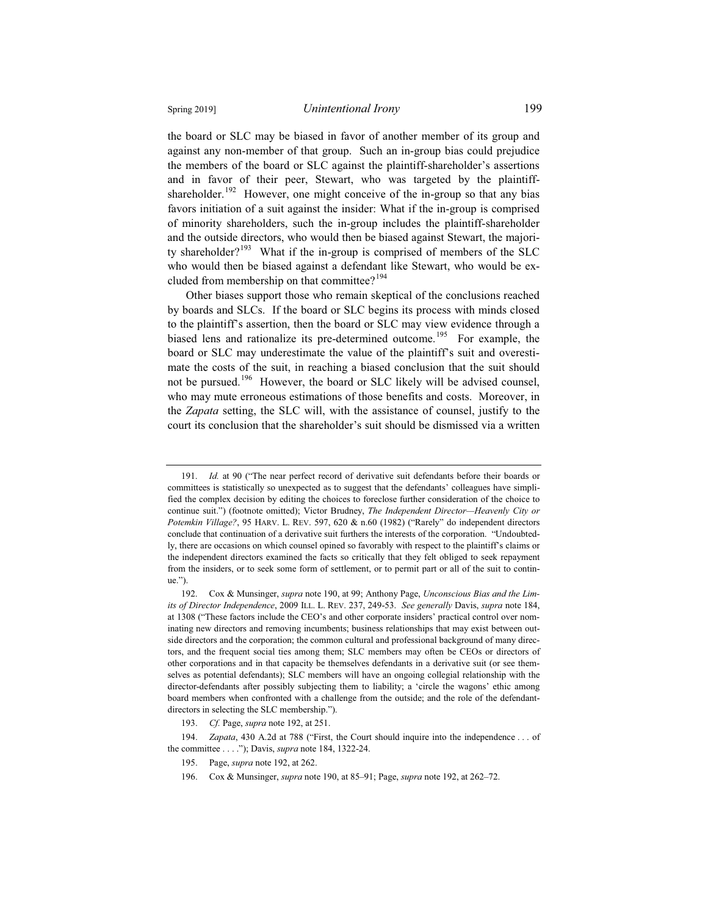the board or SLC may be biased in favor of another member of its group and against any non-member of that group. Such an in-group bias could prejudice the members of the board or SLC against the plaintiff-shareholder's assertions and in favor of their peer, Stewart, who was targeted by the plaintiff-shareholder.[192] However, one might conceive of the in-group so that any bias favors initiation of a suit against the insider: What if the in-group is comprised of minority shareholders, such the in-group includes the plaintiff-shareholder and the outside directors, who would then be biased against Stewart, the majority shareholder?[193] What if the in-group is comprised of members of the SLC who would then be biased against a defendant like Stewart, who would be excluded from membership on that committee?[194]

Other biases support those who remain skeptical of the conclusions reached by boards and SLCs. If the board or SLC begins its process with minds closed to the plaintiff's assertion, then the board or SLC may view evidence through a biased lens and rationalize its pre-determined outcome.[195] For example, the board or SLC may underestimate the value of the plaintiff's suit and overestimate the costs of the suit, in reaching a biased conclusion that the suit should not be pursued.[196] However, the board or SLC likely will be advised counsel, who may mute erroneous estimations of those benefits and costs. Moreover, in the *Zapata* setting, the SLC will, with the assistance of counsel, justify to the court its conclusion that the shareholder's suit should be dismissed via a written

---

191. *Id.* at 90 ("The near perfect record of derivative suit defendants before their boards or committees is statistically so unexpected as to suggest that the defendants' colleagues have simplified the complex decision by editing the choices to foreclose further consideration of the choice to continue suit.") (footnote omitted); Victor Brudney, *The Independent Director—Heavenly City or Potemkin Village?*, 95 HARV. L. REV. 597, 620 & n.60 (1982) ("Rarely" do independent directors conclude that continuation of a derivative suit furthers the interests of the corporation. "Undoubtedly, there are occasions on which counsel opined so favorably with respect to the plaintiff's claims or the independent directors examined the facts so critically that they felt obliged to seek repayment from the insiders, or to seek some form of settlement, or to permit part or all of the suit to continue.").

192. Cox & Munsinger, *supra* note 190, at 99; Anthony Page, *Unconscious Bias and the Limits of Director Independence*, 2009 ILL. L. REV. 237, 249-53. *See generally* Davis, *supra* note 184, at 1308 ("These factors include the CEO's and other corporate insiders' practical control over nominating new directors and removing incumbents; business relationships that may exist between outside directors and the corporation; the common cultural and professional background of many directors, and the frequent social ties among them; SLC members may often be CEOs or directors of other corporations and in that capacity be themselves defendants in a derivative suit (or see themselves as potential defendants); SLC members will have an ongoing collegial relationship with the director-defendants after possibly subjecting them to liability; a 'circle the wagons' ethic among board members when confronted with a challenge from the outside; and the role of the defendant-directors in selecting the SLC membership.").

193. *Cf.* Page, *supra* note 192, at 251.

194. *Zapata*, 430 A.2d at 788 ("First, the Court should inquire into the independence . . . of the committee . . . ."); Davis, *supra* note 184, 1322-24.

195. Page, *supra* note 192, at 262.

196. Cox & Munsinger, *supra* note 190, at 85–91; Page, *supra* note 192, at 262–72.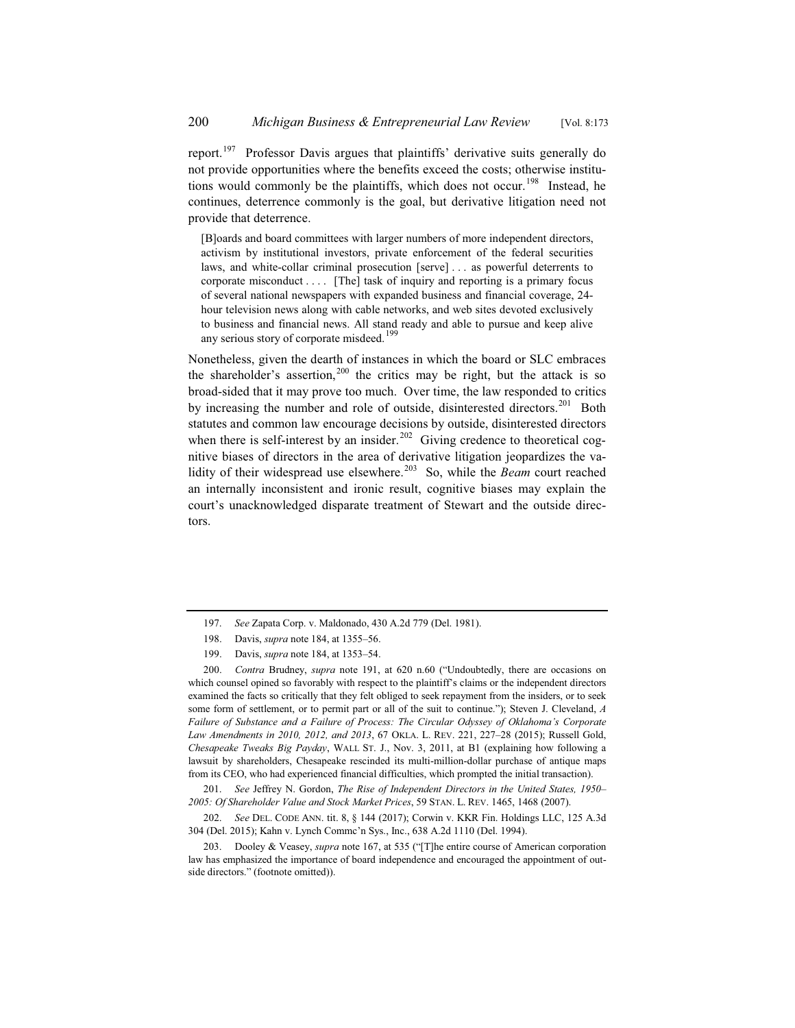report.[197] Professor Davis argues that plaintiffs' derivative suits generally do not provide opportunities where the benefits exceed the costs; otherwise institutions would commonly be the plaintiffs, which does not occur.[198] Instead, he continues, deterrence commonly is the goal, but derivative litigation need not provide that deterrence.

> [B]oards and board committees with larger numbers of more independent directors, activism by institutional investors, private enforcement of the federal securities laws, and white-collar criminal prosecution [serve] . . . as powerful deterrents to corporate misconduct . . . . [The] task of inquiry and reporting is a primary focus of several national newspapers with expanded business and financial coverage, 24-hour television news along with cable networks, and web sites devoted exclusively to business and financial news. All stand ready and able to pursue and keep alive any serious story of corporate misdeed.[199]

Nonetheless, given the dearth of instances in which the board or SLC embraces the shareholder's assertion,[200] the critics may be right, but the attack is so broad-sided that it may prove too much. Over time, the law responded to critics by increasing the number and role of outside, disinterested directors.[201] Both statutes and common law encourage decisions by outside, disinterested directors when there is self-interest by an insider.[202] Giving credence to theoretical cognitive biases of directors in the area of derivative litigation jeopardizes the validity of their widespread use elsewhere.[203] So, while the *Beam* court reached an internally inconsistent and ironic result, cognitive biases may explain the court's unacknowledged disparate treatment of Stewart and the outside directors.

---

197. *See* Zapata Corp. v. Maldonado, 430 A.2d 779 (Del. 1981).

198. Davis, *supra* note 184, at 1355–56.

199. Davis, *supra* note 184, at 1353–54.

200. *Contra* Brudney, *supra* note 191, at 620 n.60 ("Undoubtedly, there are occasions on which counsel opined so favorably with respect to the plaintiff's claims or the independent directors examined the facts so critically that they felt obliged to seek repayment from the insiders, or to seek some form of settlement, or to permit part or all of the suit to continue."); Steven J. Cleveland, *A Failure of Substance and a Failure of Process: The Circular Odyssey of Oklahoma's Corporate Law Amendments in 2010, 2012, and 2013*, 67 OKLA. L. REV. 221, 227–28 (2015); Russell Gold, *Chesapeake Tweaks Big Payday*, WALL ST. J., Nov. 3, 2011, at B1 (explaining how following a lawsuit by shareholders, Chesapeake rescinded its multi-million-dollar purchase of antique maps from its CEO, who had experienced financial difficulties, which prompted the initial transaction).

201. *See* Jeffrey N. Gordon, *The Rise of Independent Directors in the United States, 1950–2005: Of Shareholder Value and Stock Market Prices*, 59 STAN. L. REV. 1465, 1468 (2007).

202. *See* DEL. CODE ANN. tit. 8, § 144 (2017); Corwin v. KKR Fin. Holdings LLC, 125 A.3d 304 (Del. 2015); Kahn v. Lynch Commc'n Sys., Inc., 638 A.2d 1110 (Del. 1994).

203. Dooley & Veasey, *supra* note 167, at 535 ("[T]he entire course of American corporation law has emphasized the importance of board independence and encouraged the appointment of outside directors." (footnote omitted)).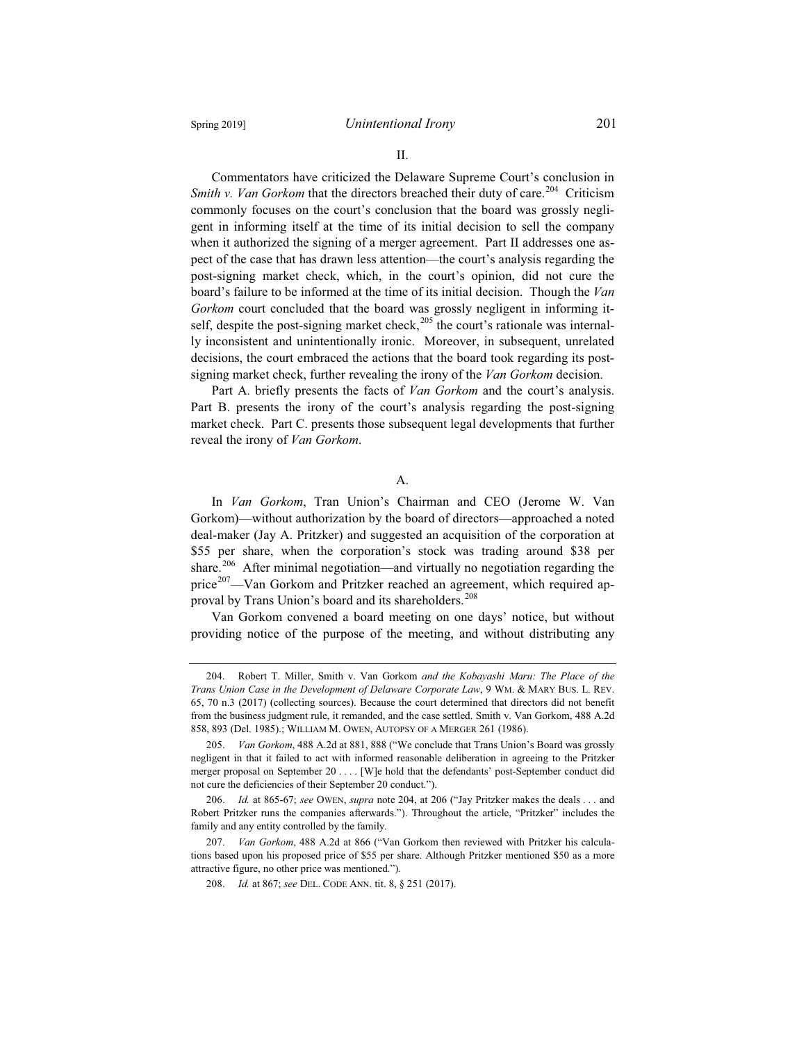## II.

Commentators have criticized the Delaware Supreme Court's conclusion in *Smith v. Van Gorkom* that the directors breached their duty of care.[204] Criticism commonly focuses on the court's conclusion that the board was grossly negligent in informing itself at the time of its initial decision to sell the company when it authorized the signing of a merger agreement. Part II addresses one aspect of the case that has drawn less attention—the court's analysis regarding the post-signing market check, which, in the court's opinion, did not cure the board's failure to be informed at the time of its initial decision. Though the *Van Gorkom* court concluded that the board was grossly negligent in informing itself, despite the post-signing market check,[205] the court's rationale was internally inconsistent and unintentionally ironic. Moreover, in subsequent, unrelated decisions, the court embraced the actions that the board took regarding its post-signing market check, further revealing the irony of the *Van Gorkom* decision.

Part A. briefly presents the facts of *Van Gorkom* and the court's analysis. Part B. presents the irony of the court's analysis regarding the post-signing market check. Part C. presents those subsequent legal developments that further reveal the irony of *Van Gorkom*.

### A.

In *Van Gorkom*, Tran Union's Chairman and CEO (Jerome W. Van Gorkom)—without authorization by the board of directors—approached a noted deal-maker (Jay A. Pritzker) and suggested an acquisition of the corporation at \$55 per share, when the corporation's stock was trading around \$38 per share.[206] After minimal negotiation—and virtually no negotiation regarding the price[207]—Van Gorkom and Pritzker reached an agreement, which required approval by Trans Union's board and its shareholders.[208]

Van Gorkom convened a board meeting on one days' notice, but without providing notice of the purpose of the meeting, and without distributing any

---

204. Robert T. Miller, Smith v. Van Gorkom *and the Kobayashi Maru: The Place of the Trans Union Case in the Development of Delaware Corporate Law*, 9 WM. & MARY BUS. L. REV. 65, 70 n.3 (2017) (collecting sources). Because the court determined that directors did not benefit from the business judgment rule, it remanded, and the case settled. Smith v. Van Gorkom, 488 A.2d 858, 893 (Del. 1985).; WILLIAM M. OWEN, AUTOPSY OF A MERGER 261 (1986).

205. *Van Gorkom*, 488 A.2d at 881, 888 ("We conclude that Trans Union's Board was grossly negligent in that it failed to act with informed reasonable deliberation in agreeing to the Pritzker merger proposal on September 20 . . . . [W]e hold that the defendants' post-September conduct did not cure the deficiencies of their September 20 conduct.").

206. *Id.* at 865-67; *see* OWEN, *supra* note 204, at 206 ("Jay Pritzker makes the deals . . . and Robert Pritzker runs the companies afterwards."). Throughout the article, "Pritzker" includes the family and any entity controlled by the family.

207. *Van Gorkom*, 488 A.2d at 866 ("Van Gorkom then reviewed with Pritzker his calculations based upon his proposed price of \$55 per share. Although Pritzker mentioned \$50 as a more attractive figure, no other price was mentioned.").

208. *Id.* at 867; *see* DEL. CODE ANN. tit. 8, § 251 (2017).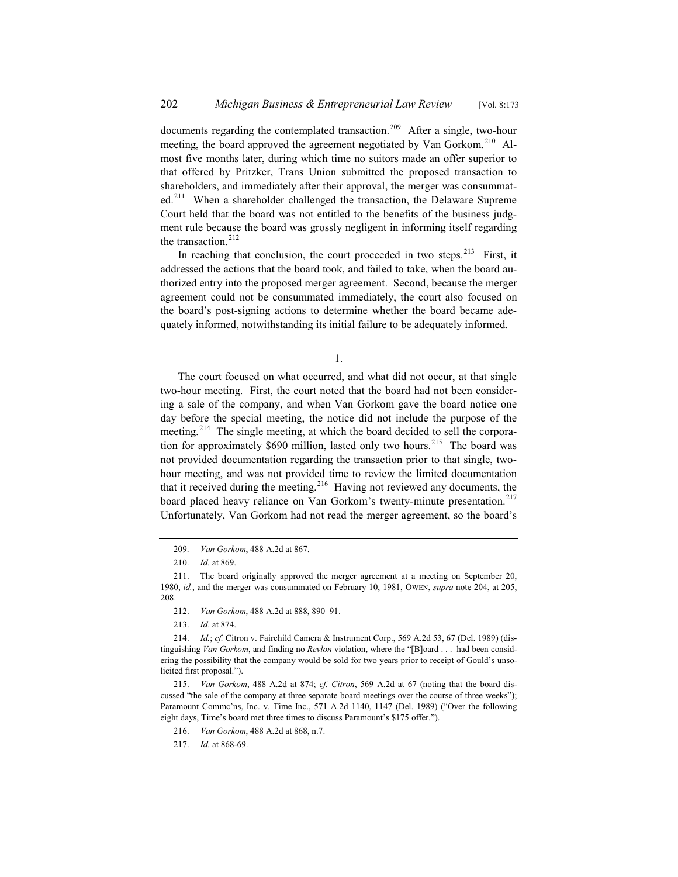documents regarding the contemplated transaction.[209] After a single, two-hour meeting, the board approved the agreement negotiated by Van Gorkom.[210] Almost five months later, during which time no suitors made an offer superior to that offered by Pritzker, Trans Union submitted the proposed transaction to shareholders, and immediately after their approval, the merger was consummated.[211] When a shareholder challenged the transaction, the Delaware Supreme Court held that the board was not entitled to the benefits of the business judgment rule because the board was grossly negligent in informing itself regarding the transaction.[212]

In reaching that conclusion, the court proceeded in two steps.[213] First, it addressed the actions that the board took, and failed to take, when the board authorized entry into the proposed merger agreement. Second, because the merger agreement could not be consummated immediately, the court also focused on the board's post-signing actions to determine whether the board became adequately informed, notwithstanding its initial failure to be adequately informed.

1.

The court focused on what occurred, and what did not occur, at that single two-hour meeting. First, the court noted that the board had not been considering a sale of the company, and when Van Gorkom gave the board notice one day before the special meeting, the notice did not include the purpose of the meeting.[214] The single meeting, at which the board decided to sell the corporation for approximately $690 million, lasted only two hours.[215] The board was not provided documentation regarding the transaction prior to that single, two-hour meeting, and was not provided time to review the limited documentation that it received during the meeting.[216] Having not reviewed any documents, the board placed heavy reliance on Van Gorkom's twenty-minute presentation.[217] Unfortunately, Van Gorkom had not read the merger agreement, so the board's

---

209. *Van Gorkom*, 488 A.2d at 867.

210. *Id.* at 869.

211. The board originally approved the merger agreement at a meeting on September 20, 1980, *id.*, and the merger was consummated on February 10, 1981, OWEN, *supra* note 204, at 205, 208.

212. *Van Gorkom*, 488 A.2d at 888, 890–91.

213. *Id*. at 874.

214. *Id.*; *cf.* Citron v. Fairchild Camera & Instrument Corp., 569 A.2d 53, 67 (Del. 1989) (distinguishing *Van Gorkom*, and finding no *Revlon* violation, where the "[B]oard . . . had been considering the possibility that the company would be sold for two years prior to receipt of Gould's unsolicited first proposal.").

215. *Van Gorkom*, 488 A.2d at 874; *cf. Citron*, 569 A.2d at 67 (noting that the board discussed "the sale of the company at three separate board meetings over the course of three weeks"); Paramount Commc'ns, Inc. v. Time Inc., 571 A.2d 1140, 1147 (Del. 1989) ("Over the following eight days, Time's board met three times to discuss Paramount's $175 offer.").

216. *Van Gorkom*, 488 A.2d at 868, n.7.

217. *Id.* at 868-69.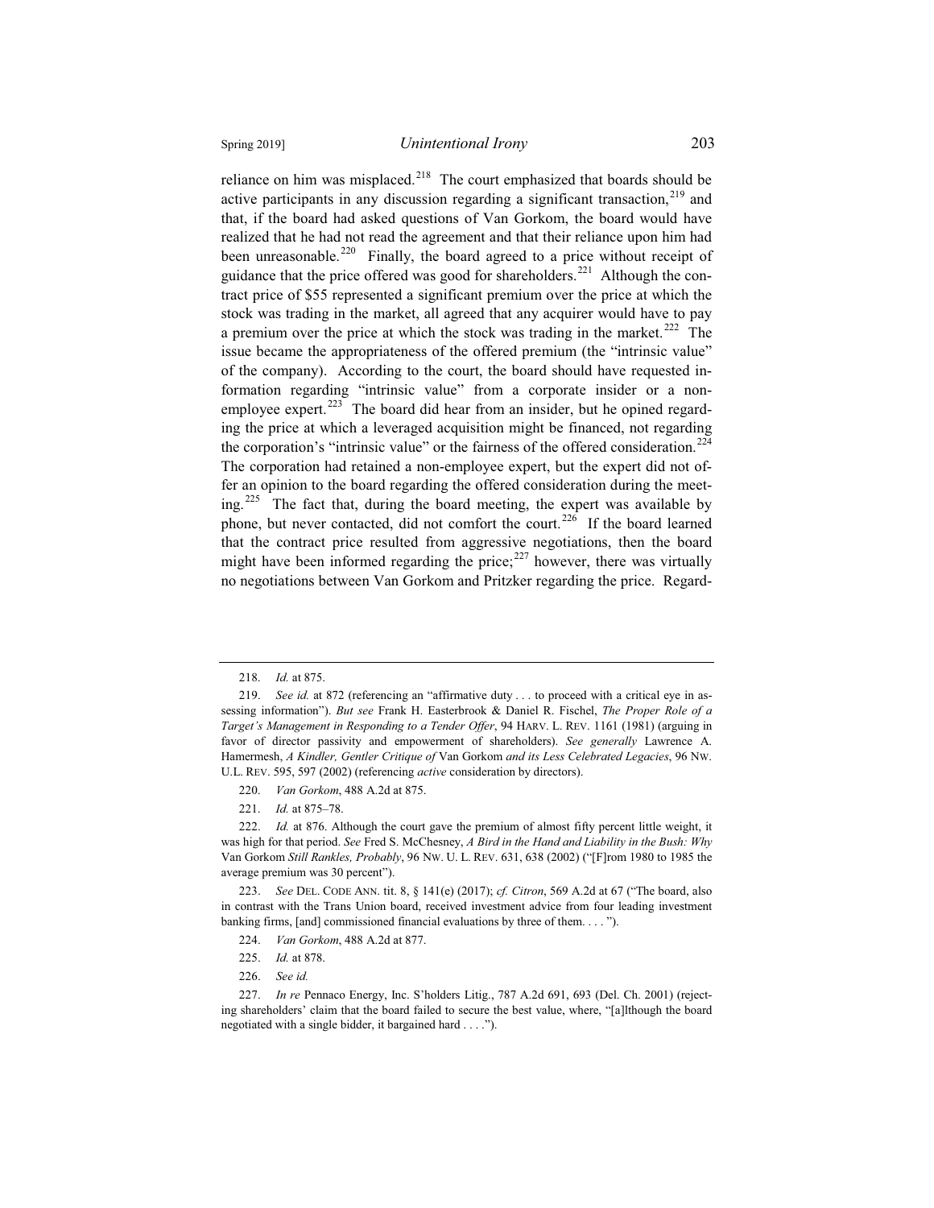reliance on him was misplaced.[218] The court emphasized that boards should be active participants in any discussion regarding a significant transaction,[219] and that, if the board had asked questions of Van Gorkom, the board would have realized that he had not read the agreement and that their reliance upon him had been unreasonable.[220] Finally, the board agreed to a price without receipt of guidance that the price offered was good for shareholders.[221] Although the contract price of $55 represented a significant premium over the price at which the stock was trading in the market, all agreed that any acquirer would have to pay a premium over the price at which the stock was trading in the market.[222] The issue became the appropriateness of the offered premium (the "intrinsic value" of the company). According to the court, the board should have requested information regarding "intrinsic value" from a corporate insider or a non-employee expert.[223] The board did hear from an insider, but he opined regarding the price at which a leveraged acquisition might be financed, not regarding the corporation's "intrinsic value" or the fairness of the offered consideration.[224] The corporation had retained a non-employee expert, but the expert did not offer an opinion to the board regarding the offered consideration during the meeting.[225] The fact that, during the board meeting, the expert was available by phone, but never contacted, did not comfort the court.[226] If the board learned that the contract price resulted from aggressive negotiations, then the board might have been informed regarding the price;[227] however, there was virtually no negotiations between Van Gorkom and Pritzker regarding the price. Regard-

---

218. *Id.* at 875.

219. *See id.* at 872 (referencing an "affirmative duty . . . to proceed with a critical eye in assessing information"). *But see* Frank H. Easterbrook & Daniel R. Fischel, *The Proper Role of a Target's Management in Responding to a Tender Offer*, 94 HARV. L. REV. 1161 (1981) (arguing in favor of director passivity and empowerment of shareholders). *See generally* Lawrence A. Hamermesh, *A Kindler, Gentler Critique of* Van Gorkom *and its Less Celebrated Legacies*, 96 NW. U.L. REV. 595, 597 (2002) (referencing *active* consideration by directors).

220. *Van Gorkom*, 488 A.2d at 875.

221. *Id.* at 875–78.

222. *Id.* at 876. Although the court gave the premium of almost fifty percent little weight, it was high for that period. *See* Fred S. McChesney, *A Bird in the Hand and Liability in the Bush: Why* Van Gorkom *Still Rankles, Probably*, 96 NW. U. L. REV. 631, 638 (2002) ("[F]rom 1980 to 1985 the average premium was 30 percent").

223. *See* DEL. CODE ANN. tit. 8, § 141(e) (2017); *cf. Citron*, 569 A.2d at 67 ("The board, also in contrast with the Trans Union board, received investment advice from four leading investment banking firms, [and] commissioned financial evaluations by three of them. . . . ").

224. *Van Gorkom*, 488 A.2d at 877.

225. *Id.* at 878.

226. *See id.*

227. *In re* Pennaco Energy, Inc. S'holders Litig., 787 A.2d 691, 693 (Del. Ch. 2001) (rejecting shareholders' claim that the board failed to secure the best value, where, "[a]lthough the board negotiated with a single bidder, it bargained hard . . . .").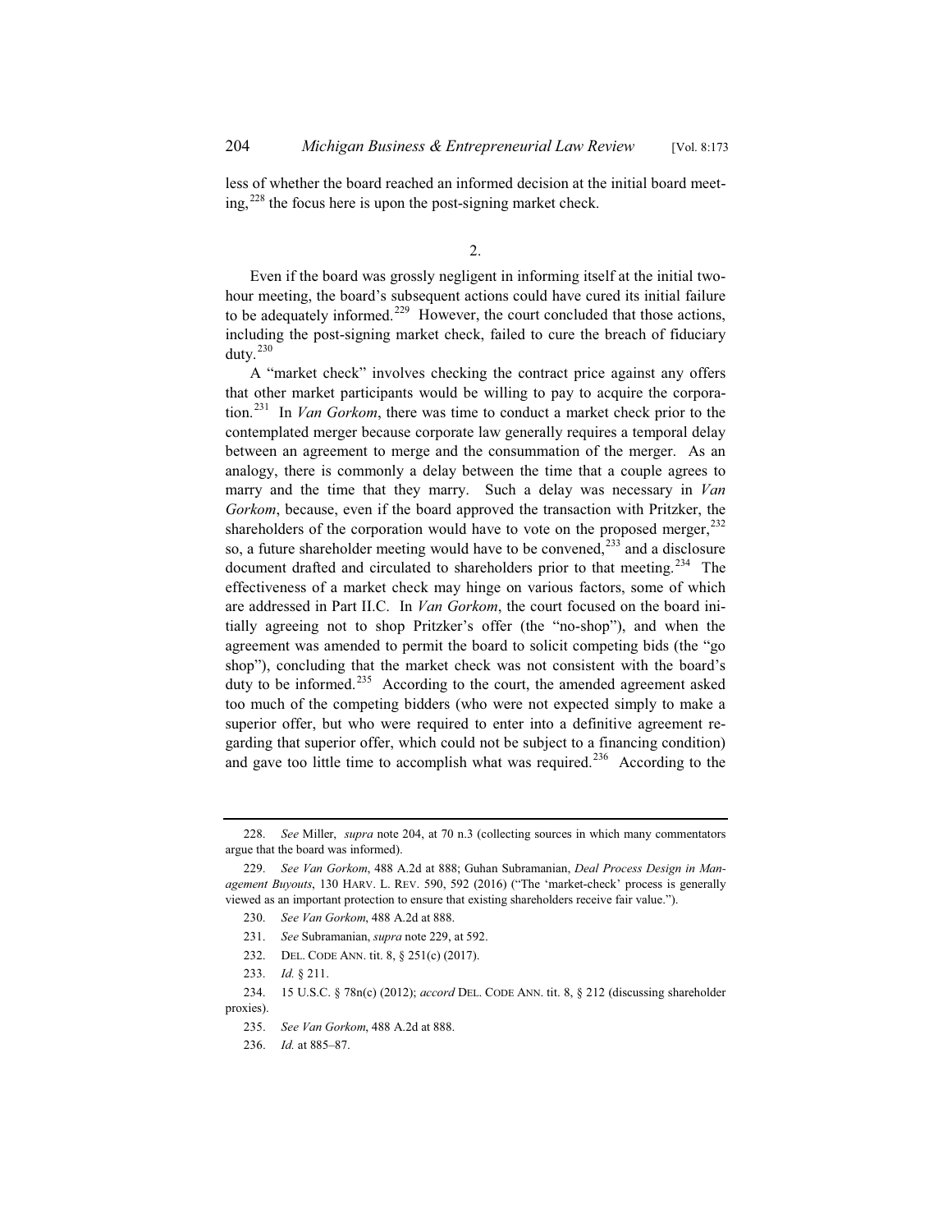less of whether the board reached an informed decision at the initial board meeting,[228] the focus here is upon the post-signing market check.

### 2.

Even if the board was grossly negligent in informing itself at the initial two-hour meeting, the board's subsequent actions could have cured its initial failure to be adequately informed.[229] However, the court concluded that those actions, including the post-signing market check, failed to cure the breach of fiduciary duty.[230]

A "market check" involves checking the contract price against any offers that other market participants would be willing to pay to acquire the corporation.[231] In *Van Gorkom*, there was time to conduct a market check prior to the contemplated merger because corporate law generally requires a temporal delay between an agreement to merge and the consummation of the merger. As an analogy, there is commonly a delay between the time that a couple agrees to marry and the time that they marry. Such a delay was necessary in *Van Gorkom*, because, even if the board approved the transaction with Pritzker, the shareholders of the corporation would have to vote on the proposed merger,[232] so, a future shareholder meeting would have to be convened,[233] and a disclosure document drafted and circulated to shareholders prior to that meeting.[234] The effectiveness of a market check may hinge on various factors, some of which are addressed in Part II.C. In *Van Gorkom*, the court focused on the board initially agreeing not to shop Pritzker's offer (the "no-shop"), and when the agreement was amended to permit the board to solicit competing bids (the "go shop"), concluding that the market check was not consistent with the board's duty to be informed.[235] According to the court, the amended agreement asked too much of the competing bidders (who were not expected simply to make a superior offer, but who were required to enter into a definitive agreement regarding that superior offer, which could not be subject to a financing condition) and gave too little time to accomplish what was required.[236] According to the

---

228. *See* Miller, *supra* note 204, at 70 n.3 (collecting sources in which many commentators argue that the board was informed).

229. *See Van Gorkom*, 488 A.2d at 888; Guhan Subramanian, *Deal Process Design in Management Buyouts*, 130 HARV. L. REV. 590, 592 (2016) ("The 'market-check' process is generally viewed as an important protection to ensure that existing shareholders receive fair value.").

230. *See Van Gorkom*, 488 A.2d at 888.

231. *See* Subramanian, *supra* note 229, at 592.

232. DEL. CODE ANN. tit. 8, § 251(c) (2017).

233. *Id.* § 211.

234. 15 U.S.C. § 78n(c) (2012); *accord* DEL. CODE ANN. tit. 8, § 212 (discussing shareholder proxies).

235. *See Van Gorkom*, 488 A.2d at 888.

236. *Id.* at 885–87.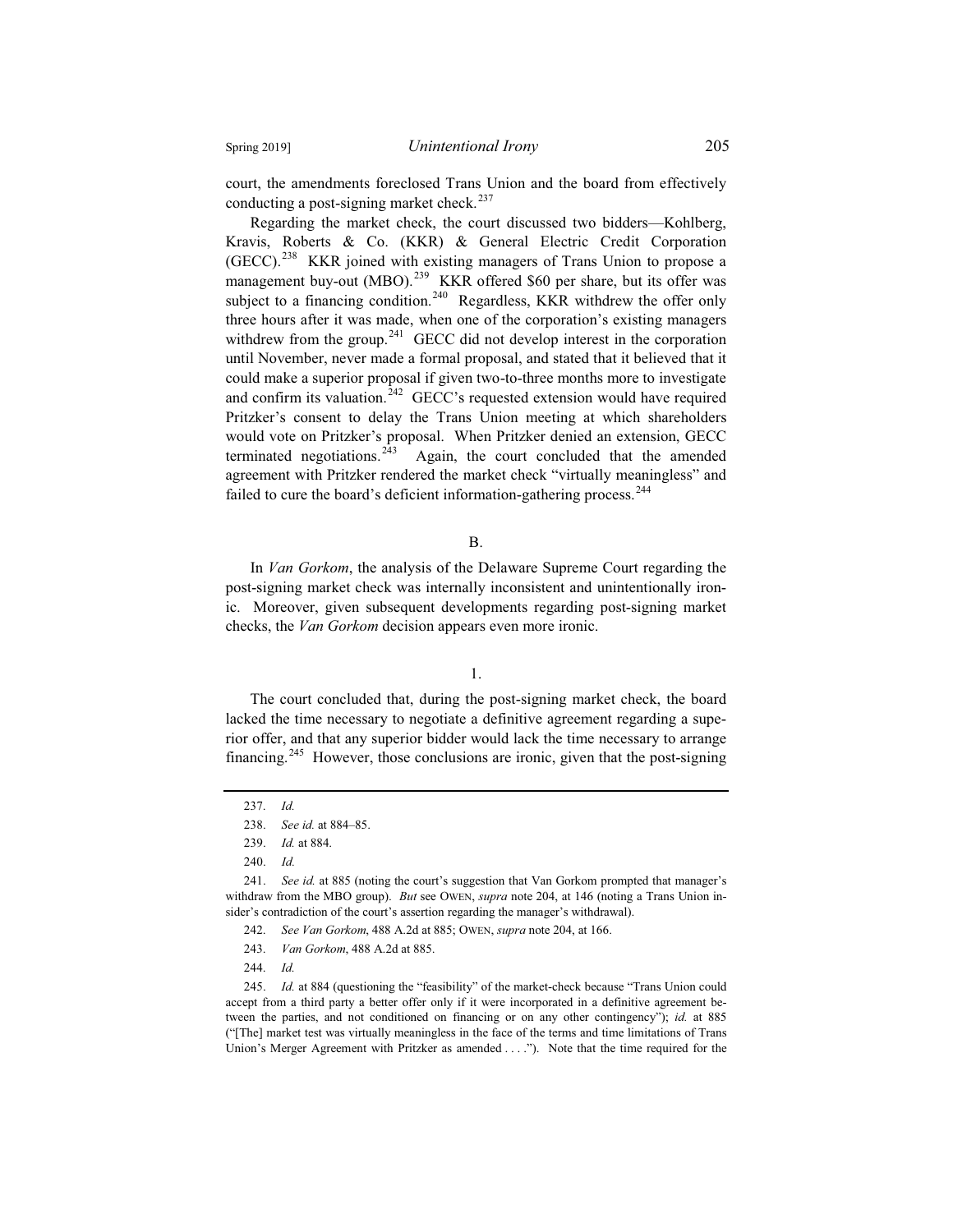court, the amendments foreclosed Trans Union and the board from effectively conducting a post-signing market check.[237]

Regarding the market check, the court discussed two bidders—Kohlberg, Kravis, Roberts & Co. (KKR) & General Electric Credit Corporation (GECC).[238] KKR joined with existing managers of Trans Union to propose a management buy-out (MBO).[239] KKR offered $60 per share, but its offer was subject to a financing condition.[240] Regardless, KKR withdrew the offer only three hours after it was made, when one of the corporation's existing managers withdrew from the group.[241] GECC did not develop interest in the corporation until November, never made a formal proposal, and stated that it believed that it could make a superior proposal if given two-to-three months more to investigate and confirm its valuation.[242] GECC's requested extension would have required Pritzker's consent to delay the Trans Union meeting at which shareholders would vote on Pritzker's proposal. When Pritzker denied an extension, GECC terminated negotiations.[243] Again, the court concluded that the amended agreement with Pritzker rendered the market check "virtually meaningless" and failed to cure the board's deficient information-gathering process.[244]

## B.

In *Van Gorkom*, the analysis of the Delaware Supreme Court regarding the post-signing market check was internally inconsistent and unintentionally ironic. Moreover, given subsequent developments regarding post-signing market checks, the *Van Gorkom* decision appears even more ironic.

### 1.

The court concluded that, during the post-signing market check, the board lacked the time necessary to negotiate a definitive agreement regarding a superior offer, and that any superior bidder would lack the time necessary to arrange financing.[245] However, those conclusions are ironic, given that the post-signing

---

237. *Id.*

238. *See id.* at 884–85.

239. *Id.* at 884.

240. *Id.*

241. *See id.* at 885 (noting the court's suggestion that Van Gorkom prompted that manager's withdraw from the MBO group). *But* see OWEN, *supra* note 204, at 146 (noting a Trans Union insider's contradiction of the court's assertion regarding the manager's withdrawal).

242. *See Van Gorkom*, 488 A.2d at 885; OWEN, *supra* note 204, at 166.

243. *Van Gorkom*, 488 A.2d at 885.

244. *Id.*

245. *Id.* at 884 (questioning the "feasibility" of the market-check because "Trans Union could accept from a third party a better offer only if it were incorporated in a definitive agreement between the parties, and not conditioned on financing or on any other contingency"); *id.* at 885 ("[The] market test was virtually meaningless in the face of the terms and time limitations of Trans Union's Merger Agreement with Pritzker as amended . . . ."). Note that the time required for the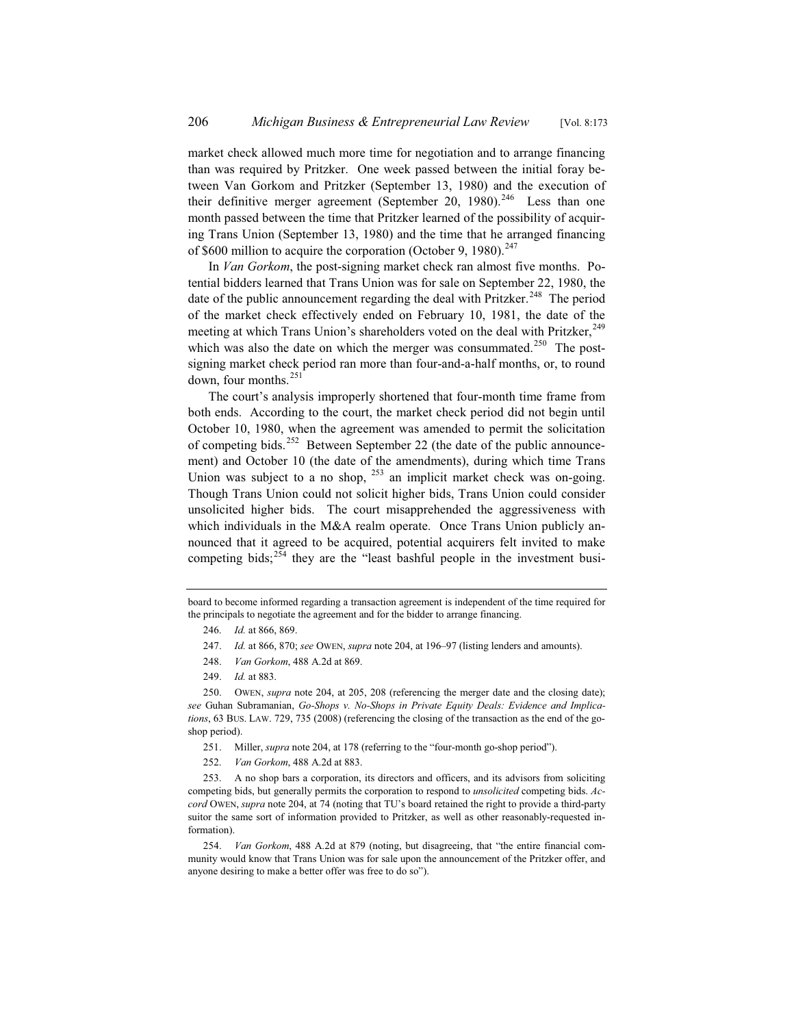market check allowed much more time for negotiation and to arrange financing than was required by Pritzker. One week passed between the initial foray between Van Gorkom and Pritzker (September 13, 1980) and the execution of their definitive merger agreement (September 20, 1980).[246] Less than one month passed between the time that Pritzker learned of the possibility of acquiring Trans Union (September 13, 1980) and the time that he arranged financing of $600 million to acquire the corporation (October 9, 1980).[247]

In *Van Gorkom*, the post-signing market check ran almost five months. Potential bidders learned that Trans Union was for sale on September 22, 1980, the date of the public announcement regarding the deal with Pritzker.[248] The period of the market check effectively ended on February 10, 1981, the date of the meeting at which Trans Union's shareholders voted on the deal with Pritzker,[249] which was also the date on which the merger was consummated.[250] The post-signing market check period ran more than four-and-a-half months, or, to round down, four months.[251]

The court's analysis improperly shortened that four-month time frame from both ends. According to the court, the market check period did not begin until October 10, 1980, when the agreement was amended to permit the solicitation of competing bids.[252] Between September 22 (the date of the public announcement) and October 10 (the date of the amendments), during which time Trans Union was subject to a no shop, [253] an implicit market check was on-going. Though Trans Union could not solicit higher bids, Trans Union could consider unsolicited higher bids. The court misapprehended the aggressiveness with which individuals in the M&A realm operate. Once Trans Union publicly announced that it agreed to be acquired, potential acquirers felt invited to make competing bids;[254] they are the "least bashful people in the investment busi-

---

board to become informed regarding a transaction agreement is independent of the time required for the principals to negotiate the agreement and for the bidder to arrange financing.

246. *Id.* at 866, 869.

247. *Id.* at 866, 870; *see* OWEN, *supra* note 204, at 196–97 (listing lenders and amounts).

248. *Van Gorkom*, 488 A.2d at 869.

249. *Id.* at 883.

250. OWEN, *supra* note 204, at 205, 208 (referencing the merger date and the closing date); *see* Guhan Subramanian, *Go-Shops v. No-Shops in Private Equity Deals: Evidence and Implications*, 63 BUS. LAW. 729, 735 (2008) (referencing the closing of the transaction as the end of the go-shop period).

251. Miller, *supra* note 204, at 178 (referring to the "four-month go-shop period").

252. *Van Gorkom*, 488 A.2d at 883.

253. A no shop bars a corporation, its directors and officers, and its advisors from soliciting competing bids, but generally permits the corporation to respond to *unsolicited* competing bids. *Accord* OWEN, *supra* note 204, at 74 (noting that TU's board retained the right to provide a third-party suitor the same sort of information provided to Pritzker, as well as other reasonably-requested information).

254. *Van Gorkom*, 488 A.2d at 879 (noting, but disagreeing, that "the entire financial community would know that Trans Union was for sale upon the announcement of the Pritzker offer, and anyone desiring to make a better offer was free to do so").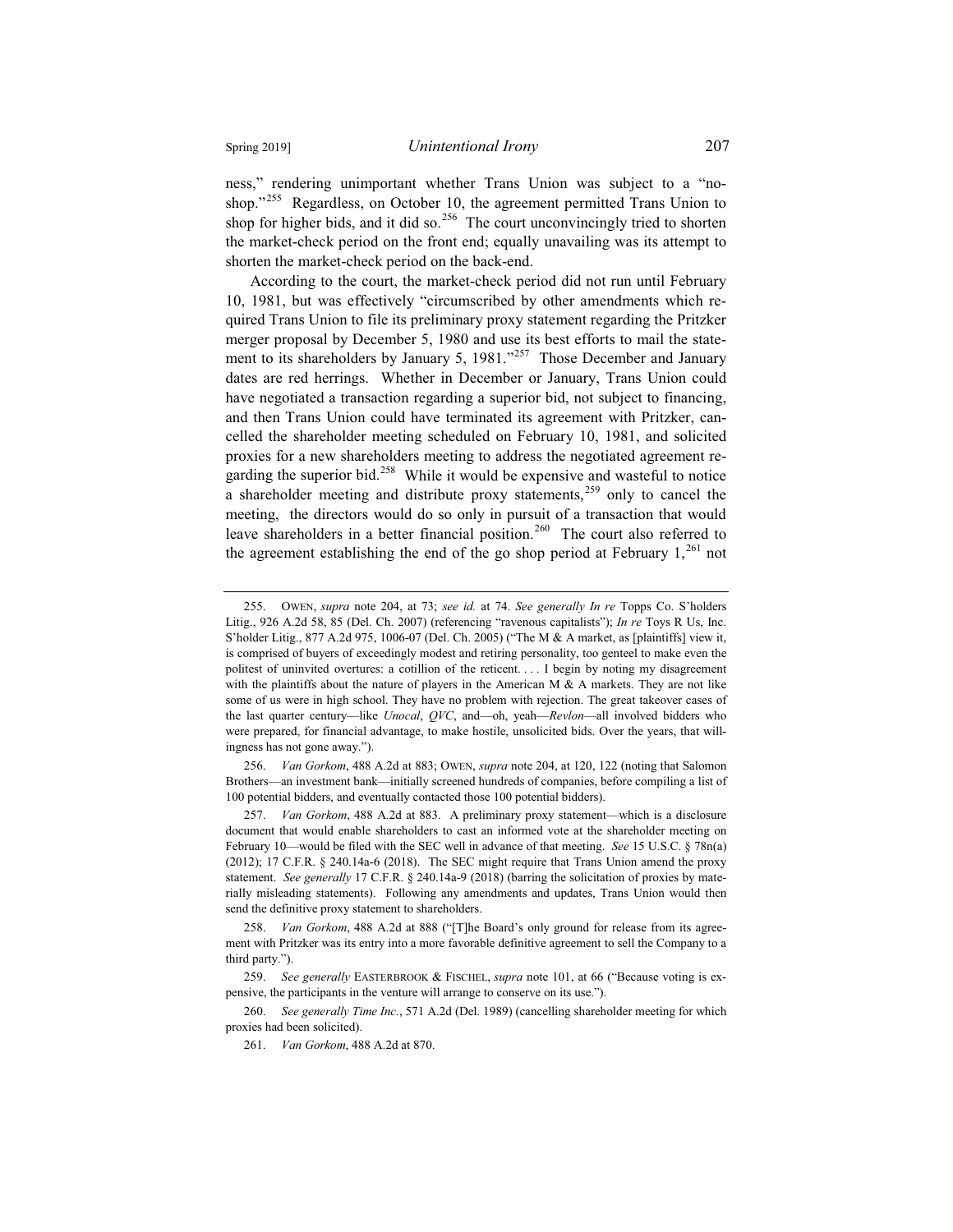ness," rendering unimportant whether Trans Union was subject to a "no-shop."[255] Regardless, on October 10, the agreement permitted Trans Union to shop for higher bids, and it did so.[256] The court unconvincingly tried to shorten the market-check period on the front end; equally unavailing was its attempt to shorten the market-check period on the back-end.

According to the court, the market-check period did not run until February 10, 1981, but was effectively "circumscribed by other amendments which required Trans Union to file its preliminary proxy statement regarding the Pritzker merger proposal by December 5, 1980 and use its best efforts to mail the statement to its shareholders by January 5, 1981."[257] Those December and January dates are red herrings. Whether in December or January, Trans Union could have negotiated a transaction regarding a superior bid, not subject to financing, and then Trans Union could have terminated its agreement with Pritzker, cancelled the shareholder meeting scheduled on February 10, 1981, and solicited proxies for a new shareholders meeting to address the negotiated agreement regarding the superior bid.[258] While it would be expensive and wasteful to notice a shareholder meeting and distribute proxy statements,[259] only to cancel the meeting, the directors would do so only in pursuit of a transaction that would leave shareholders in a better financial position.[260] The court also referred to the agreement establishing the end of the go shop period at February 1,[261] not

---

255. OWEN, *supra* note 204, at 73; *see id.* at 74. *See generally In re* Topps Co. S'holders Litig., 926 A.2d 58, 85 (Del. Ch. 2007) (referencing "ravenous capitalists"); *In re* Toys R Us, Inc. S'holder Litig., 877 A.2d 975, 1006-07 (Del. Ch. 2005) ("The M & A market, as [plaintiffs] view it, is comprised of buyers of exceedingly modest and retiring personality, too genteel to make even the politest of uninvited overtures: a cotillion of the reticent. . . . I begin by noting my disagreement with the plaintiffs about the nature of players in the American M & A markets. They are not like some of us were in high school. They have no problem with rejection. The great takeover cases of the last quarter century—like *Unocal*, *QVC*, and—oh, yeah—*Revlon*—all involved bidders who were prepared, for financial advantage, to make hostile, unsolicited bids. Over the years, that willingness has not gone away.").

256. *Van Gorkom*, 488 A.2d at 883; OWEN, *supra* note 204, at 120, 122 (noting that Salomon Brothers—an investment bank—initially screened hundreds of companies, before compiling a list of 100 potential bidders, and eventually contacted those 100 potential bidders).

257. *Van Gorkom*, 488 A.2d at 883. A preliminary proxy statement—which is a disclosure document that would enable shareholders to cast an informed vote at the shareholder meeting on February 10—would be filed with the SEC well in advance of that meeting. *See* 15 U.S.C. § 78n(a) (2012); 17 C.F.R. § 240.14a-6 (2018). The SEC might require that Trans Union amend the proxy statement. *See generally* 17 C.F.R. § 240.14a-9 (2018) (barring the solicitation of proxies by materially misleading statements). Following any amendments and updates, Trans Union would then send the definitive proxy statement to shareholders.

258. *Van Gorkom*, 488 A.2d at 888 ("[T]he Board's only ground for release from its agreement with Pritzker was its entry into a more favorable definitive agreement to sell the Company to a third party.").

259. *See generally* EASTERBROOK & FISCHEL, *supra* note 101, at 66 ("Because voting is expensive, the participants in the venture will arrange to conserve on its use.").

260. *See generally Time Inc.*, 571 A.2d (Del. 1989) (cancelling shareholder meeting for which proxies had been solicited).

261. *Van Gorkom*, 488 A.2d at 870.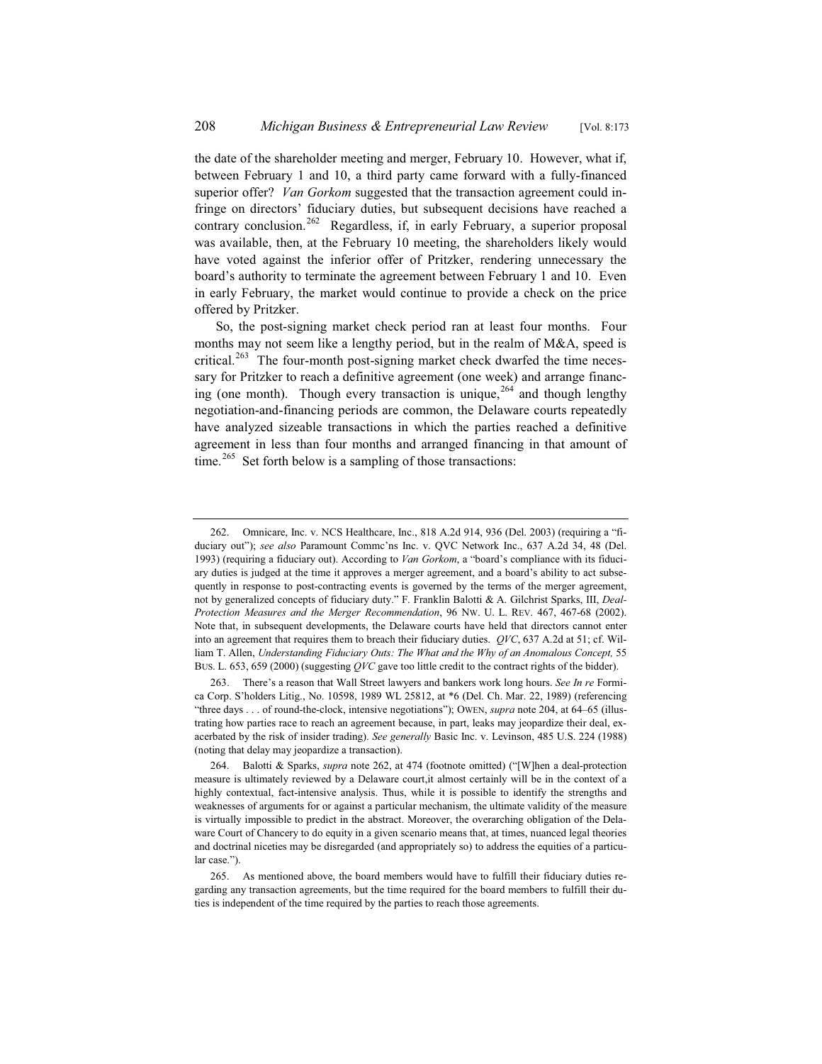the date of the shareholder meeting and merger, February 10. However, what if, between February 1 and 10, a third party came forward with a fully-financed superior offer? *Van Gorkom* suggested that the transaction agreement could infringe on directors' fiduciary duties, but subsequent decisions have reached a contrary conclusion.[262] Regardless, if, in early February, a superior proposal was available, then, at the February 10 meeting, the shareholders likely would have voted against the inferior offer of Pritzker, rendering unnecessary the board's authority to terminate the agreement between February 1 and 10. Even in early February, the market would continue to provide a check on the price offered by Pritzker.

So, the post-signing market check period ran at least four months. Four months may not seem like a lengthy period, but in the realm of M&A, speed is critical.[263] The four-month post-signing market check dwarfed the time necessary for Pritzker to reach a definitive agreement (one week) and arrange financing (one month). Though every transaction is unique,[264] and though lengthy negotiation-and-financing periods are common, the Delaware courts repeatedly have analyzed sizeable transactions in which the parties reached a definitive agreement in less than four months and arranged financing in that amount of time.[265] Set forth below is a sampling of those transactions:

---

262. Omnicare, Inc. v. NCS Healthcare, Inc., 818 A.2d 914, 936 (Del. 2003) (requiring a "fiduciary out"); *see also* Paramount Commc'ns Inc. v. QVC Network Inc., 637 A.2d 34, 48 (Del. 1993) (requiring a fiduciary out). According to *Van Gorkom*, a "board's compliance with its fiduciary duties is judged at the time it approves a merger agreement, and a board's ability to act subsequently in response to post-contracting events is governed by the terms of the merger agreement, not by generalized concepts of fiduciary duty." F. Franklin Balotti & A. Gilchrist Sparks, III, *Deal-Protection Measures and the Merger Recommendation*, 96 NW. U. L. REV. 467, 467-68 (2002). Note that, in subsequent developments, the Delaware courts have held that directors cannot enter into an agreement that requires them to breach their fiduciary duties. *QVC*, 637 A.2d at 51; cf. William T. Allen, *Understanding Fiduciary Outs: The What and the Why of an Anomalous Concept,* 55 BUS. L. 653, 659 (2000) (suggesting *QVC* gave too little credit to the contract rights of the bidder).

263. There's a reason that Wall Street lawyers and bankers work long hours. *See In re* Formica Corp. S'holders Litig., No. 10598, 1989 WL 25812, at *6 (Del. Ch. Mar. 22, 1989) (referencing "three days . . . of round-the-clock, intensive negotiations"); OWEN, *supra* note 204, at 64–65 (illustrating how parties race to reach an agreement because, in part, leaks may jeopardize their deal, exacerbated by the risk of insider trading). *See generally* Basic Inc. v. Levinson, 485 U.S. 224 (1988) (noting that delay may jeopardize a transaction).

264. Balotti & Sparks, *supra* note 262, at 474 (footnote omitted) ("[W]hen a deal-protection measure is ultimately reviewed by a Delaware court,it almost certainly will be in the context of a highly contextual, fact-intensive analysis. Thus, while it is possible to identify the strengths and weaknesses of arguments for or against a particular mechanism, the ultimate validity of the measure is virtually impossible to predict in the abstract. Moreover, the overarching obligation of the Delaware Court of Chancery to do equity in a given scenario means that, at times, nuanced legal theories and doctrinal niceties may be disregarded (and appropriately so) to address the equities of a particular case.").

265. As mentioned above, the board members would have to fulfill their fiduciary duties regarding any transaction agreements, but the time required for the board members to fulfill their duties is independent of the time required by the parties to reach those agreements.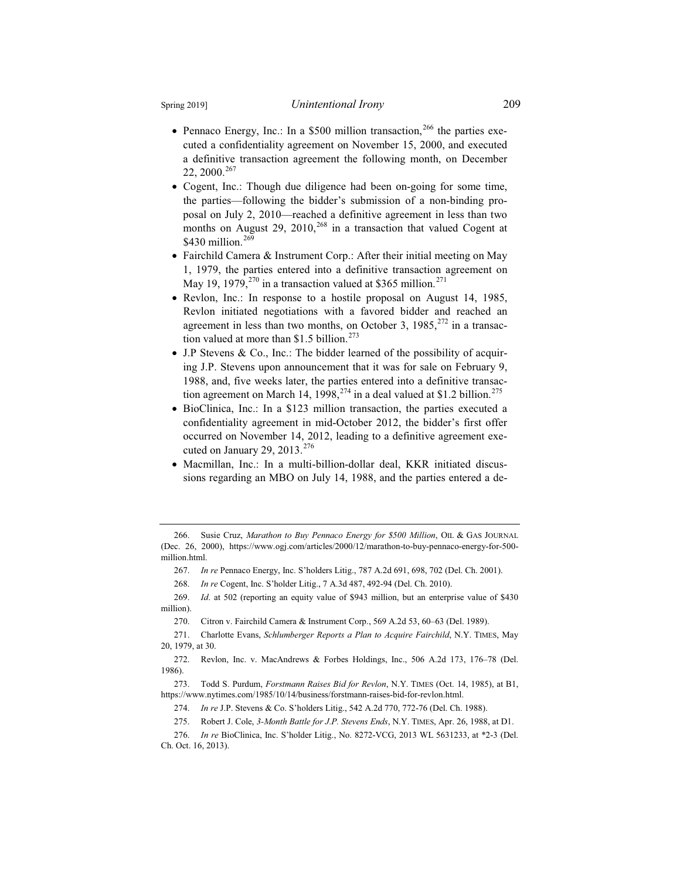- Pennaco Energy, Inc.: In a $500 million transaction,[266] the parties executed a confidentiality agreement on November 15, 2000, and executed a definitive transaction agreement the following month, on December 22, 2000.[267]
- Cogent, Inc.: Though due diligence had been on-going for some time, the parties—following the bidder's submission of a non-binding proposal on July 2, 2010—reached a definitive agreement in less than two months on August 29, 2010,[268] in a transaction that valued Cogent at $430 million.[269]
- Fairchild Camera & Instrument Corp.: After their initial meeting on May 1, 1979, the parties entered into a definitive transaction agreement on May 19, 1979,[270] in a transaction valued at $365 million.[271]
- Revlon, Inc.: In response to a hostile proposal on August 14, 1985, Revlon initiated negotiations with a favored bidder and reached an agreement in less than two months, on October 3, 1985,[272] in a transaction valued at more than $1.5 billion.[273]
- J.P Stevens & Co., Inc.: The bidder learned of the possibility of acquiring J.P. Stevens upon announcement that it was for sale on February 9, 1988, and, five weeks later, the parties entered into a definitive transaction agreement on March 14, 1998,[274] in a deal valued at $1.2 billion.[275]
- BioClinica, Inc.: In a $123 million transaction, the parties executed a confidentiality agreement in mid-October 2012, the bidder's first offer occurred on November 14, 2012, leading to a definitive agreement executed on January 29, 2013.[276]
- Macmillan, Inc.: In a multi-billion-dollar deal, KKR initiated discussions regarding an MBO on July 14, 1988, and the parties entered a de-

---

266. Susie Cruz, *Marathon to Buy Pennaco Energy for $500 Million*, OIL & GAS JOURNAL (Dec. 26, 2000), https://www.ogj.com/articles/2000/12/marathon-to-buy-pennaco-energy-for-500-million.html.

267. *In re* Pennaco Energy, Inc. S'holders Litig., 787 A.2d 691, 698, 702 (Del. Ch. 2001).

268. *In re* Cogent, Inc. S'holder Litig., 7 A.3d 487, 492-94 (Del. Ch. 2010).

269. *Id*. at 502 (reporting an equity value of $943 million, but an enterprise value of $430 million).

270. Citron v. Fairchild Camera & Instrument Corp., 569 A.2d 53, 60–63 (Del. 1989).

271. Charlotte Evans, *Schlumberger Reports a Plan to Acquire Fairchild*, N.Y. TIMES, May 20, 1979, at 30.

272. Revlon, Inc. v. MacAndrews & Forbes Holdings, Inc., 506 A.2d 173, 176–78 (Del. 1986).

273. Todd S. Purdum, *Forstmann Raises Bid for Revlon*, N.Y. TIMES (Oct. 14, 1985), at B1, https://www.nytimes.com/1985/10/14/business/forstmann-raises-bid-for-revlon.html.

274. *In re* J.P. Stevens & Co. S'holders Litig., 542 A.2d 770, 772-76 (Del. Ch. 1988).

275. Robert J. Cole, *3-Month Battle for J.P. Stevens Ends*, N.Y. TIMES, Apr. 26, 1988, at D1.

276. *In re* BioClinica, Inc. S'holder Litig., No. 8272-VCG, 2013 WL 5631233, at *2-3 (Del. Ch. Oct. 16, 2013).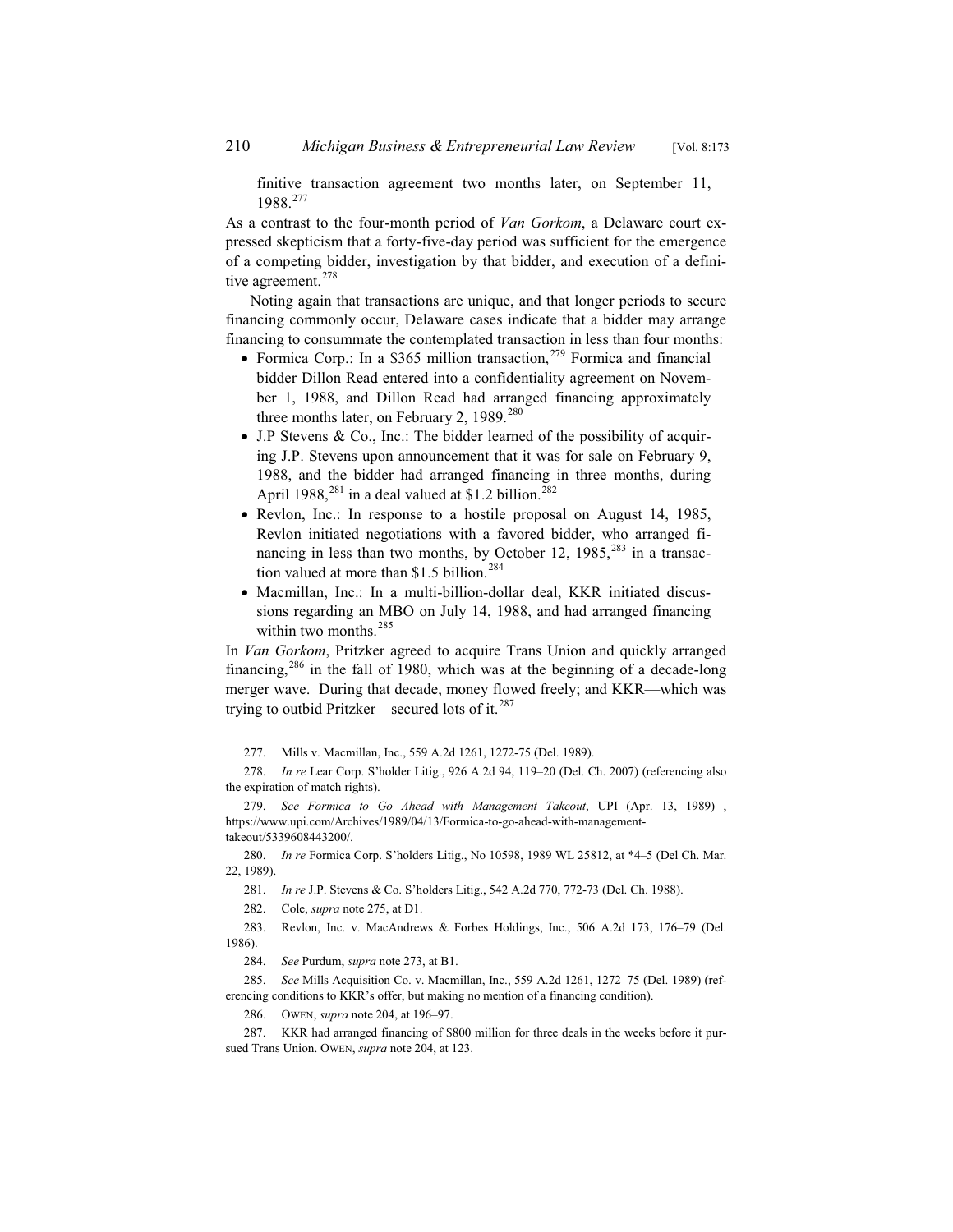finitive transaction agreement two months later, on September 11, 1988.[277]

As a contrast to the four-month period of *Van Gorkom*, a Delaware court expressed skepticism that a forty-five-day period was sufficient for the emergence of a competing bidder, investigation by that bidder, and execution of a definitive agreement.[278]

Noting again that transactions are unique, and that longer periods to secure financing commonly occur, Delaware cases indicate that a bidder may arrange financing to consummate the contemplated transaction in less than four months:

- Formica Corp.: In a $365 million transaction,[279] Formica and financial bidder Dillon Read entered into a confidentiality agreement on November 1, 1988, and Dillon Read had arranged financing approximately three months later, on February 2, 1989.[280]
- J.P Stevens & Co., Inc.: The bidder learned of the possibility of acquiring J.P. Stevens upon announcement that it was for sale on February 9, 1988, and the bidder had arranged financing in three months, during April 1988,[281] in a deal valued at $1.2 billion.[282]
- Revlon, Inc.: In response to a hostile proposal on August 14, 1985, Revlon initiated negotiations with a favored bidder, who arranged financing in less than two months, by October 12, 1985,[283] in a transaction valued at more than $1.5 billion.[284]
- Macmillan, Inc.: In a multi-billion-dollar deal, KKR initiated discussions regarding an MBO on July 14, 1988, and had arranged financing within two months.[285]

In *Van Gorkom*, Pritzker agreed to acquire Trans Union and quickly arranged financing,[286] in the fall of 1980, which was at the beginning of a decade-long merger wave. During that decade, money flowed freely; and KKR—which was trying to outbid Pritzker—secured lots of it.[287]

---

277. Mills v. Macmillan, Inc., 559 A.2d 1261, 1272-75 (Del. 1989).

278. *In re* Lear Corp. S'holder Litig., 926 A.2d 94, 119–20 (Del. Ch. 2007) (referencing also the expiration of match rights).

279. *See Formica to Go Ahead with Management Takeout*, UPI (Apr. 13, 1989) , https://www.upi.com/Archives/1989/04/13/Formica-to-go-ahead-with-management-takeout/5339608443200/.

280. *In re* Formica Corp. S'holders Litig., No 10598, 1989 WL 25812, at *4–5 (Del Ch. Mar. 22, 1989).

281. *In re* J.P. Stevens & Co. S'holders Litig., 542 A.2d 770, 772-73 (Del. Ch. 1988).

282. Cole, *supra* note 275, at D1.

283. Revlon, Inc. v. MacAndrews & Forbes Holdings, Inc., 506 A.2d 173, 176–79 (Del. 1986).

284. *See* Purdum, *supra* note 273, at B1.

285. *See* Mills Acquisition Co. v. Macmillan, Inc., 559 A.2d 1261, 1272–75 (Del. 1989) (referencing conditions to KKR's offer, but making no mention of a financing condition).

286. OWEN, *supra* note 204, at 196–97.

287. KKR had arranged financing of $800 million for three deals in the weeks before it pursued Trans Union. OWEN, *supra* note 204, at 123.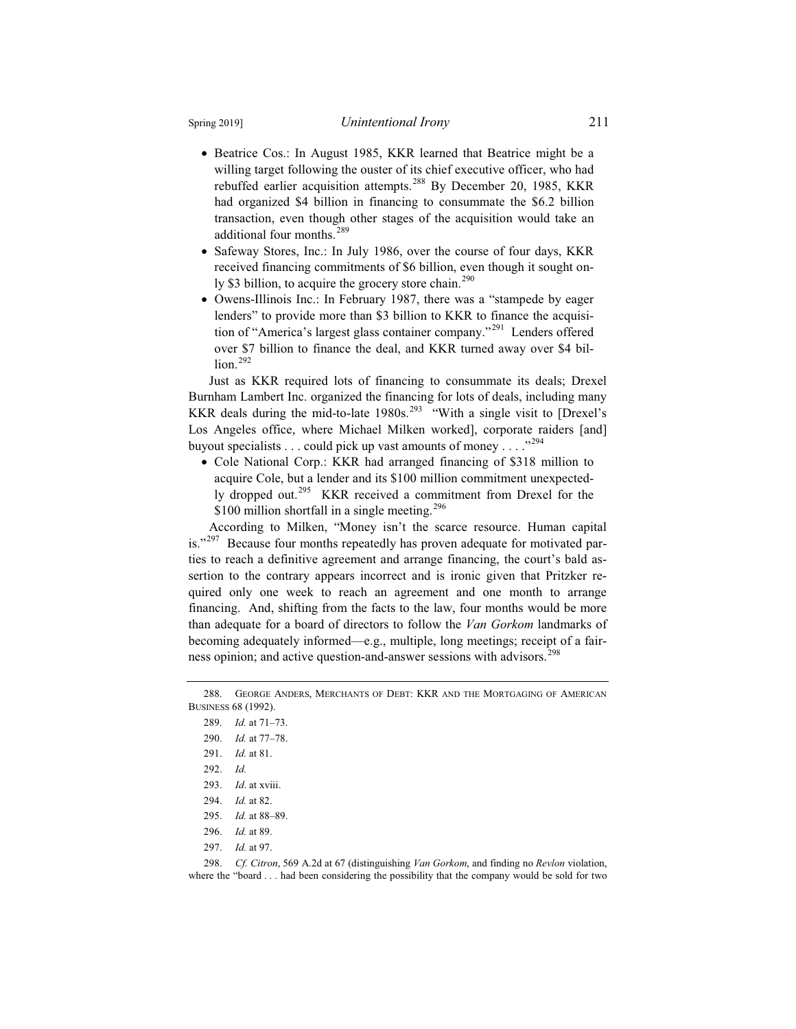- Beatrice Cos.: In August 1985, KKR learned that Beatrice might be a willing target following the ouster of its chief executive officer, who had rebuffed earlier acquisition attempts.[288] By December 20, 1985, KKR had organized $4 billion in financing to consummate the $6.2 billion transaction, even though other stages of the acquisition would take an additional four months.[289]
- Safeway Stores, Inc.: In July 1986, over the course of four days, KKR received financing commitments of $6 billion, even though it sought only $3 billion, to acquire the grocery store chain.[290]
- Owens-Illinois Inc.: In February 1987, there was a "stampede by eager lenders" to provide more than $3 billion to KKR to finance the acquisition of "America's largest glass container company."[291] Lenders offered over $7 billion to finance the deal, and KKR turned away over $4 billion.[292]

Just as KKR required lots of financing to consummate its deals; Drexel Burnham Lambert Inc. organized the financing for lots of deals, including many KKR deals during the mid-to-late 1980s.[293] "With a single visit to [Drexel's Los Angeles office, where Michael Milken worked], corporate raiders [and] buyout specialists . . . could pick up vast amounts of money . . . ."[294]

- Cole National Corp.: KKR had arranged financing of $318 million to acquire Cole, but a lender and its $100 million commitment unexpectedly dropped out.[295] KKR received a commitment from Drexel for the $100 million shortfall in a single meeting.[296]

According to Milken, "Money isn't the scarce resource. Human capital is."[297] Because four months repeatedly has proven adequate for motivated parties to reach a definitive agreement and arrange financing, the court's bald assertion to the contrary appears incorrect and is ironic given that Pritzker required only one week to reach an agreement and one month to arrange financing. And, shifting from the facts to the law, four months would be more than adequate for a board of directors to follow the *Van Gorkom* landmarks of becoming adequately informed—e.g., multiple, long meetings; receipt of a fairness opinion; and active question-and-answer sessions with advisors.[298]

---

288. GEORGE ANDERS, MERCHANTS OF DEBT: KKR AND THE MORTGAGING OF AMERICAN BUSINESS 68 (1992).

289. *Id.* at 71–73.

290. *Id.* at 77–78.

291. *Id.* at 81.

292. *Id.*

293. *Id*. at xviii.

294. *Id.* at 82.

295. *Id.* at 88–89.

296. *Id.* at 89.

297. *Id.* at 97.

298. *Cf. Citron*, 569 A.2d at 67 (distinguishing *Van Gorkom*, and finding no *Revlon* violation, where the "board . . . had been considering the possibility that the company would be sold for two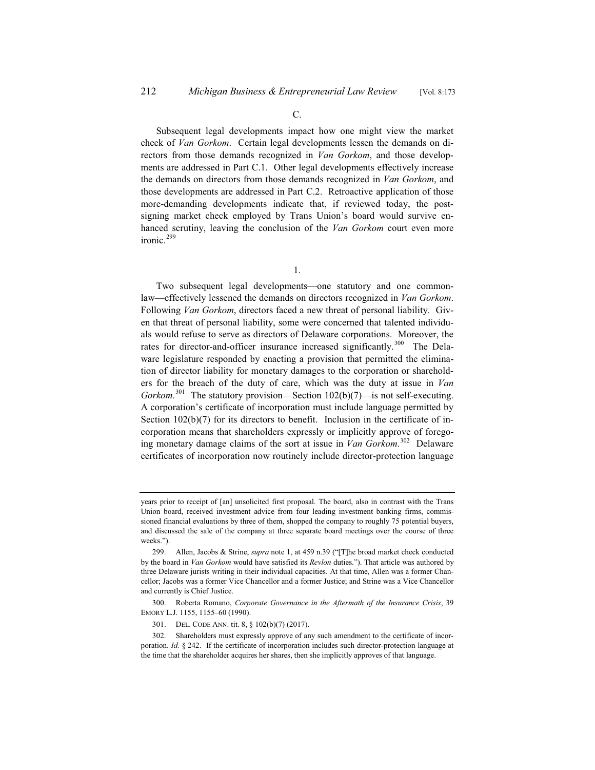C.

Subsequent legal developments impact how one might view the market check of *Van Gorkom*. Certain legal developments lessen the demands on directors from those demands recognized in *Van Gorkom*, and those developments are addressed in Part C.1. Other legal developments effectively increase the demands on directors from those demands recognized in *Van Gorkom*, and those developments are addressed in Part C.2. Retroactive application of those more-demanding developments indicate that, if reviewed today, the post-signing market check employed by Trans Union's board would survive enhanced scrutiny, leaving the conclusion of the *Van Gorkom* court even more ironic.[299]

1.

Two subsequent legal developments—one statutory and one common-law—effectively lessened the demands on directors recognized in *Van Gorkom*. Following *Van Gorkom*, directors faced a new threat of personal liability. Given that threat of personal liability, some were concerned that talented individuals would refuse to serve as directors of Delaware corporations. Moreover, the rates for director-and-officer insurance increased significantly.[300] The Delaware legislature responded by enacting a provision that permitted the elimination of director liability for monetary damages to the corporation or shareholders for the breach of the duty of care, which was the duty at issue in *Van Gorkom*.[301] The statutory provision—Section 102(b)(7)—is not self-executing. A corporation's certificate of incorporation must include language permitted by Section 102(b)(7) for its directors to benefit. Inclusion in the certificate of incorporation means that shareholders expressly or implicitly approve of foregoing monetary damage claims of the sort at issue in *Van Gorkom*.[302] Delaware certificates of incorporation now routinely include director-protection language

---

years prior to receipt of [an] unsolicited first proposal. The board, also in contrast with the Trans Union board, received investment advice from four leading investment banking firms, commissioned financial evaluations by three of them, shopped the company to roughly 75 potential buyers, and discussed the sale of the company at three separate board meetings over the course of three weeks.").

299. Allen, Jacobs & Strine, *supra* note 1, at 459 n.39 ("[T]he broad market check conducted by the board in *Van Gorkom* would have satisfied its *Revlon* duties."). That article was authored by three Delaware jurists writing in their individual capacities. At that time, Allen was a former Chancellor; Jacobs was a former Vice Chancellor and a former Justice; and Strine was a Vice Chancellor and currently is Chief Justice.

300. Roberta Romano, *Corporate Governance in the Aftermath of the Insurance Crisis*, 39 EMORY L.J. 1155, 1155–60 (1990).

301. DEL. CODE ANN. tit. 8, § 102(b)(7) (2017).

302. Shareholders must expressly approve of any such amendment to the certificate of incorporation. *Id.* § 242. If the certificate of incorporation includes such director-protection language at the time that the shareholder acquires her shares, then she implicitly approves of that language.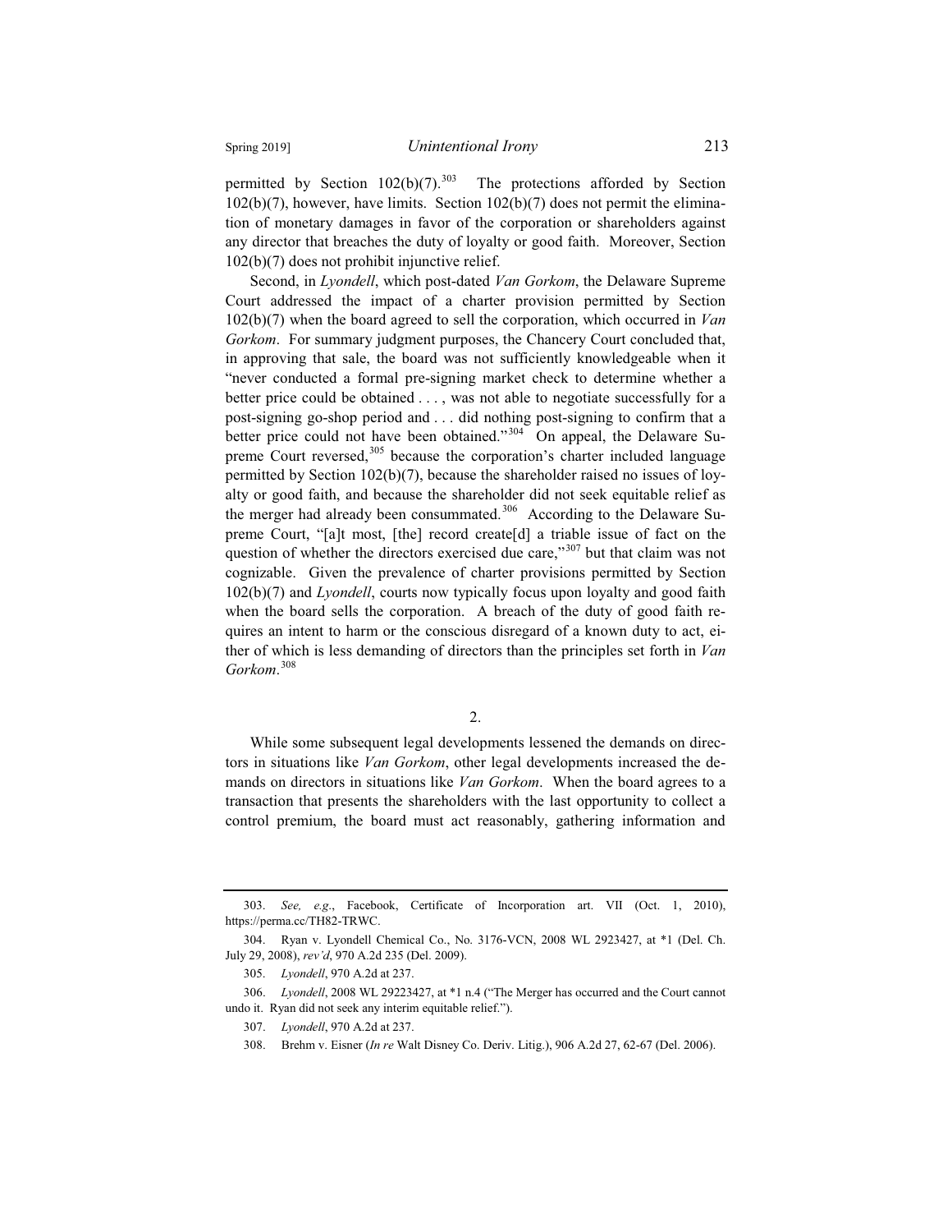permitted by Section 102(b)(7).[303] The protections afforded by Section 102(b)(7), however, have limits. Section 102(b)(7) does not permit the elimination of monetary damages in favor of the corporation or shareholders against any director that breaches the duty of loyalty or good faith. Moreover, Section 102(b)(7) does not prohibit injunctive relief.

Second, in *Lyondell*, which post-dated *Van Gorkom*, the Delaware Supreme Court addressed the impact of a charter provision permitted by Section 102(b)(7) when the board agreed to sell the corporation, which occurred in *Van Gorkom*. For summary judgment purposes, the Chancery Court concluded that, in approving that sale, the board was not sufficiently knowledgeable when it "never conducted a formal pre-signing market check to determine whether a better price could be obtained . . . , was not able to negotiate successfully for a post-signing go-shop period and . . . did nothing post-signing to confirm that a better price could not have been obtained."[304] On appeal, the Delaware Supreme Court reversed,[305] because the corporation's charter included language permitted by Section 102(b)(7), because the shareholder raised no issues of loyalty or good faith, and because the shareholder did not seek equitable relief as the merger had already been consummated.[306] According to the Delaware Supreme Court, "[a]t most, [the] record create[d] a triable issue of fact on the question of whether the directors exercised due care,"[307] but that claim was not cognizable. Given the prevalence of charter provisions permitted by Section 102(b)(7) and *Lyondell*, courts now typically focus upon loyalty and good faith when the board sells the corporation. A breach of the duty of good faith requires an intent to harm or the conscious disregard of a known duty to act, either of which is less demanding of directors than the principles set forth in *Van Gorkom*.[308]

2.

While some subsequent legal developments lessened the demands on directors in situations like *Van Gorkom*, other legal developments increased the demands on directors in situations like *Van Gorkom*. When the board agrees to a transaction that presents the shareholders with the last opportunity to collect a control premium, the board must act reasonably, gathering information and

---

303. *See, e.g.*, Facebook, Certificate of Incorporation art. VII (Oct. 1, 2010), https://perma.cc/TH82-TRWC.

304. Ryan v. Lyondell Chemical Co., No. 3176-VCN, 2008 WL 2923427, at *1 (Del. Ch. July 29, 2008), *rev'd*, 970 A.2d 235 (Del. 2009).

305. *Lyondell*, 970 A.2d at 237.

306. *Lyondell*, 2008 WL 29223427, at *1 n.4 ("The Merger has occurred and the Court cannot undo it. Ryan did not seek any interim equitable relief.").

307. *Lyondell*, 970 A.2d at 237.

308. Brehm v. Eisner (*In re* Walt Disney Co. Deriv. Litig.), 906 A.2d 27, 62-67 (Del. 2006).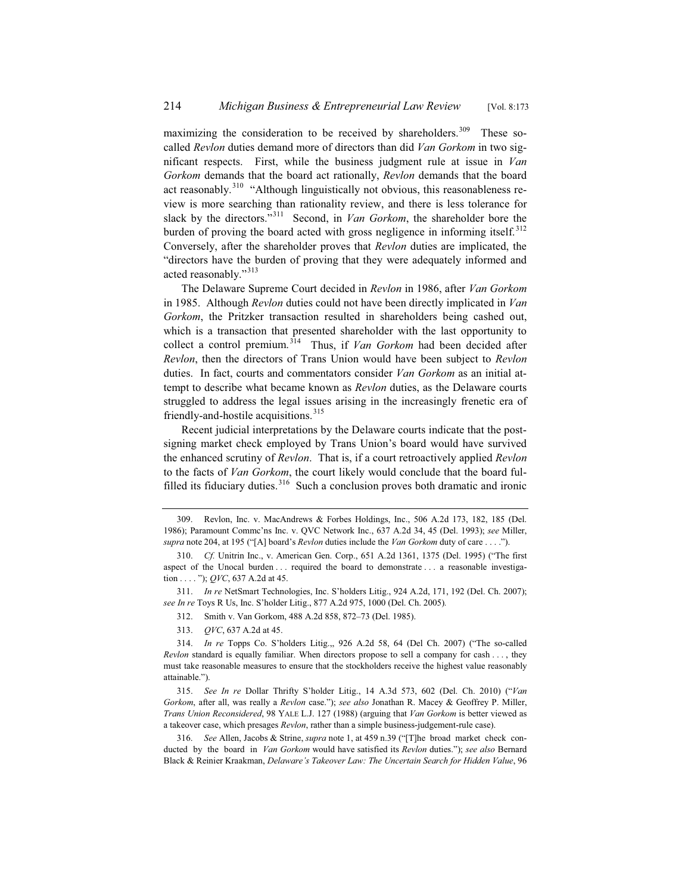maximizing the consideration to be received by shareholders.[309] These so-called *Revlon* duties demand more of directors than did *Van Gorkom* in two significant respects. First, while the business judgment rule at issue in *Van Gorkom* demands that the board act rationally, *Revlon* demands that the board act reasonably.[310] "Although linguistically not obvious, this reasonableness review is more searching than rationality review, and there is less tolerance for slack by the directors."[311] Second, in *Van Gorkom*, the shareholder bore the burden of proving the board acted with gross negligence in informing itself.[312] Conversely, after the shareholder proves that *Revlon* duties are implicated, the "directors have the burden of proving that they were adequately informed and acted reasonably."[313]

The Delaware Supreme Court decided in *Revlon* in 1986, after *Van Gorkom* in 1985. Although *Revlon* duties could not have been directly implicated in *Van Gorkom*, the Pritzker transaction resulted in shareholders being cashed out, which is a transaction that presented shareholder with the last opportunity to collect a control premium.[314] Thus, if *Van Gorkom* had been decided after *Revlon*, then the directors of Trans Union would have been subject to *Revlon* duties. In fact, courts and commentators consider *Van Gorkom* as an initial attempt to describe what became known as *Revlon* duties, as the Delaware courts struggled to address the legal issues arising in the increasingly frenetic era of friendly-and-hostile acquisitions.[315]

Recent judicial interpretations by the Delaware courts indicate that the post-signing market check employed by Trans Union's board would have survived the enhanced scrutiny of *Revlon*. That is, if a court retroactively applied *Revlon* to the facts of *Van Gorkom*, the court likely would conclude that the board fulfilled its fiduciary duties.[316] Such a conclusion proves both dramatic and ironic

---

309. Revlon, Inc. v. MacAndrews & Forbes Holdings, Inc., 506 A.2d 173, 182, 185 (Del. 1986); Paramount Commc'ns Inc. v. QVC Network Inc., 637 A.2d 34, 45 (Del. 1993); *see* Miller, *supra* note 204, at 195 ("[A] board's *Revlon* duties include the *Van Gorkom* duty of care . . . .").

310. *Cf.* Unitrin Inc., v. American Gen. Corp., 651 A.2d 1361, 1375 (Del. 1995) ("The first aspect of the Unocal burden . . . required the board to demonstrate . . . a reasonable investigation . . . . "); *QVC*, 637 A.2d at 45.

311. *In re* NetSmart Technologies, Inc. S'holders Litig., 924 A.2d, 171, 192 (Del. Ch. 2007); *see In re* Toys R Us, Inc. S'holder Litig., 877 A.2d 975, 1000 (Del. Ch. 2005).

312. Smith v. Van Gorkom, 488 A.2d 858, 872–73 (Del. 1985).

313. *QVC*, 637 A.2d at 45.

314. *In re* Topps Co. S'holders Litig.,, 926 A.2d 58, 64 (Del Ch. 2007) ("The so-called *Revlon* standard is equally familiar. When directors propose to sell a company for cash . . . , they must take reasonable measures to ensure that the stockholders receive the highest value reasonably attainable.").

315. *See In re* Dollar Thrifty S'holder Litig., 14 A.3d 573, 602 (Del. Ch. 2010) ("*Van Gorkom*, after all, was really a *Revlon* case."); *see also* Jonathan R. Macey & Geoffrey P. Miller, *Trans Union Reconsidered*, 98 YALE L.J. 127 (1988) (arguing that *Van Gorkom* is better viewed as a takeover case, which presages *Revlon*, rather than a simple business-judgement-rule case).

316. *See* Allen, Jacobs & Strine, *supra* note 1, at 459 n.39 ("[T]he broad market check conducted by the board in *Van Gorkom* would have satisfied its *Revlon* duties."); *see also* Bernard Black & Reinier Kraakman, *Delaware's Takeover Law: The Uncertain Search for Hidden Value*, 96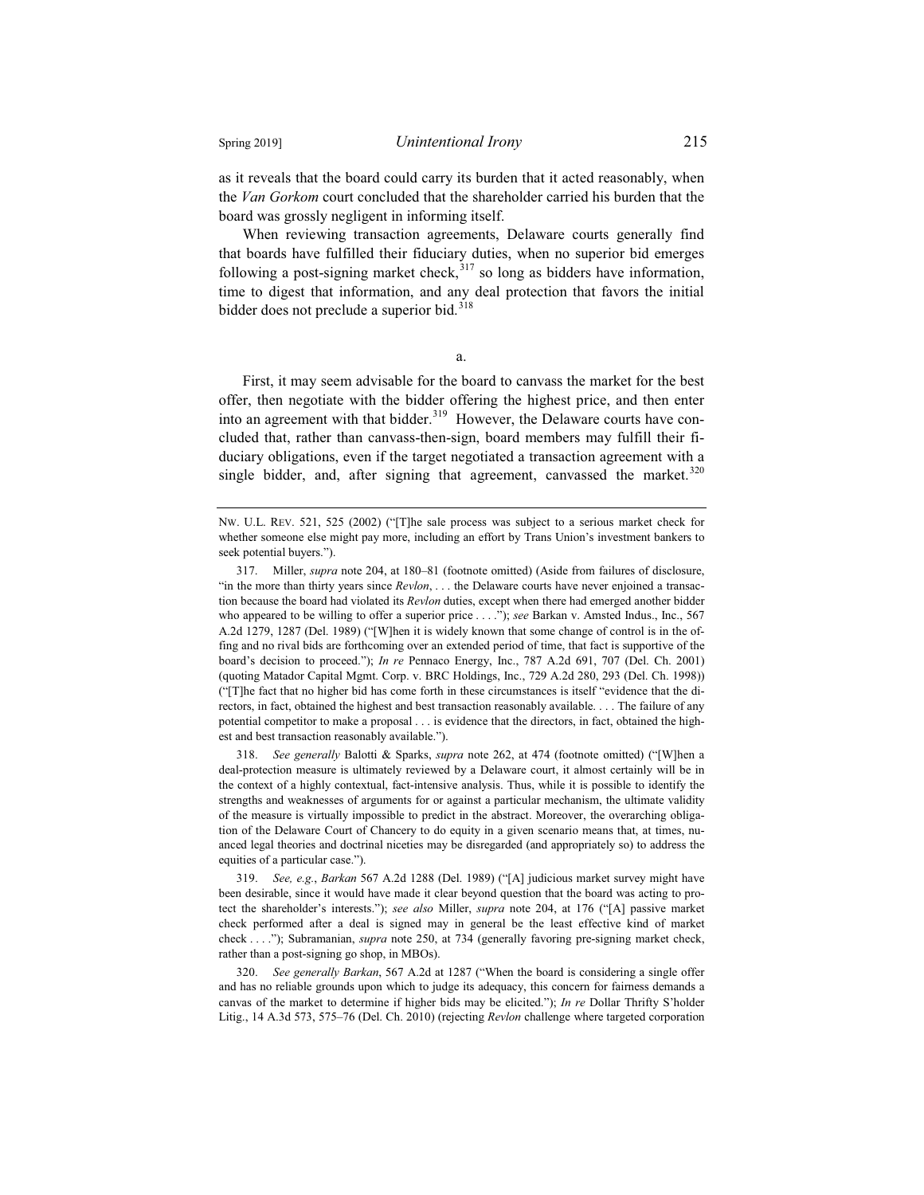as it reveals that the board could carry its burden that it acted reasonably, when the *Van Gorkom* court concluded that the shareholder carried his burden that the board was grossly negligent in informing itself.

When reviewing transaction agreements, Delaware courts generally find that boards have fulfilled their fiduciary duties, when no superior bid emerges following a post-signing market check,[317] so long as bidders have information, time to digest that information, and any deal protection that favors the initial bidder does not preclude a superior bid.[318]

a.

First, it may seem advisable for the board to canvass the market for the best offer, then negotiate with the bidder offering the highest price, and then enter into an agreement with that bidder.[319] However, the Delaware courts have concluded that, rather than canvass-then-sign, board members may fulfill their fiduciary obligations, even if the target negotiated a transaction agreement with a single bidder, and, after signing that agreement, canvassed the market.[320]

---

NW. U.L. REV. 521, 525 (2002) ("[T]he sale process was subject to a serious market check for whether someone else might pay more, including an effort by Trans Union's investment bankers to seek potential buyers.").

317. Miller, *supra* note 204, at 180–81 (footnote omitted) (Aside from failures of disclosure, "in the more than thirty years since *Revlon*, . . . the Delaware courts have never enjoined a transaction because the board had violated its *Revlon* duties, except when there had emerged another bidder who appeared to be willing to offer a superior price . . . ."); *see* Barkan v. Amsted Indus., Inc., 567 A.2d 1279, 1287 (Del. 1989) ("[W]hen it is widely known that some change of control is in the offing and no rival bids are forthcoming over an extended period of time, that fact is supportive of the board's decision to proceed."); *In re* Pennaco Energy, Inc., 787 A.2d 691, 707 (Del. Ch. 2001) (quoting Matador Capital Mgmt. Corp. v. BRC Holdings, Inc., 729 A.2d 280, 293 (Del. Ch. 1998)) ("[T]he fact that no higher bid has come forth in these circumstances is itself "evidence that the directors, in fact, obtained the highest and best transaction reasonably available. . . . The failure of any potential competitor to make a proposal . . . is evidence that the directors, in fact, obtained the highest and best transaction reasonably available.").

318. *See generally* Balotti & Sparks, *supra* note 262, at 474 (footnote omitted) ("[W]hen a deal-protection measure is ultimately reviewed by a Delaware court, it almost certainly will be in the context of a highly contextual, fact-intensive analysis. Thus, while it is possible to identify the strengths and weaknesses of arguments for or against a particular mechanism, the ultimate validity of the measure is virtually impossible to predict in the abstract. Moreover, the overarching obligation of the Delaware Court of Chancery to do equity in a given scenario means that, at times, nuanced legal theories and doctrinal niceties may be disregarded (and appropriately so) to address the equities of a particular case.").

319. *See, e.g.*, *Barkan* 567 A.2d 1288 (Del. 1989) ("[A] judicious market survey might have been desirable, since it would have made it clear beyond question that the board was acting to protect the shareholder's interests."); *see also* Miller, *supra* note 204, at 176 ("[A] passive market check performed after a deal is signed may in general be the least effective kind of market check . . . ."); Subramanian, *supra* note 250, at 734 (generally favoring pre-signing market check, rather than a post-signing go shop, in MBOs).

320. *See generally Barkan*, 567 A.2d at 1287 ("When the board is considering a single offer and has no reliable grounds upon which to judge its adequacy, this concern for fairness demands a canvas of the market to determine if higher bids may be elicited."); *In re* Dollar Thrifty S'holder Litig., 14 A.3d 573, 575–76 (Del. Ch. 2010) (rejecting *Revlon* challenge where targeted corporation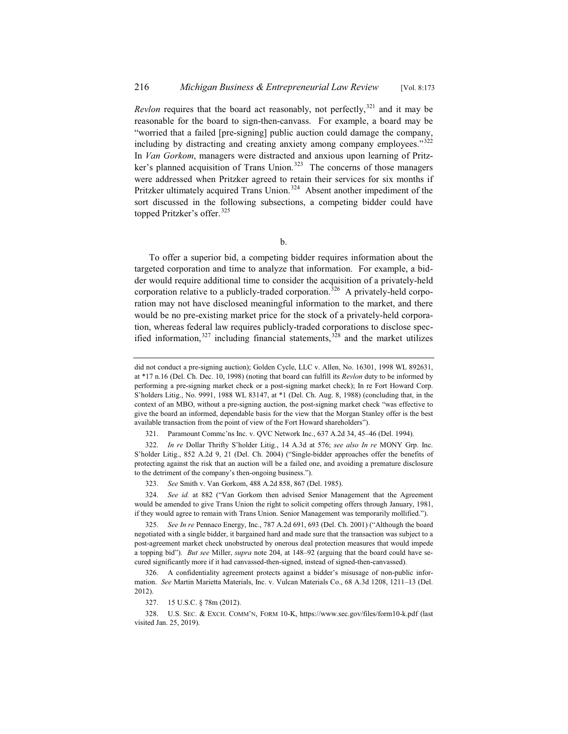*Revlon* requires that the board act reasonably, not perfectly,[321] and it may be reasonable for the board to sign-then-canvass. For example, a board may be "worried that a failed [pre-signing] public auction could damage the company, including by distracting and creating anxiety among company employees."[322] In *Van Gorkom*, managers were distracted and anxious upon learning of Pritzker's planned acquisition of Trans Union.[323] The concerns of those managers were addressed when Pritzker agreed to retain their services for six months if Pritzker ultimately acquired Trans Union.[324] Absent another impediment of the sort discussed in the following subsections, a competing bidder could have topped Pritzker's offer.[325]

b.

To offer a superior bid, a competing bidder requires information about the targeted corporation and time to analyze that information. For example, a bidder would require additional time to consider the acquisition of a privately-held corporation relative to a publicly-traded corporation.[326] A privately-held corporation may not have disclosed meaningful information to the market, and there would be no pre-existing market price for the stock of a privately-held corporation, whereas federal law requires publicly-traded corporations to disclose specified information,[327] including financial statements,[328] and the market utilizes

---

did not conduct a pre-signing auction); Golden Cycle, LLC v. Allen, No. 16301, 1998 WL 892631, at *17 n.16 (Del. Ch. Dec. 10, 1998) (noting that board can fulfill its *Revlon* duty to be informed by performing a pre-signing market check or a post-signing market check); In re Fort Howard Corp. S'holders Litig., No. 9991, 1988 WL 83147, at *1 (Del. Ch. Aug. 8, 1988) (concluding that, in the context of an MBO, without a pre-signing auction, the post-signing market check "was effective to give the board an informed, dependable basis for the view that the Morgan Stanley offer is the best available transaction from the point of view of the Fort Howard shareholders").

321. Paramount Commc'ns Inc. v. QVC Network Inc., 637 A.2d 34, 45–46 (Del. 1994).

322. *In re* Dollar Thrifty S'holder Litig., 14 A.3d at 576; *see also In re* MONY Grp. Inc. S'holder Litig., 852 A.2d 9, 21 (Del. Ch. 2004) ("Single-bidder approaches offer the benefits of protecting against the risk that an auction will be a failed one, and avoiding a premature disclosure to the detriment of the company's then-ongoing business.").

323. *See* Smith v. Van Gorkom, 488 A.2d 858, 867 (Del. 1985).

324. *See id.* at 882 ("Van Gorkom then advised Senior Management that the Agreement would be amended to give Trans Union the right to solicit competing offers through January, 1981, if they would agree to remain with Trans Union. Senior Management was temporarily mollified.").

325. *See In re* Pennaco Energy, Inc., 787 A.2d 691, 693 (Del. Ch. 2001) ("Although the board negotiated with a single bidder, it bargained hard and made sure that the transaction was subject to a post-agreement market check unobstructed by onerous deal protection measures that would impede a topping bid"). *But see* Miller, *supra* note 204, at 148–92 (arguing that the board could have secured significantly more if it had canvassed-then-signed, instead of signed-then-canvassed).

326. A confidentiality agreement protects against a bidder's misusage of non-public information. *See* Martin Marietta Materials, Inc. v. Vulcan Materials Co., 68 A.3d 1208, 1211–13 (Del. 2012).

327. 15 U.S.C. § 78m (2012).

328. U.S. SEC. & EXCH. COMM'N, FORM 10-K, https://www.sec.gov/files/form10-k.pdf (last visited Jan. 25, 2019).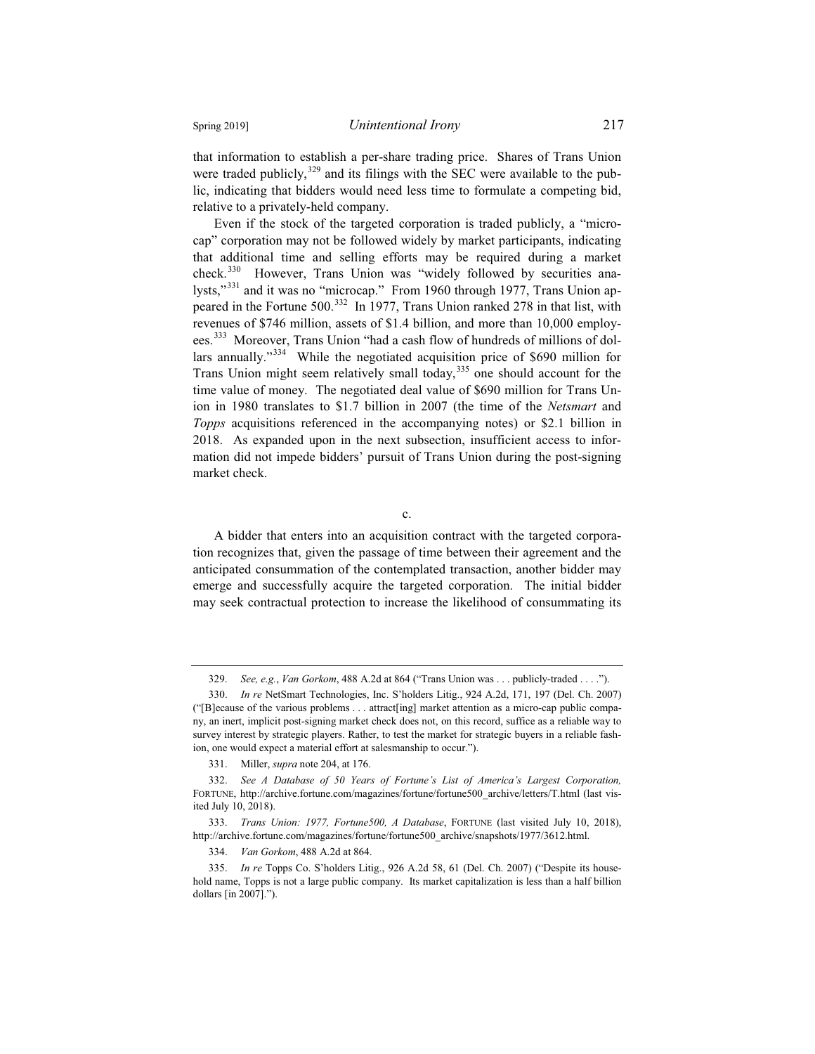that information to establish a per-share trading price. Shares of Trans Union were traded publicly,[329] and its filings with the SEC were available to the public, indicating that bidders would need less time to formulate a competing bid, relative to a privately-held company.

Even if the stock of the targeted corporation is traded publicly, a "micro-cap" corporation may not be followed widely by market participants, indicating that additional time and selling efforts may be required during a market check.[330] However, Trans Union was "widely followed by securities analysts,"[331] and it was no "microcap." From 1960 through 1977, Trans Union appeared in the Fortune 500.[332] In 1977, Trans Union ranked 278 in that list, with revenues of $746 million, assets of $1.4 billion, and more than 10,000 employees.[333] Moreover, Trans Union "had a cash flow of hundreds of millions of dollars annually."[334] While the negotiated acquisition price of $690 million for Trans Union might seem relatively small today,[335] one should account for the time value of money. The negotiated deal value of $690 million for Trans Union in 1980 translates to $1.7 billion in 2007 (the time of the *Netsmart* and *Topps* acquisitions referenced in the accompanying notes) or $2.1 billion in 2018. As expanded upon in the next subsection, insufficient access to information did not impede bidders' pursuit of Trans Union during the post-signing market check.

c.

A bidder that enters into an acquisition contract with the targeted corporation recognizes that, given the passage of time between their agreement and the anticipated consummation of the contemplated transaction, another bidder may emerge and successfully acquire the targeted corporation. The initial bidder may seek contractual protection to increase the likelihood of consummating its

---

329. *See, e.g.*, *Van Gorkom*, 488 A.2d at 864 ("Trans Union was . . . publicly-traded . . . .").

330. *In re* NetSmart Technologies, Inc. S'holders Litig., 924 A.2d, 171, 197 (Del. Ch. 2007) ("[B]ecause of the various problems . . . attract[ing] market attention as a micro-cap public company, an inert, implicit post-signing market check does not, on this record, suffice as a reliable way to survey interest by strategic players. Rather, to test the market for strategic buyers in a reliable fashion, one would expect a material effort at salesmanship to occur.").

331. Miller, *supra* note 204, at 176.

332. *See A Database of 50 Years of Fortune's List of America's Largest Corporation,* FORTUNE, http://archive.fortune.com/magazines/fortune/fortune500_archive/letters/T.html (last visited July 10, 2018).

333. *Trans Union: 1977, Fortune500, A Database*, FORTUNE (last visited July 10, 2018), http://archive.fortune.com/magazines/fortune/fortune500_archive/snapshots/1977/3612.html.

334. *Van Gorkom*, 488 A.2d at 864.

335. *In re* Topps Co. S'holders Litig., 926 A.2d 58, 61 (Del. Ch. 2007) ("Despite its household name, Topps is not a large public company. Its market capitalization is less than a half billion dollars [in 2007].").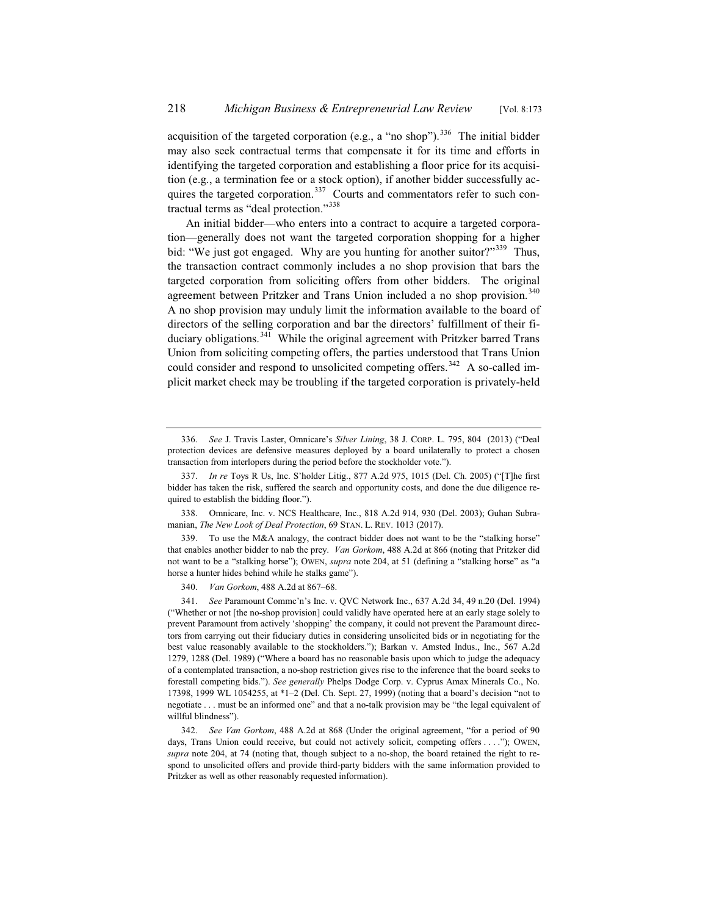acquisition of the targeted corporation (e.g., a "no shop").[336] The initial bidder may also seek contractual terms that compensate it for its time and efforts in identifying the targeted corporation and establishing a floor price for its acquisition (e.g., a termination fee or a stock option), if another bidder successfully acquires the targeted corporation.[337] Courts and commentators refer to such contractual terms as "deal protection."[338]

An initial bidder—who enters into a contract to acquire a targeted corporation—generally does not want the targeted corporation shopping for a higher bid: "We just got engaged. Why are you hunting for another suitor?"[339] Thus, the transaction contract commonly includes a no shop provision that bars the targeted corporation from soliciting offers from other bidders. The original agreement between Pritzker and Trans Union included a no shop provision.[340] A no shop provision may unduly limit the information available to the board of directors of the selling corporation and bar the directors' fulfillment of their fiduciary obligations.[341] While the original agreement with Pritzker barred Trans Union from soliciting competing offers, the parties understood that Trans Union could consider and respond to unsolicited competing offers.[342] A so-called implicit market check may be troubling if the targeted corporation is privately-held

---

336. *See* J. Travis Laster, Omnicare's *Silver Lining*, 38 J. CORP. L. 795, 804 (2013) ("Deal protection devices are defensive measures deployed by a board unilaterally to protect a chosen transaction from interlopers during the period before the stockholder vote.").

337. *In re* Toys R Us, Inc. S'holder Litig., 877 A.2d 975, 1015 (Del. Ch. 2005) ("[T]he first bidder has taken the risk, suffered the search and opportunity costs, and done the due diligence required to establish the bidding floor.").

338. Omnicare, Inc. v. NCS Healthcare, Inc., 818 A.2d 914, 930 (Del. 2003); Guhan Subramanian, *The New Look of Deal Protection*, 69 STAN. L. REV. 1013 (2017).

339. To use the M&A analogy, the contract bidder does not want to be the "stalking horse" that enables another bidder to nab the prey. *Van Gorkom*, 488 A.2d at 866 (noting that Pritzker did not want to be a "stalking horse"); OWEN, *supra* note 204, at 51 (defining a "stalking horse" as "a horse a hunter hides behind while he stalks game").

340. *Van Gorkom*, 488 A.2d at 867–68.

341. *See* Paramount Commc'n's Inc. v. QVC Network Inc., 637 A.2d 34, 49 n.20 (Del. 1994) ("Whether or not [the no-shop provision] could validly have operated here at an early stage solely to prevent Paramount from actively 'shopping' the company, it could not prevent the Paramount directors from carrying out their fiduciary duties in considering unsolicited bids or in negotiating for the best value reasonably available to the stockholders."); Barkan v. Amsted Indus., Inc., 567 A.2d 1279, 1288 (Del. 1989) ("Where a board has no reasonable basis upon which to judge the adequacy of a contemplated transaction, a no-shop restriction gives rise to the inference that the board seeks to forestall competing bids."). *See generally* Phelps Dodge Corp. v. Cyprus Amax Minerals Co., No. 17398, 1999 WL 1054255, at *1–2 (Del. Ch. Sept. 27, 1999) (noting that a board's decision "not to negotiate . . . must be an informed one" and that a no-talk provision may be "the legal equivalent of willful blindness").

342. *See Van Gorkom*, 488 A.2d at 868 (Under the original agreement, "for a period of 90 days, Trans Union could receive, but could not actively solicit, competing offers . . . ."); OWEN, *supra* note 204, at 74 (noting that, though subject to a no-shop, the board retained the right to respond to unsolicited offers and provide third-party bidders with the same information provided to Pritzker as well as other reasonably requested information).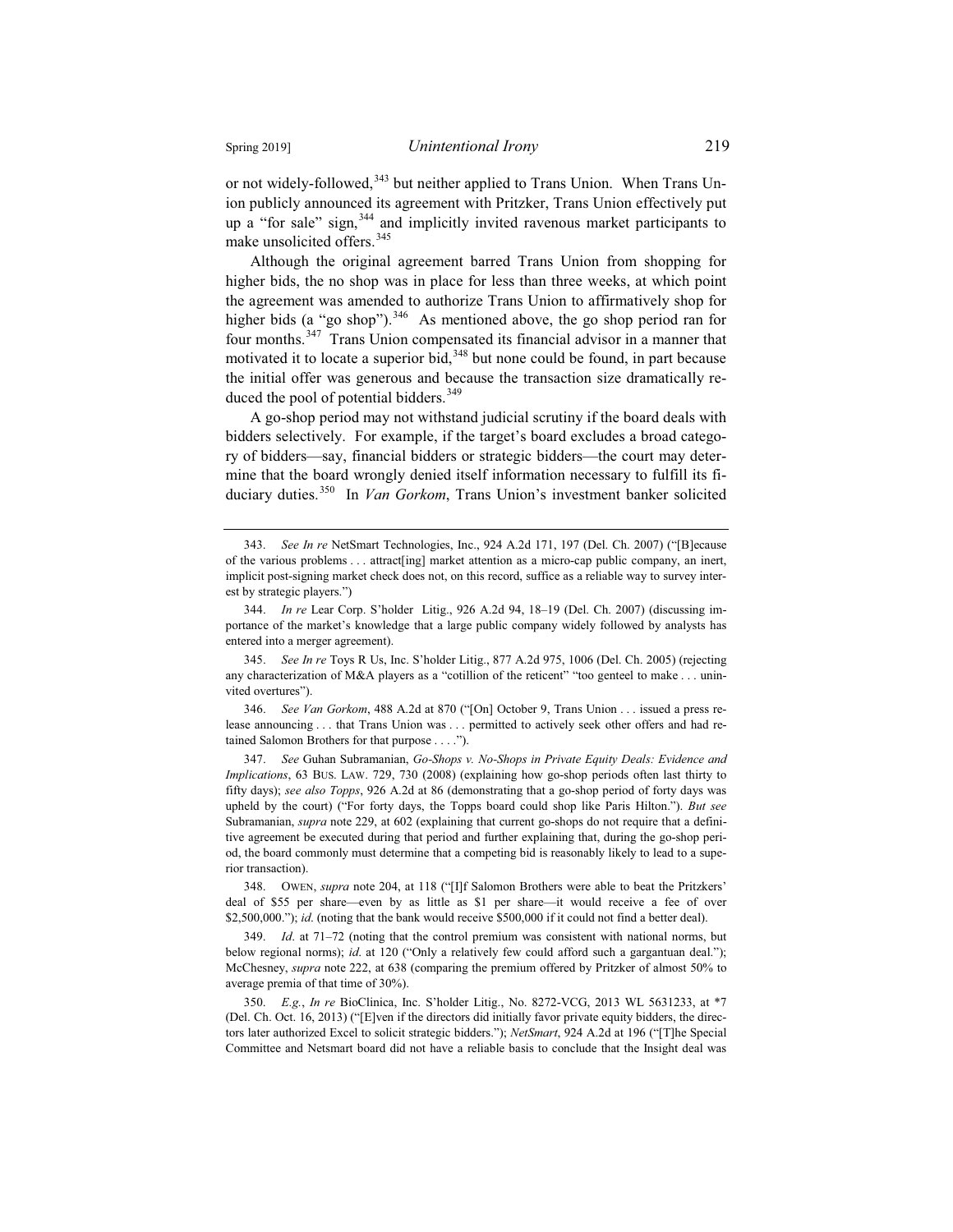or not widely-followed,[343] but neither applied to Trans Union. When Trans Union publicly announced its agreement with Pritzker, Trans Union effectively put up a "for sale" sign,[344] and implicitly invited ravenous market participants to make unsolicited offers.[345]

Although the original agreement barred Trans Union from shopping for higher bids, the no shop was in place for less than three weeks, at which point the agreement was amended to authorize Trans Union to affirmatively shop for higher bids (a "go shop").[346] As mentioned above, the go shop period ran for four months.[347] Trans Union compensated its financial advisor in a manner that motivated it to locate a superior bid,[348] but none could be found, in part because the initial offer was generous and because the transaction size dramatically reduced the pool of potential bidders.[349]

A go-shop period may not withstand judicial scrutiny if the board deals with bidders selectively. For example, if the target's board excludes a broad category of bidders—say, financial bidders or strategic bidders—the court may determine that the board wrongly denied itself information necessary to fulfill its fiduciary duties.[350] In *Van Gorkom*, Trans Union's investment banker solicited

---

343. *See In re* NetSmart Technologies, Inc., 924 A.2d 171, 197 (Del. Ch. 2007) ("[B]ecause of the various problems . . . attract[ing] market attention as a micro-cap public company, an inert, implicit post-signing market check does not, on this record, suffice as a reliable way to survey interest by strategic players.")

344. *In re* Lear Corp. S'holder Litig., 926 A.2d 94, 18–19 (Del. Ch. 2007) (discussing importance of the market's knowledge that a large public company widely followed by analysts has entered into a merger agreement).

345. *See In re* Toys R Us, Inc. S'holder Litig., 877 A.2d 975, 1006 (Del. Ch. 2005) (rejecting any characterization of M&A players as a "cotillion of the reticent" "too genteel to make . . . uninvited overtures").

346. *See Van Gorkom*, 488 A.2d at 870 ("[On] October 9, Trans Union . . . issued a press release announcing . . . that Trans Union was . . . permitted to actively seek other offers and had retained Salomon Brothers for that purpose . . . .").

347. *See* Guhan Subramanian, *Go-Shops v. No-Shops in Private Equity Deals: Evidence and Implications*, 63 BUS. LAW. 729, 730 (2008) (explaining how go-shop periods often last thirty to fifty days); *see also Topps*, 926 A.2d at 86 (demonstrating that a go-shop period of forty days was upheld by the court) ("For forty days, the Topps board could shop like Paris Hilton."). *But see* Subramanian, *supra* note 229, at 602 (explaining that current go-shops do not require that a definitive agreement be executed during that period and further explaining that, during the go-shop period, the board commonly must determine that a competing bid is reasonably likely to lead to a superior transaction).

348. OWEN, *supra* note 204, at 118 ("[I]f Salomon Brothers were able to beat the Pritzkers' deal of $55 per share—even by as little as $1 per share—it would receive a fee of over $2,500,000."); *id.* (noting that the bank would receive $500,000 if it could not find a better deal).

349. *Id.* at 71–72 (noting that the control premium was consistent with national norms, but below regional norms); *id.* at 120 ("Only a relatively few could afford such a gargantuan deal."); McChesney, *supra* note 222, at 638 (comparing the premium offered by Pritzker of almost 50% to average premia of that time of 30%).

350. *E.g.*, *In re* BioClinica, Inc. S'holder Litig., No. 8272-VCG, 2013 WL 5631233, at *7 (Del. Ch. Oct. 16, 2013) ("[E]ven if the directors did initially favor private equity bidders, the directors later authorized Excel to solicit strategic bidders."); *NetSmart*, 924 A.2d at 196 ("[T]he Special Committee and Netsmart board did not have a reliable basis to conclude that the Insight deal was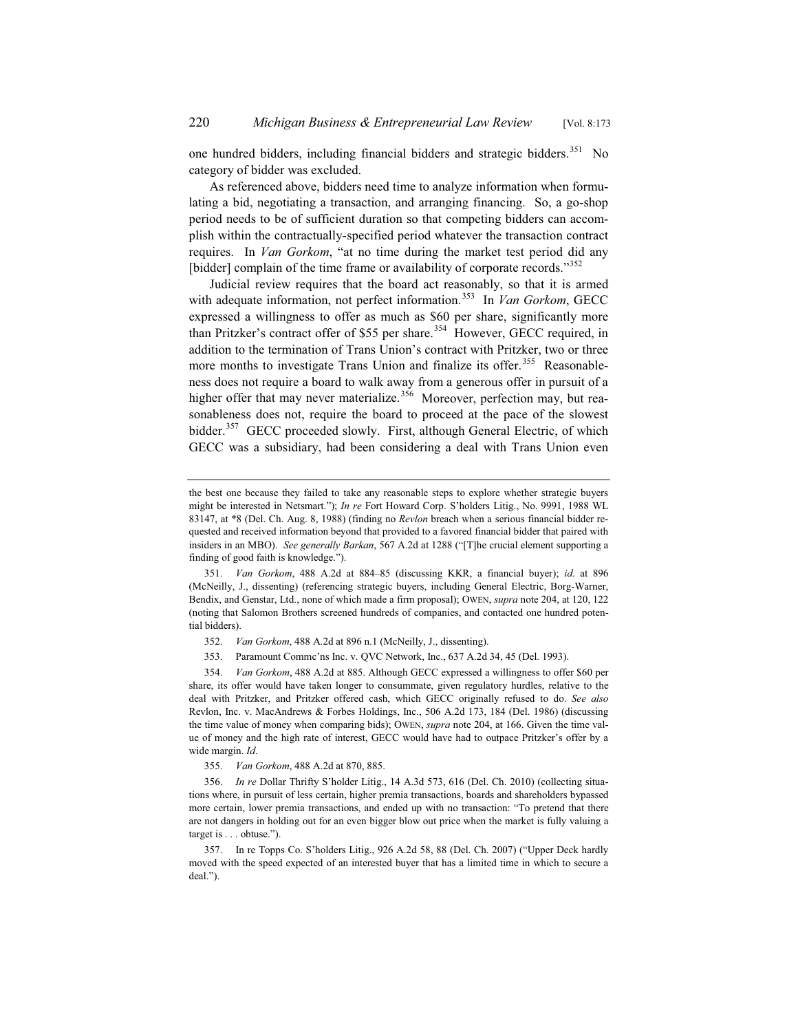one hundred bidders, including financial bidders and strategic bidders.[351] No category of bidder was excluded.

As referenced above, bidders need time to analyze information when formulating a bid, negotiating a transaction, and arranging financing. So, a go-shop period needs to be of sufficient duration so that competing bidders can accomplish within the contractually-specified period whatever the transaction contract requires. In *Van Gorkom*, "at no time during the market test period did any [bidder] complain of the time frame or availability of corporate records."[352]

Judicial review requires that the board act reasonably, so that it is armed with adequate information, not perfect information.[353] In *Van Gorkom*, GECC expressed a willingness to offer as much as $60 per share, significantly more than Pritzker's contract offer of $55 per share.[354] However, GECC required, in addition to the termination of Trans Union's contract with Pritzker, two or three more months to investigate Trans Union and finalize its offer.[355] Reasonableness does not require a board to walk away from a generous offer in pursuit of a higher offer that may never materialize.[356] Moreover, perfection may, but reasonableness does not, require the board to proceed at the pace of the slowest bidder.[357] GECC proceeded slowly. First, although General Electric, of which GECC was a subsidiary, had been considering a deal with Trans Union even

---

the best one because they failed to take any reasonable steps to explore whether strategic buyers might be interested in Netsmart."); *In re* Fort Howard Corp. S'holders Litig., No. 9991, 1988 WL 83147, at *8 (Del. Ch. Aug. 8, 1988) (finding no *Revlon* breach when a serious financial bidder requested and received information beyond that provided to a favored financial bidder that paired with insiders in an MBO). *See generally Barkan*, 567 A.2d at 1288 ("[T]he crucial element supporting a finding of good faith is knowledge.").

351. *Van Gorkom*, 488 A.2d at 884–85 (discussing KKR, a financial buyer); *id.* at 896 (McNeilly, J., dissenting) (referencing strategic buyers, including General Electric, Borg-Warner, Bendix, and Genstar, Ltd., none of which made a firm proposal); OWEN, *supra* note 204, at 120, 122 (noting that Salomon Brothers screened hundreds of companies, and contacted one hundred potential bidders).

352. *Van Gorkom*, 488 A.2d at 896 n.1 (McNeilly, J., dissenting).

353. Paramount Commc'ns Inc. v. QVC Network, Inc., 637 A.2d 34, 45 (Del. 1993).

354. *Van Gorkom*, 488 A.2d at 885. Although GECC expressed a willingness to offer $60 per share, its offer would have taken longer to consummate, given regulatory hurdles, relative to the deal with Pritzker, and Pritzker offered cash, which GECC originally refused to do. *See also* Revlon, Inc. v. MacAndrews & Forbes Holdings, Inc., 506 A.2d 173, 184 (Del. 1986) (discussing the time value of money when comparing bids); OWEN, *supra* note 204, at 166. Given the time value of money and the high rate of interest, GECC would have had to outpace Pritzker's offer by a wide margin. *Id*.

355. *Van Gorkom*, 488 A.2d at 870, 885.

356. *In re* Dollar Thrifty S'holder Litig., 14 A.3d 573, 616 (Del. Ch. 2010) (collecting situations where, in pursuit of less certain, higher premia transactions, boards and shareholders bypassed more certain, lower premia transactions, and ended up with no transaction: "To pretend that there are not dangers in holding out for an even bigger blow out price when the market is fully valuing a target is . . . obtuse.").

357. In re Topps Co. S'holders Litig., 926 A.2d 58, 88 (Del. Ch. 2007) ("Upper Deck hardly moved with the speed expected of an interested buyer that has a limited time in which to secure a deal.").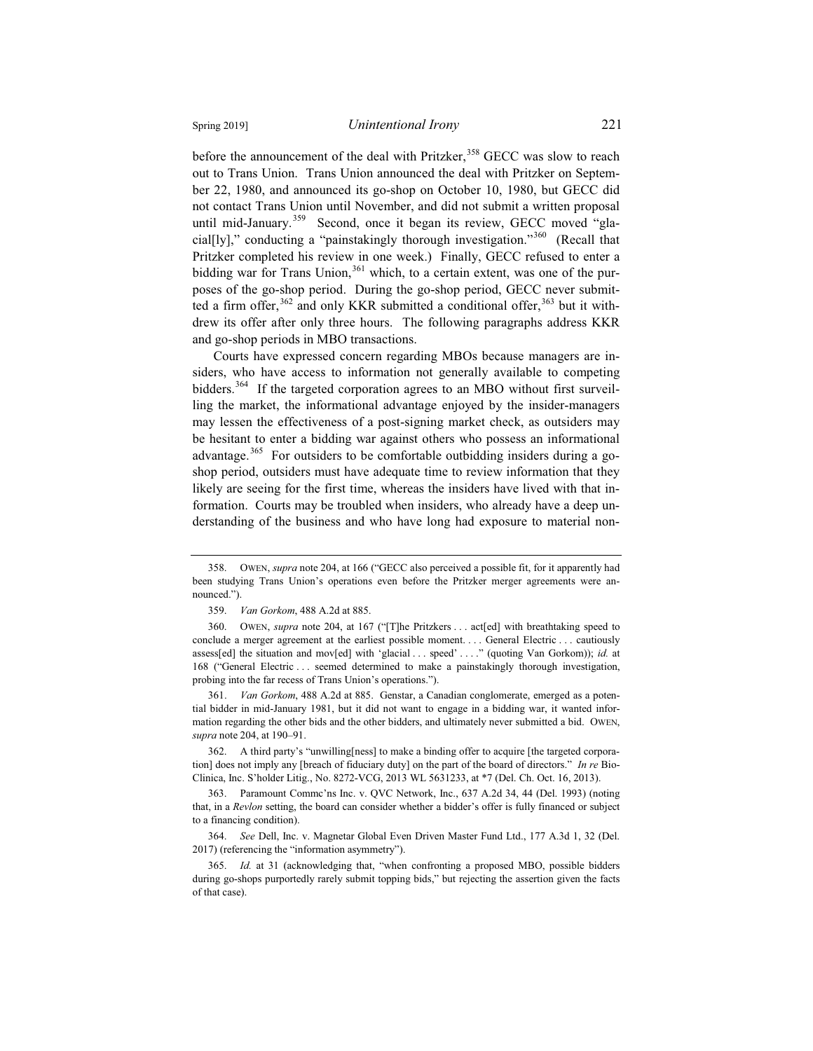before the announcement of the deal with Pritzker,[358] GECC was slow to reach out to Trans Union. Trans Union announced the deal with Pritzker on September 22, 1980, and announced its go-shop on October 10, 1980, but GECC did not contact Trans Union until November, and did not submit a written proposal until mid-January.[359] Second, once it began its review, GECC moved "glacial[ly]," conducting a "painstakingly thorough investigation."[360] (Recall that Pritzker completed his review in one week.) Finally, GECC refused to enter a bidding war for Trans Union,[361] which, to a certain extent, was one of the purposes of the go-shop period. During the go-shop period, GECC never submitted a firm offer,[362] and only KKR submitted a conditional offer,[363] but it withdrew its offer after only three hours. The following paragraphs address KKR and go-shop periods in MBO transactions.

Courts have expressed concern regarding MBOs because managers are insiders, who have access to information not generally available to competing bidders.[364] If the targeted corporation agrees to an MBO without first surveilling the market, the informational advantage enjoyed by the insider-managers may lessen the effectiveness of a post-signing market check, as outsiders may be hesitant to enter a bidding war against others who possess an informational advantage.[365] For outsiders to be comfortable outbidding insiders during a go-shop period, outsiders must have adequate time to review information that they likely are seeing for the first time, whereas the insiders have lived with that information. Courts may be troubled when insiders, who already have a deep understanding of the business and who have long had exposure to material non-

---

358. OWEN, *supra* note 204, at 166 ("GECC also perceived a possible fit, for it apparently had been studying Trans Union's operations even before the Pritzker merger agreements were announced.").

359. *Van Gorkom*, 488 A.2d at 885.

360. OWEN, *supra* note 204, at 167 ("[T]he Pritzkers . . . act[ed] with breathtaking speed to conclude a merger agreement at the earliest possible moment. . . . General Electric . . . cautiously assess[ed] the situation and mov[ed] with 'glacial . . . speed' . . . ." (quoting Van Gorkom)); *id.* at 168 ("General Electric . . . seemed determined to make a painstakingly thorough investigation, probing into the far recess of Trans Union's operations.").

361. *Van Gorkom*, 488 A.2d at 885. Genstar, a Canadian conglomerate, emerged as a potential bidder in mid-January 1981, but it did not want to engage in a bidding war, it wanted information regarding the other bids and the other bidders, and ultimately never submitted a bid. OWEN, *supra* note 204, at 190–91.

362. A third party's "unwilling[ness] to make a binding offer to acquire [the targeted corporation] does not imply any [breach of fiduciary duty] on the part of the board of directors." *In re* Bio-Clinica, Inc. S'holder Litig., No. 8272-VCG, 2013 WL 5631233, at *7 (Del. Ch. Oct. 16, 2013).

363. Paramount Commc'ns Inc. v. QVC Network, Inc., 637 A.2d 34, 44 (Del. 1993) (noting that, in a *Revlon* setting, the board can consider whether a bidder's offer is fully financed or subject to a financing condition).

364. *See* Dell, Inc. v. Magnetar Global Even Driven Master Fund Ltd., 177 A.3d 1, 32 (Del. 2017) (referencing the "information asymmetry").

365. *Id.* at 31 (acknowledging that, "when confronting a proposed MBO, possible bidders during go-shops purportedly rarely submit topping bids," but rejecting the assertion given the facts of that case).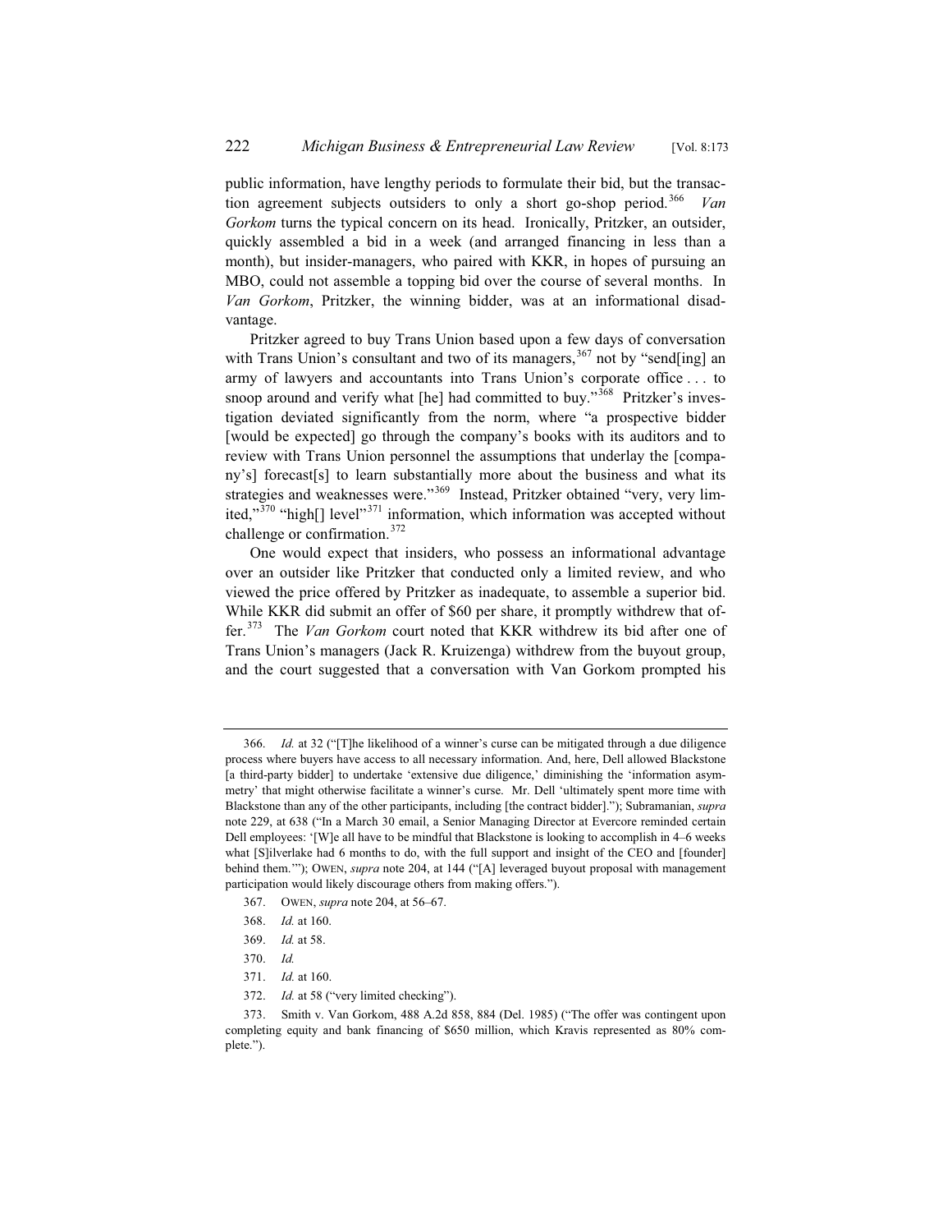public information, have lengthy periods to formulate their bid, but the transaction agreement subjects outsiders to only a short go-shop period.[366] *Van Gorkom* turns the typical concern on its head. Ironically, Pritzker, an outsider, quickly assembled a bid in a week (and arranged financing in less than a month), but insider-managers, who paired with KKR, in hopes of pursuing an MBO, could not assemble a topping bid over the course of several months. In *Van Gorkom*, Pritzker, the winning bidder, was at an informational disadvantage.

Pritzker agreed to buy Trans Union based upon a few days of conversation with Trans Union's consultant and two of its managers,[367] not by "send[ing] an army of lawyers and accountants into Trans Union's corporate office . . . to snoop around and verify what [he] had committed to buy."[368] Pritzker's investigation deviated significantly from the norm, where "a prospective bidder [would be expected] go through the company's books with its auditors and to review with Trans Union personnel the assumptions that underlay the [company's] forecast[s] to learn substantially more about the business and what its strategies and weaknesses were."[369] Instead, Pritzker obtained "very, very limited,"[370] "high[] level"[371] information, which information was accepted without challenge or confirmation.[372]

One would expect that insiders, who possess an informational advantage over an outsider like Pritzker that conducted only a limited review, and who viewed the price offered by Pritzker as inadequate, to assemble a superior bid. While KKR did submit an offer of $60 per share, it promptly withdrew that offer.[373] The *Van Gorkom* court noted that KKR withdrew its bid after one of Trans Union's managers (Jack R. Kruizenga) withdrew from the buyout group, and the court suggested that a conversation with Van Gorkom prompted his

---

366. *Id.* at 32 ("[T]he likelihood of a winner's curse can be mitigated through a due diligence process where buyers have access to all necessary information. And, here, Dell allowed Blackstone [a third-party bidder] to undertake 'extensive due diligence,' diminishing the 'information asymmetry' that might otherwise facilitate a winner's curse. Mr. Dell 'ultimately spent more time with Blackstone than any of the other participants, including [the contract bidder]."); Subramanian, *supra* note 229, at 638 ("In a March 30 email, a Senior Managing Director at Evercore reminded certain Dell employees: '[W]e all have to be mindful that Blackstone is looking to accomplish in 4–6 weeks what [S]ilverlake had 6 months to do, with the full support and insight of the CEO and [founder] behind them.'"); OWEN, *supra* note 204, at 144 ("[A] leveraged buyout proposal with management participation would likely discourage others from making offers.").

367. OWEN, *supra* note 204, at 56–67.

368. *Id.* at 160.

369. *Id.* at 58.

370. *Id.*

371. *Id.* at 160.

372. *Id.* at 58 ("very limited checking").

373. Smith v. Van Gorkom, 488 A.2d 858, 884 (Del. 1985) ("The offer was contingent upon completing equity and bank financing of $650 million, which Kravis represented as 80% complete.").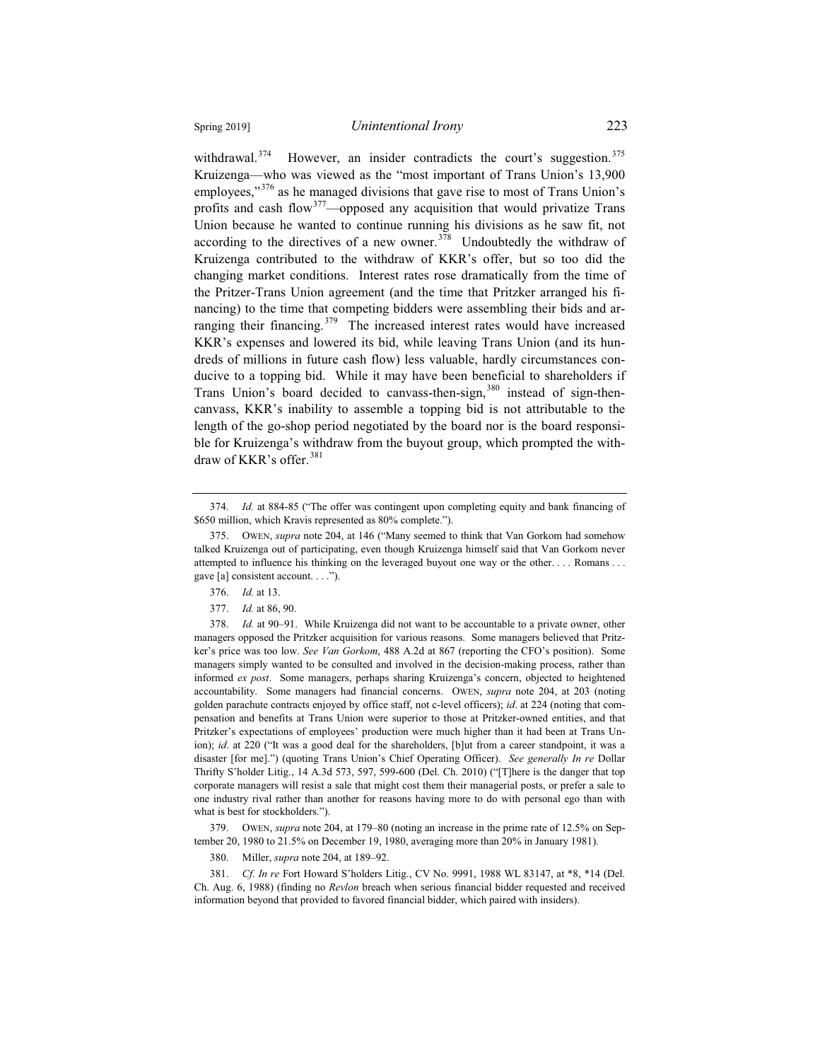withdrawal.[374] However, an insider contradicts the court's suggestion.[375] Kruizenga—who was viewed as the "most important of Trans Union's 13,900 employees,"[376] as he managed divisions that gave rise to most of Trans Union's profits and cash flow[377]—opposed any acquisition that would privatize Trans Union because he wanted to continue running his divisions as he saw fit, not according to the directives of a new owner.[378] Undoubtedly the withdraw of Kruizenga contributed to the withdraw of KKR's offer, but so too did the changing market conditions. Interest rates rose dramatically from the time of the Pritzer-Trans Union agreement (and the time that Pritzker arranged his financing) to the time that competing bidders were assembling their bids and arranging their financing.[379] The increased interest rates would have increased KKR's expenses and lowered its bid, while leaving Trans Union (and its hundreds of millions in future cash flow) less valuable, hardly circumstances conducive to a topping bid. While it may have been beneficial to shareholders if Trans Union's board decided to canvass-then-sign,[380] instead of sign-then-canvass, KKR's inability to assemble a topping bid is not attributable to the length of the go-shop period negotiated by the board nor is the board responsible for Kruizenga's withdraw from the buyout group, which prompted the withdraw of KKR's offer.[381]

---

374. *Id.* at 884-85 ("The offer was contingent upon completing equity and bank financing of $650 million, which Kravis represented as 80% complete.").

375. OWEN, *supra* note 204, at 146 ("Many seemed to think that Van Gorkom had somehow talked Kruizenga out of participating, even though Kruizenga himself said that Van Gorkom never attempted to influence his thinking on the leveraged buyout one way or the other. . . . Romans . . . gave [a] consistent account. . . .").

376. *Id.* at 13.

377. *Id.* at 86, 90.

378. *Id.* at 90–91. While Kruizenga did not want to be accountable to a private owner, other managers opposed the Pritzker acquisition for various reasons. Some managers believed that Pritzker's price was too low. *See Van Gorkom*, 488 A.2d at 867 (reporting the CFO's position). Some managers simply wanted to be consulted and involved in the decision-making process, rather than informed *ex post*. Some managers, perhaps sharing Kruizenga's concern, objected to heightened accountability. Some managers had financial concerns. OWEN, *supra* note 204, at 203 (noting golden parachute contracts enjoyed by office staff, not c-level officers); *id*. at 224 (noting that compensation and benefits at Trans Union were superior to those at Pritzker-owned entities, and that Pritzker's expectations of employees' production were much higher than it had been at Trans Union); *id*. at 220 ("It was a good deal for the shareholders, [b]ut from a career standpoint, it was a disaster [for me].") (quoting Trans Union's Chief Operating Officer). *See generally In re* Dollar Thrifty S'holder Litig., 14 A.3d 573, 597, 599-600 (Del. Ch. 2010) ("[T]here is the danger that top corporate managers will resist a sale that might cost them their managerial posts, or prefer a sale to one industry rival rather than another for reasons having more to do with personal ego than with what is best for stockholders.").

379. OWEN, *supra* note 204, at 179–80 (noting an increase in the prime rate of 12.5% on September 20, 1980 to 21.5% on December 19, 1980, averaging more than 20% in January 1981).

380. Miller, *supra* note 204, at 189–92.

381. *Cf. In re* Fort Howard S'holders Litig., CV No. 9991, 1988 WL 83147, at *8, *14 (Del. Ch. Aug. 6, 1988) (finding no *Revlon* breach when serious financial bidder requested and received information beyond that provided to favored financial bidder, which paired with insiders).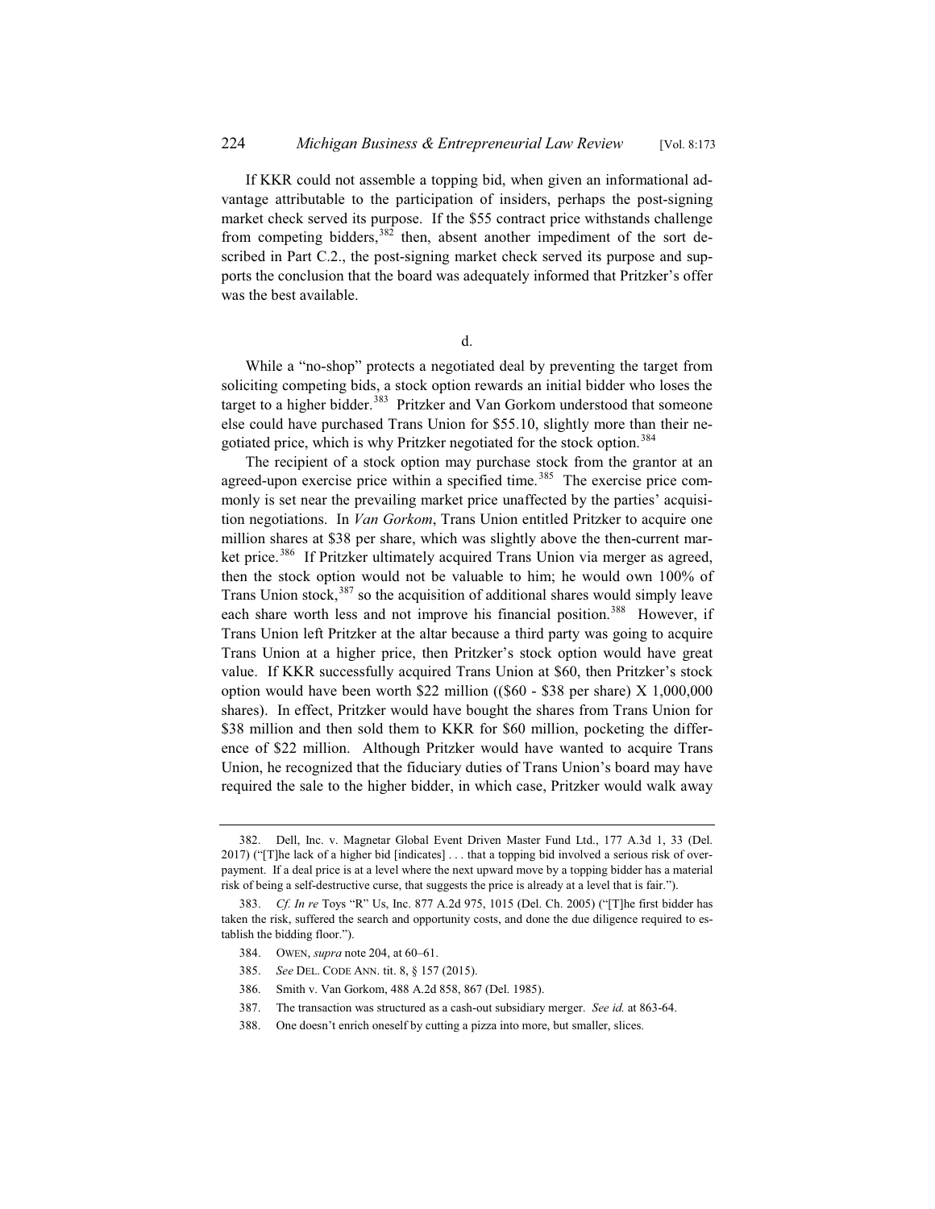If KKR could not assemble a topping bid, when given an informational advantage attributable to the participation of insiders, perhaps the post-signing market check served its purpose. If the $55 contract price withstands challenge from competing bidders,[382] then, absent another impediment of the sort described in Part C.2., the post-signing market check served its purpose and supports the conclusion that the board was adequately informed that Pritzker's offer was the best available.

d.

While a "no-shop" protects a negotiated deal by preventing the target from soliciting competing bids, a stock option rewards an initial bidder who loses the target to a higher bidder.[383] Pritzker and Van Gorkom understood that someone else could have purchased Trans Union for $55.10, slightly more than their negotiated price, which is why Pritzker negotiated for the stock option.[384]

The recipient of a stock option may purchase stock from the grantor at an agreed-upon exercise price within a specified time.[385] The exercise price commonly is set near the prevailing market price unaffected by the parties' acquisition negotiations. In *Van Gorkom*, Trans Union entitled Pritzker to acquire one million shares at $38 per share, which was slightly above the then-current market price.[386] If Pritzker ultimately acquired Trans Union via merger as agreed, then the stock option would not be valuable to him; he would own 100% of Trans Union stock,[387] so the acquisition of additional shares would simply leave each share worth less and not improve his financial position.[388] However, if Trans Union left Pritzker at the altar because a third party was going to acquire Trans Union at a higher price, then Pritzker's stock option would have great value. If KKR successfully acquired Trans Union at $60, then Pritzker's stock option would have been worth $22 million (($60 - $38 per share) X 1,000,000 shares). In effect, Pritzker would have bought the shares from Trans Union for $38 million and then sold them to KKR for $60 million, pocketing the difference of $22 million. Although Pritzker would have wanted to acquire Trans Union, he recognized that the fiduciary duties of Trans Union's board may have required the sale to the higher bidder, in which case, Pritzker would walk away

---

382. Dell, Inc. v. Magnetar Global Event Driven Master Fund Ltd., 177 A.3d 1, 33 (Del. 2017) ("[T]he lack of a higher bid [indicates] . . . that a topping bid involved a serious risk of overpayment. If a deal price is at a level where the next upward move by a topping bidder has a material risk of being a self-destructive curse, that suggests the price is already at a level that is fair.").

383. *Cf. In re* Toys "R" Us, Inc. 877 A.2d 975, 1015 (Del. Ch. 2005) ("[T]he first bidder has taken the risk, suffered the search and opportunity costs, and done the due diligence required to establish the bidding floor.").

384. OWEN, *supra* note 204, at 60–61.

385. *See* DEL. CODE ANN. tit. 8, § 157 (2015).

386. Smith v. Van Gorkom, 488 A.2d 858, 867 (Del. 1985).

387. The transaction was structured as a cash-out subsidiary merger. *See id.* at 863-64.

388. One doesn't enrich oneself by cutting a pizza into more, but smaller, slices.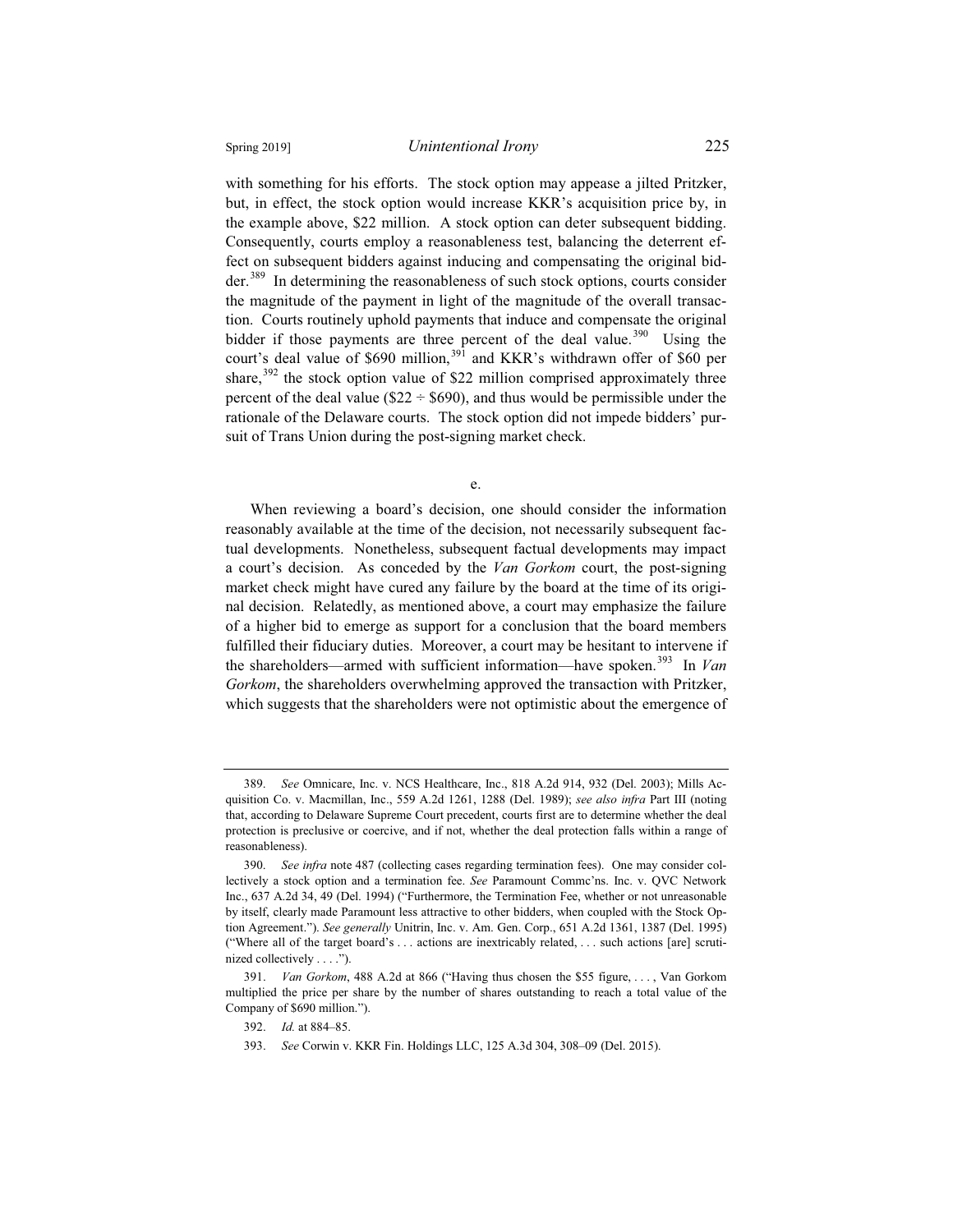with something for his efforts. The stock option may appease a jilted Pritzker, but, in effect, the stock option would increase KKR's acquisition price by, in the example above, $22 million. A stock option can deter subsequent bidding. Consequently, courts employ a reasonableness test, balancing the deterrent effect on subsequent bidders against inducing and compensating the original bidder.[389] In determining the reasonableness of such stock options, courts consider the magnitude of the payment in light of the magnitude of the overall transaction. Courts routinely uphold payments that induce and compensate the original bidder if those payments are three percent of the deal value.[390] Using the court's deal value of $690 million,[391] and KKR's withdrawn offer of $60 per share,[392] the stock option value of $22 million comprised approximately three percent of the deal value ($22 ÷ $690), and thus would be permissible under the rationale of the Delaware courts. The stock option did not impede bidders' pursuit of Trans Union during the post-signing market check.

e.

When reviewing a board's decision, one should consider the information reasonably available at the time of the decision, not necessarily subsequent factual developments. Nonetheless, subsequent factual developments may impact a court's decision. As conceded by the *Van Gorkom* court, the post-signing market check might have cured any failure by the board at the time of its original decision. Relatedly, as mentioned above, a court may emphasize the failure of a higher bid to emerge as support for a conclusion that the board members fulfilled their fiduciary duties. Moreover, a court may be hesitant to intervene if the shareholders—armed with sufficient information—have spoken.[393] In *Van Gorkom*, the shareholders overwhelming approved the transaction with Pritzker, which suggests that the shareholders were not optimistic about the emergence of

---

389. *See* Omnicare, Inc. v. NCS Healthcare, Inc., 818 A.2d 914, 932 (Del. 2003); Mills Acquisition Co. v. Macmillan, Inc., 559 A.2d 1261, 1288 (Del. 1989); *see also infra* Part III (noting that, according to Delaware Supreme Court precedent, courts first are to determine whether the deal protection is preclusive or coercive, and if not, whether the deal protection falls within a range of reasonableness).

390. *See infra* note 487 (collecting cases regarding termination fees). One may consider collectively a stock option and a termination fee. *See* Paramount Commc'ns. Inc. v. QVC Network Inc., 637 A.2d 34, 49 (Del. 1994) ("Furthermore, the Termination Fee, whether or not unreasonable by itself, clearly made Paramount less attractive to other bidders, when coupled with the Stock Option Agreement."). *See generally* Unitrin, Inc. v. Am. Gen. Corp., 651 A.2d 1361, 1387 (Del. 1995) ("Where all of the target board's . . . actions are inextricably related, . . . such actions [are] scrutinized collectively . . . .").

391. *Van Gorkom*, 488 A.2d at 866 ("Having thus chosen the $55 figure, . . . , Van Gorkom multiplied the price per share by the number of shares outstanding to reach a total value of the Company of $690 million.").

392. *Id.* at 884–85.

393. *See* Corwin v. KKR Fin. Holdings LLC, 125 A.3d 304, 308–09 (Del. 2015).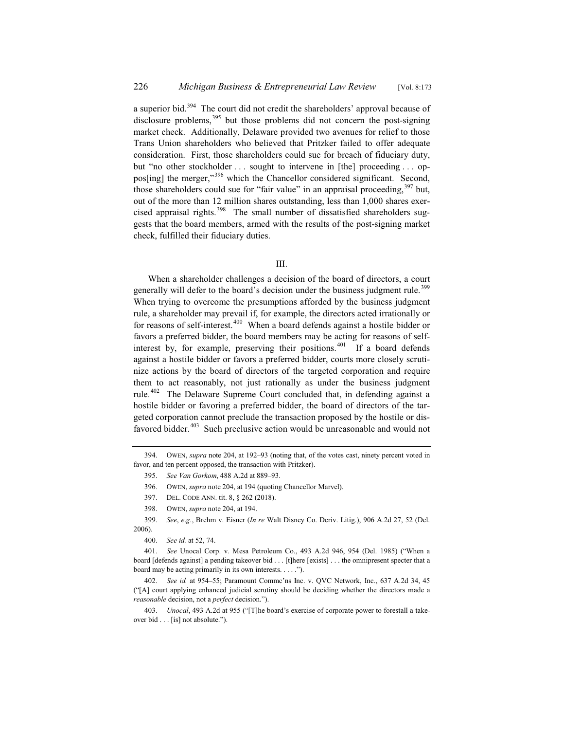a superior bid.[394] The court did not credit the shareholders' approval because of disclosure problems,[395] but those problems did not concern the post-signing market check. Additionally, Delaware provided two avenues for relief to those Trans Union shareholders who believed that Pritzker failed to offer adequate consideration. First, those shareholders could sue for breach of fiduciary duty, but "no other stockholder . . . sought to intervene in [the] proceeding . . . oppos[ing] the merger,"[396] which the Chancellor considered significant. Second, those shareholders could sue for "fair value" in an appraisal proceeding,[397] but, out of the more than 12 million shares outstanding, less than 1,000 shares exercised appraisal rights.[398] The small number of dissatisfied shareholders suggests that the board members, armed with the results of the post-signing market check, fulfilled their fiduciary duties.

## III.

When a shareholder challenges a decision of the board of directors, a court generally will defer to the board's decision under the business judgment rule.[399] When trying to overcome the presumptions afforded by the business judgment rule, a shareholder may prevail if, for example, the directors acted irrationally or for reasons of self-interest.[400] When a board defends against a hostile bidder or favors a preferred bidder, the board members may be acting for reasons of self-interest by, for example, preserving their positions.[401] If a board defends against a hostile bidder or favors a preferred bidder, courts more closely scrutinize actions by the board of directors of the targeted corporation and require them to act reasonably, not just rationally as under the business judgment rule.[402] The Delaware Supreme Court concluded that, in defending against a hostile bidder or favoring a preferred bidder, the board of directors of the targeted corporation cannot preclude the transaction proposed by the hostile or disfavored bidder.[403] Such preclusive action would be unreasonable and would not

---

394. OWEN, *supra* note 204, at 192–93 (noting that, of the votes cast, ninety percent voted in favor, and ten percent opposed, the transaction with Pritzker).

395. *See Van Gorkom*, 488 A.2d at 889–93.

396. OWEN, *supra* note 204, at 194 (quoting Chancellor Marvel).

397. DEL. CODE ANN. tit. 8, § 262 (2018).

398. OWEN, *supra* note 204, at 194.

399. *See*, *e.g*., Brehm v. Eisner (*In re* Walt Disney Co. Deriv. Litig.), 906 A.2d 27, 52 (Del. 2006).

400. *See id.* at 52, 74.

401. *See* Unocal Corp. v. Mesa Petroleum Co., 493 A.2d 946, 954 (Del. 1985) ("When a board [defends against] a pending takeover bid . . . [t]here [exists] . . . the omnipresent specter that a board may be acting primarily in its own interests. . . . .").

402. *See id.* at 954–55; Paramount Commc'ns Inc. v. QVC Network, Inc., 637 A.2d 34, 45 ("[A] court applying enhanced judicial scrutiny should be deciding whether the directors made a *reasonable* decision, not a *perfect* decision.").

403. *Unocal*, 493 A.2d at 955 ("[T]he board's exercise of corporate power to forestall a takeover bid . . . [is] not absolute.").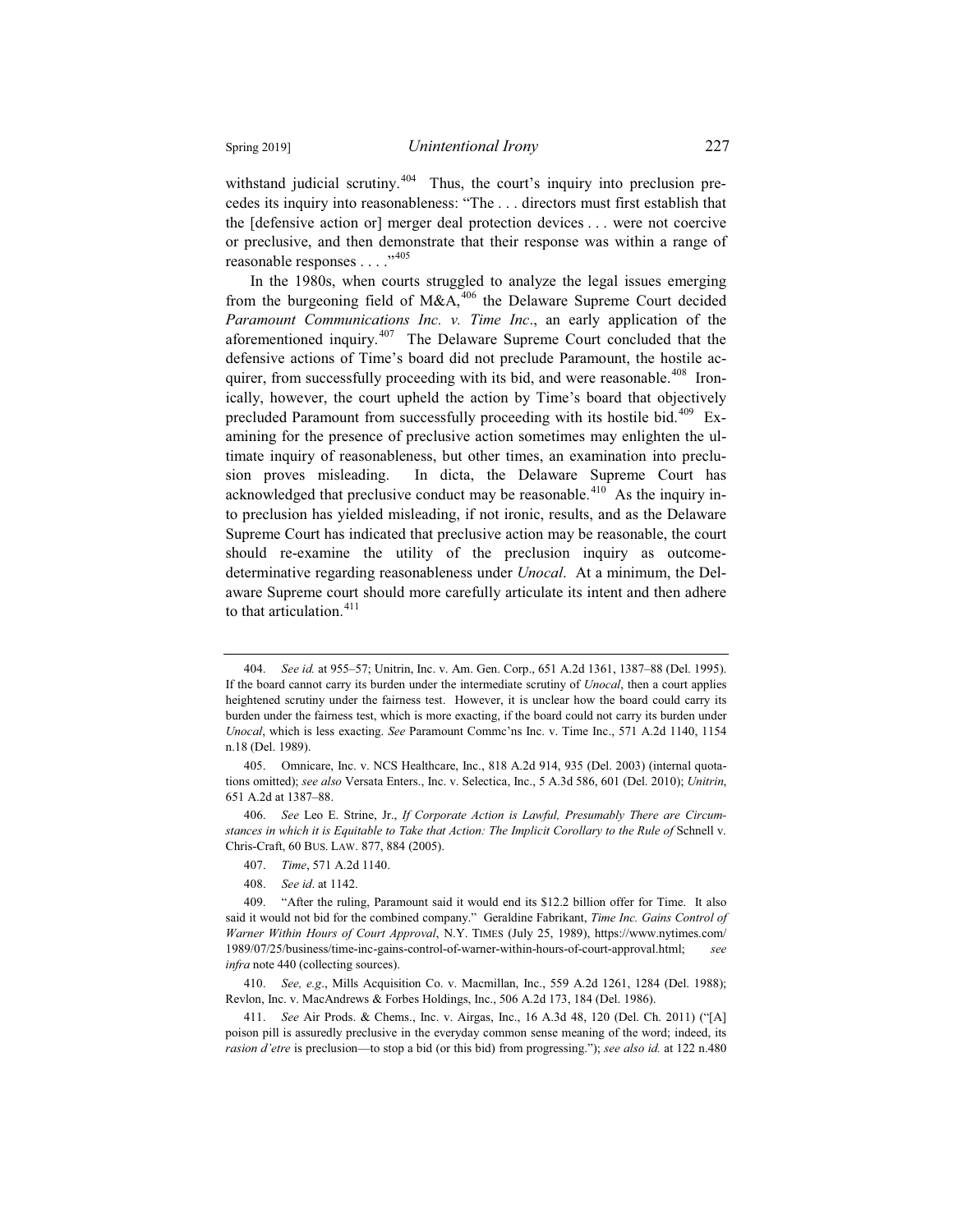withstand judicial scrutiny.[404] Thus, the court's inquiry into preclusion precedes its inquiry into reasonableness: "The . . . directors must first establish that the [defensive action or] merger deal protection devices . . . were not coercive or preclusive, and then demonstrate that their response was within a range of reasonable responses . . . ."[405]

In the 1980s, when courts struggled to analyze the legal issues emerging from the burgeoning field of M&A,[406] the Delaware Supreme Court decided *Paramount Communications Inc. v. Time Inc*., an early application of the aforementioned inquiry.[407] The Delaware Supreme Court concluded that the defensive actions of Time's board did not preclude Paramount, the hostile acquirer, from successfully proceeding with its bid, and were reasonable.[408] Ironically, however, the court upheld the action by Time's board that objectively precluded Paramount from successfully proceeding with its hostile bid.[409] Examining for the presence of preclusive action sometimes may enlighten the ultimate inquiry of reasonableness, but other times, an examination into preclusion proves misleading. In dicta, the Delaware Supreme Court has acknowledged that preclusive conduct may be reasonable.[410] As the inquiry into preclusion has yielded misleading, if not ironic, results, and as the Delaware Supreme Court has indicated that preclusive action may be reasonable, the court should re-examine the utility of the preclusion inquiry as outcome-determinative regarding reasonableness under *Unocal*. At a minimum, the Delaware Supreme court should more carefully articulate its intent and then adhere to that articulation.[411]

---

404. *See id.* at 955–57; Unitrin, Inc. v. Am. Gen. Corp., 651 A.2d 1361, 1387–88 (Del. 1995). If the board cannot carry its burden under the intermediate scrutiny of *Unocal*, then a court applies heightened scrutiny under the fairness test. However, it is unclear how the board could carry its burden under the fairness test, which is more exacting, if the board could not carry its burden under *Unocal*, which is less exacting. *See* Paramount Commc'ns Inc. v. Time Inc., 571 A.2d 1140, 1154 n.18 (Del. 1989).

405. Omnicare, Inc. v. NCS Healthcare, Inc., 818 A.2d 914, 935 (Del. 2003) (internal quotations omitted); *see also* Versata Enters., Inc. v. Selectica, Inc., 5 A.3d 586, 601 (Del. 2010); *Unitrin*, 651 A.2d at 1387–88.

406. *See* Leo E. Strine, Jr., *If Corporate Action is Lawful, Presumably There are Circumstances in which it is Equitable to Take that Action: The Implicit Corollary to the Rule of* Schnell v. Chris-Craft, 60 BUS. LAW. 877, 884 (2005).

407. *Time*, 571 A.2d 1140.

408. *See id*. at 1142.

409. "After the ruling, Paramount said it would end its $12.2 billion offer for Time. It also said it would not bid for the combined company." Geraldine Fabrikant, *Time Inc. Gains Control of Warner Within Hours of Court Approval*, N.Y. TIMES (July 25, 1989), https://www.nytimes.com/1989/07/25/business/time-inc-gains-control-of-warner-within-hours-of-court-approval.html; *see infra* note 440 (collecting sources).

410. *See, e.g*., Mills Acquisition Co. v. Macmillan, Inc., 559 A.2d 1261, 1284 (Del. 1988); Revlon, Inc. v. MacAndrews & Forbes Holdings, Inc., 506 A.2d 173, 184 (Del. 1986).

411. *See* Air Prods. & Chems., Inc. v. Airgas, Inc., 16 A.3d 48, 120 (Del. Ch. 2011) ("[A] poison pill is assuredly preclusive in the everyday common sense meaning of the word; indeed, its *rasion d'etre* is preclusion—to stop a bid (or this bid) from progressing."); *see also id.* at 122 n.480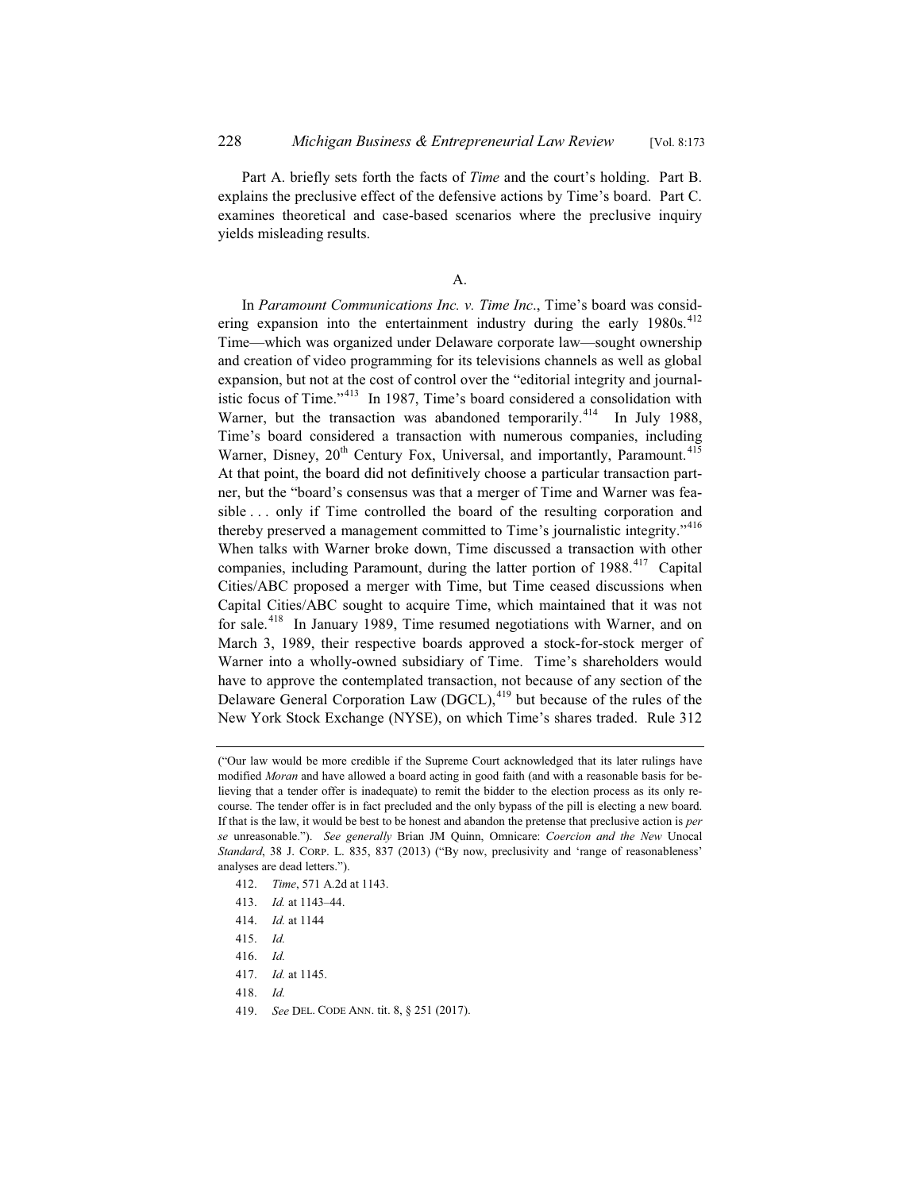Part A. briefly sets forth the facts of *Time* and the court's holding. Part B. explains the preclusive effect of the defensive actions by Time's board. Part C. examines theoretical and case-based scenarios where the preclusive inquiry yields misleading results.

### A.

In *Paramount Communications Inc. v. Time Inc*., Time's board was considering expansion into the entertainment industry during the early 1980s.[412] Time—which was organized under Delaware corporate law—sought ownership and creation of video programming for its televisions channels as well as global expansion, but not at the cost of control over the "editorial integrity and journalistic focus of Time."[413] In 1987, Time's board considered a consolidation with Warner, but the transaction was abandoned temporarily.[414] In July 1988, Time's board considered a transaction with numerous companies, including Warner, Disney, 20th Century Fox, Universal, and importantly, Paramount.[415] At that point, the board did not definitively choose a particular transaction partner, but the "board's consensus was that a merger of Time and Warner was feasible . . . only if Time controlled the board of the resulting corporation and thereby preserved a management committed to Time's journalistic integrity."[416] When talks with Warner broke down, Time discussed a transaction with other companies, including Paramount, during the latter portion of 1988.[417] Capital Cities/ABC proposed a merger with Time, but Time ceased discussions when Capital Cities/ABC sought to acquire Time, which maintained that it was not for sale.[418] In January 1989, Time resumed negotiations with Warner, and on March 3, 1989, their respective boards approved a stock-for-stock merger of Warner into a wholly-owned subsidiary of Time. Time's shareholders would have to approve the contemplated transaction, not because of any section of the Delaware General Corporation Law (DGCL),[419] but because of the rules of the New York Stock Exchange (NYSE), on which Time's shares traded. Rule 312

---

("Our law would be more credible if the Supreme Court acknowledged that its later rulings have modified *Moran* and have allowed a board acting in good faith (and with a reasonable basis for believing that a tender offer is inadequate) to remit the bidder to the election process as its only recourse. The tender offer is in fact precluded and the only bypass of the pill is electing a new board. If that is the law, it would be best to be honest and abandon the pretense that preclusive action is *per se* unreasonable."). *See generally* Brian JM Quinn, Omnicare: *Coercion and the New* Unocal *Standard*, 38 J. CORP. L. 835, 837 (2013) ("By now, preclusivity and 'range of reasonableness' analyses are dead letters.").

412. *Time*, 571 A.2d at 1143.

413. *Id.* at 1143–44.

414. *Id.* at 1144

415. *Id.*

416. *Id.*

417. *Id.* at 1145.

418. *Id.*

419. *See* DEL. CODE ANN. tit. 8, § 251 (2017).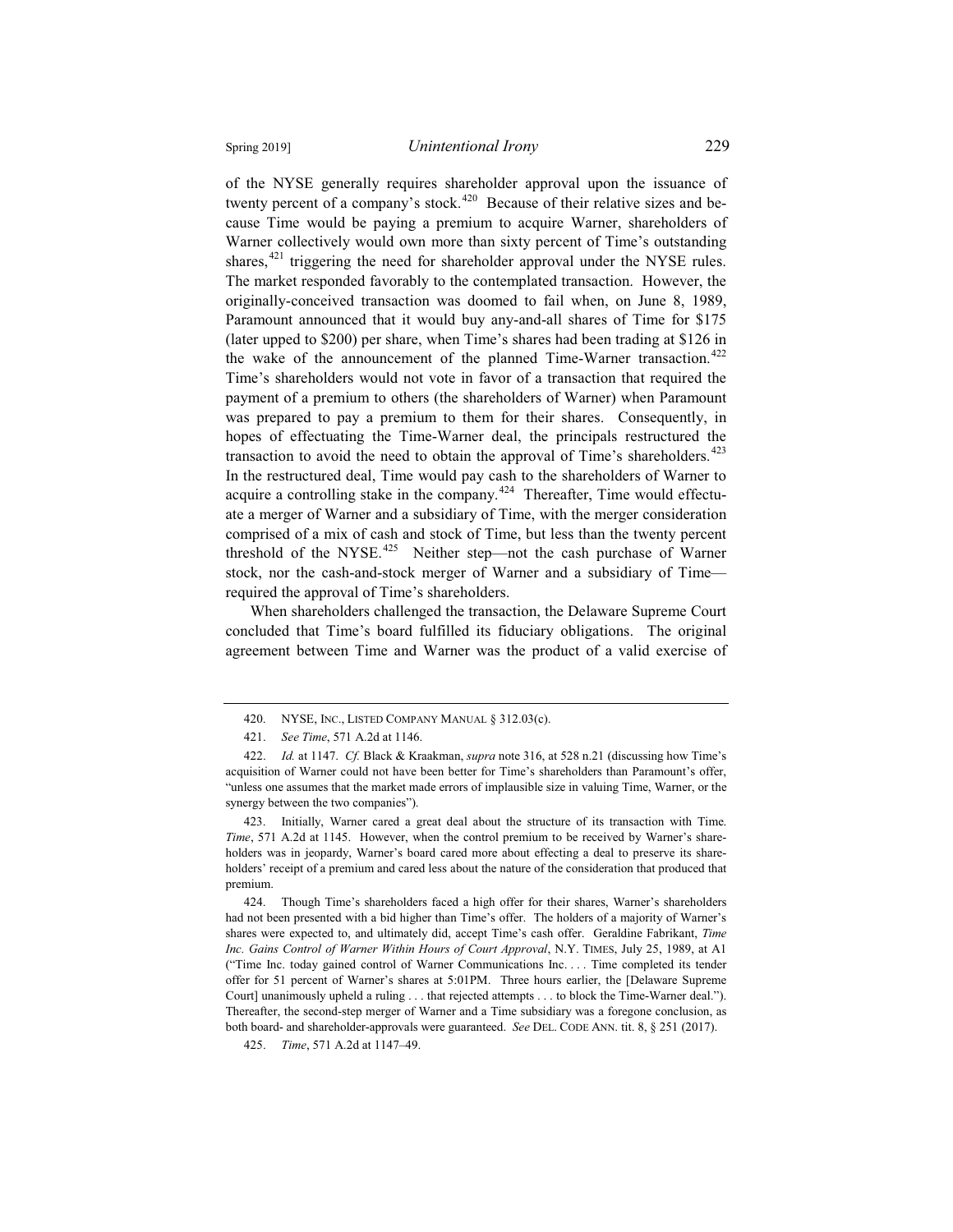of the NYSE generally requires shareholder approval upon the issuance of twenty percent of a company's stock.[420] Because of their relative sizes and because Time would be paying a premium to acquire Warner, shareholders of Warner collectively would own more than sixty percent of Time's outstanding shares,[421] triggering the need for shareholder approval under the NYSE rules. The market responded favorably to the contemplated transaction. However, the originally-conceived transaction was doomed to fail when, on June 8, 1989, Paramount announced that it would buy any-and-all shares of Time for $175 (later upped to $200) per share, when Time's shares had been trading at $126 in the wake of the announcement of the planned Time-Warner transaction.[422] Time's shareholders would not vote in favor of a transaction that required the payment of a premium to others (the shareholders of Warner) when Paramount was prepared to pay a premium to them for their shares. Consequently, in hopes of effectuating the Time-Warner deal, the principals restructured the transaction to avoid the need to obtain the approval of Time's shareholders.[423] In the restructured deal, Time would pay cash to the shareholders of Warner to acquire a controlling stake in the company.[424] Thereafter, Time would effectuate a merger of Warner and a subsidiary of Time, with the merger consideration comprised of a mix of cash and stock of Time, but less than the twenty percent threshold of the NYSE.[425] Neither step—not the cash purchase of Warner stock, nor the cash-and-stock merger of Warner and a subsidiary of Time—required the approval of Time's shareholders.

When shareholders challenged the transaction, the Delaware Supreme Court concluded that Time's board fulfilled its fiduciary obligations. The original agreement between Time and Warner was the product of a valid exercise of

---

420. NYSE, INC., LISTED COMPANY MANUAL § 312.03(c).

421. *See Time*, 571 A.2d at 1146.

422. *Id.* at 1147. *Cf.* Black & Kraakman, *supra* note 316, at 528 n.21 (discussing how Time's acquisition of Warner could not have been better for Time's shareholders than Paramount's offer, "unless one assumes that the market made errors of implausible size in valuing Time, Warner, or the synergy between the two companies").

423. Initially, Warner cared a great deal about the structure of its transaction with Time. *Time*, 571 A.2d at 1145. However, when the control premium to be received by Warner's shareholders was in jeopardy, Warner's board cared more about effecting a deal to preserve its shareholders' receipt of a premium and cared less about the nature of the consideration that produced that premium.

424. Though Time's shareholders faced a high offer for their shares, Warner's shareholders had not been presented with a bid higher than Time's offer. The holders of a majority of Warner's shares were expected to, and ultimately did, accept Time's cash offer. Geraldine Fabrikant, *Time Inc. Gains Control of Warner Within Hours of Court Approval*, N.Y. TIMES, July 25, 1989, at A1 ("Time Inc. today gained control of Warner Communications Inc. . . . Time completed its tender offer for 51 percent of Warner's shares at 5:01PM. Three hours earlier, the [Delaware Supreme Court] unanimously upheld a ruling . . . that rejected attempts . . . to block the Time-Warner deal."). Thereafter, the second-step merger of Warner and a Time subsidiary was a foregone conclusion, as both board- and shareholder-approvals were guaranteed. *See* DEL. CODE ANN. tit. 8, § 251 (2017).

425. *Time*, 571 A.2d at 1147–49.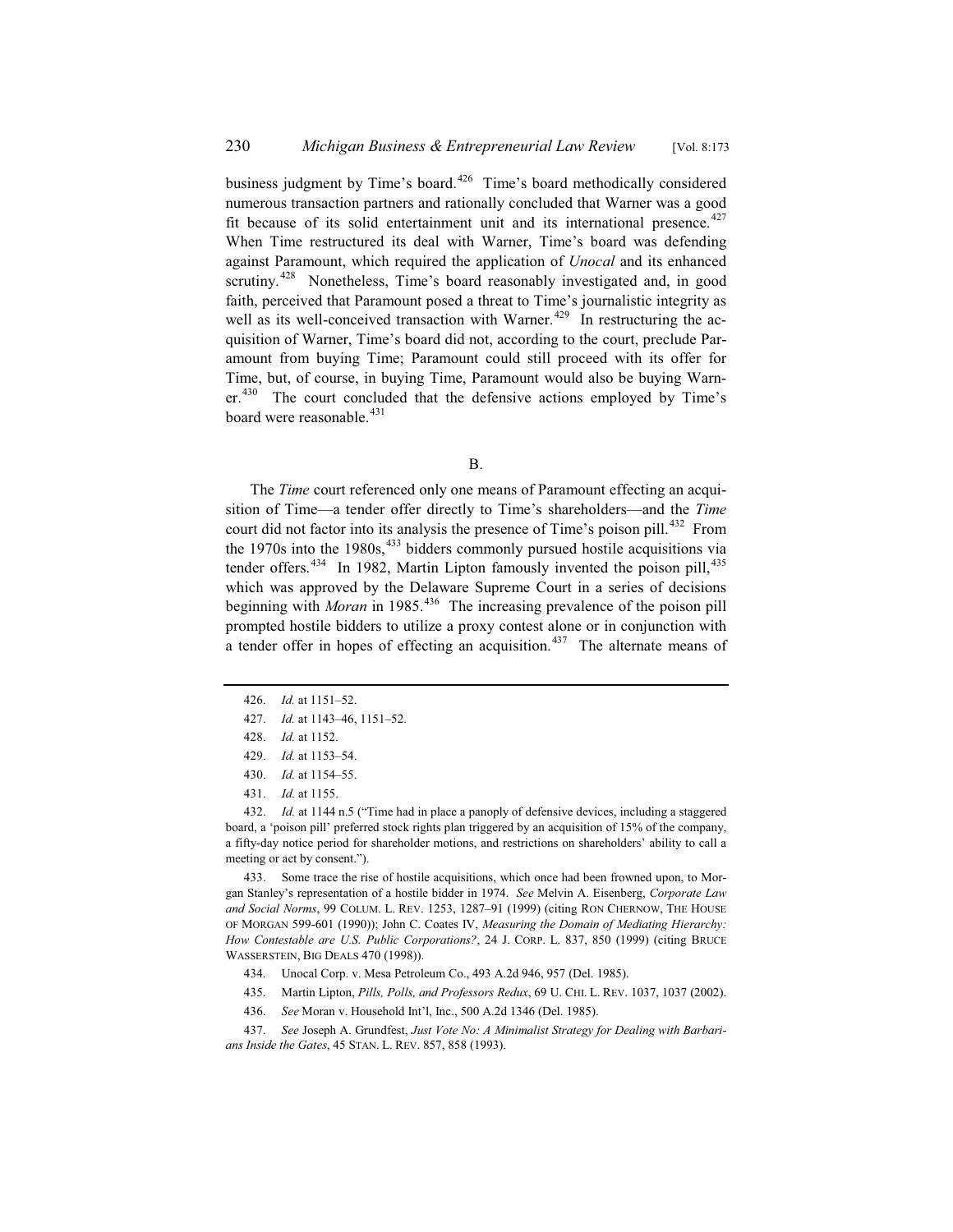business judgment by Time's board.[426] Time's board methodically considered numerous transaction partners and rationally concluded that Warner was a good fit because of its solid entertainment unit and its international presence.[427] When Time restructured its deal with Warner, Time's board was defending against Paramount, which required the application of *Unocal* and its enhanced scrutiny.[428] Nonetheless, Time's board reasonably investigated and, in good faith, perceived that Paramount posed a threat to Time's journalistic integrity as well as its well-conceived transaction with Warner.[429] In restructuring the acquisition of Warner, Time's board did not, according to the court, preclude Paramount from buying Time; Paramount could still proceed with its offer for Time, but, of course, in buying Time, Paramount would also be buying Warner.[430] The court concluded that the defensive actions employed by Time's board were reasonable.[431]

## B.

The *Time* court referenced only one means of Paramount effecting an acquisition of Time—a tender offer directly to Time's shareholders—and the *Time* court did not factor into its analysis the presence of Time's poison pill.[432] From the 1970s into the 1980s,[433] bidders commonly pursued hostile acquisitions via tender offers.[434] In 1982, Martin Lipton famously invented the poison pill,[435] which was approved by the Delaware Supreme Court in a series of decisions beginning with *Moran* in 1985.[436] The increasing prevalence of the poison pill prompted hostile bidders to utilize a proxy contest alone or in conjunction with a tender offer in hopes of effecting an acquisition.[437] The alternate means of

---

426. *Id.* at 1151–52.

427. *Id.* at 1143–46, 1151–52.

428. *Id.* at 1152.

429. *Id.* at 1153–54.

430. *Id.* at 1154–55.

431. *Id.* at 1155.

432. *Id.* at 1144 n.5 ("Time had in place a panoply of defensive devices, including a staggered board, a 'poison pill' preferred stock rights plan triggered by an acquisition of 15% of the company, a fifty-day notice period for shareholder motions, and restrictions on shareholders' ability to call a meeting or act by consent.").

433. Some trace the rise of hostile acquisitions, which once had been frowned upon, to Morgan Stanley's representation of a hostile bidder in 1974. *See* Melvin A. Eisenberg, *Corporate Law and Social Norms*, 99 COLUM. L. REV. 1253, 1287–91 (1999) (citing RON CHERNOW, THE HOUSE OF MORGAN 599-601 (1990)); John C. Coates IV, *Measuring the Domain of Mediating Hierarchy: How Contestable are U.S. Public Corporations?*, 24 J. CORP. L. 837, 850 (1999) (citing BRUCE WASSERSTEIN, BIG DEALS 470 (1998)).

434. Unocal Corp. v. Mesa Petroleum Co., 493 A.2d 946, 957 (Del. 1985).

435. Martin Lipton, *Pills, Polls, and Professors Redux*, 69 U. CHI. L. REV. 1037, 1037 (2002).

436. *See* Moran v. Household Int'l, Inc., 500 A.2d 1346 (Del. 1985).

437. *See* Joseph A. Grundfest, *Just Vote No: A Minimalist Strategy for Dealing with Barbarians Inside the Gates*, 45 STAN. L. REV. 857, 858 (1993).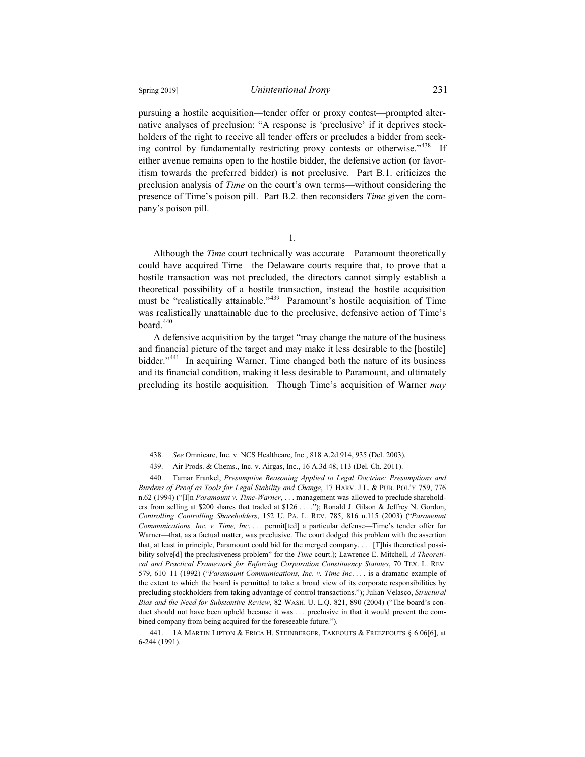pursuing a hostile acquisition—tender offer or proxy contest—prompted alternative analyses of preclusion: "A response is 'preclusive' if it deprives stockholders of the right to receive all tender offers or precludes a bidder from seeking control by fundamentally restricting proxy contests or otherwise."[438] If either avenue remains open to the hostile bidder, the defensive action (or favoritism towards the preferred bidder) is not preclusive. Part B.1. criticizes the preclusion analysis of *Time* on the court's own terms—without considering the presence of Time's poison pill. Part B.2. then reconsiders *Time* given the company's poison pill.

1.

Although the *Time* court technically was accurate—Paramount theoretically could have acquired Time—the Delaware courts require that, to prove that a hostile transaction was not precluded, the directors cannot simply establish a theoretical possibility of a hostile transaction, instead the hostile acquisition must be "realistically attainable."[439] Paramount's hostile acquisition of Time was realistically unattainable due to the preclusive, defensive action of Time's board.[440]

A defensive acquisition by the target "may change the nature of the business and financial picture of the target and may make it less desirable to the [hostile] bidder."[441] In acquiring Warner, Time changed both the nature of its business and its financial condition, making it less desirable to Paramount, and ultimately precluding its hostile acquisition. Though Time's acquisition of Warner *may*

---

438. *See* Omnicare, Inc. v. NCS Healthcare, Inc., 818 A.2d 914, 935 (Del. 2003).

439. Air Prods. & Chems., Inc. v. Airgas, Inc., 16 A.3d 48, 113 (Del. Ch. 2011).

440. Tamar Frankel, *Presumptive Reasoning Applied to Legal Doctrine: Presumptions and Burdens of Proof as Tools for Legal Stability and Change*, 17 HARV. J.L. & PUB. POL'Y 759, 776 n.62 (1994) ("[I]n *Paramount v. Time-Warner*, . . . management was allowed to preclude shareholders from selling at $200 shares that traded at $126 . . . ."); Ronald J. Gilson & Jeffrey N. Gordon, *Controlling Controlling Shareholders*, 152 U. PA. L. REV. 785, 816 n.115 (2003) ("*Paramount Communications, Inc. v. Time, Inc.* . . . permit[ted] a particular defense—Time's tender offer for Warner—that, as a factual matter, was preclusive. The court dodged this problem with the assertion that, at least in principle, Paramount could bid for the merged company. . . . [T]his theoretical possibility solve[d] the preclusiveness problem" for the *Time* court.); Lawrence E. Mitchell, *A Theoretical and Practical Framework for Enforcing Corporation Constituency Statutes*, 70 TEX. L. REV. 579, 610–11 (1992) ("*Paramount Communications, Inc. v. Time Inc.* . . . is a dramatic example of the extent to which the board is permitted to take a broad view of its corporate responsibilities by precluding stockholders from taking advantage of control transactions."); Julian Velasco, *Structural Bias and the Need for Substantive Review*, 82 WASH. U. L.Q. 821, 890 (2004) ("The board's conduct should not have been upheld because it was . . . preclusive in that it would prevent the combined company from being acquired for the foreseeable future.").

441. 1A MARTIN LIPTON & ERICA H. STEINBERGER, TAKEOUTS & FREEZEOUTS § 6.06[6], at 6-244 (1991).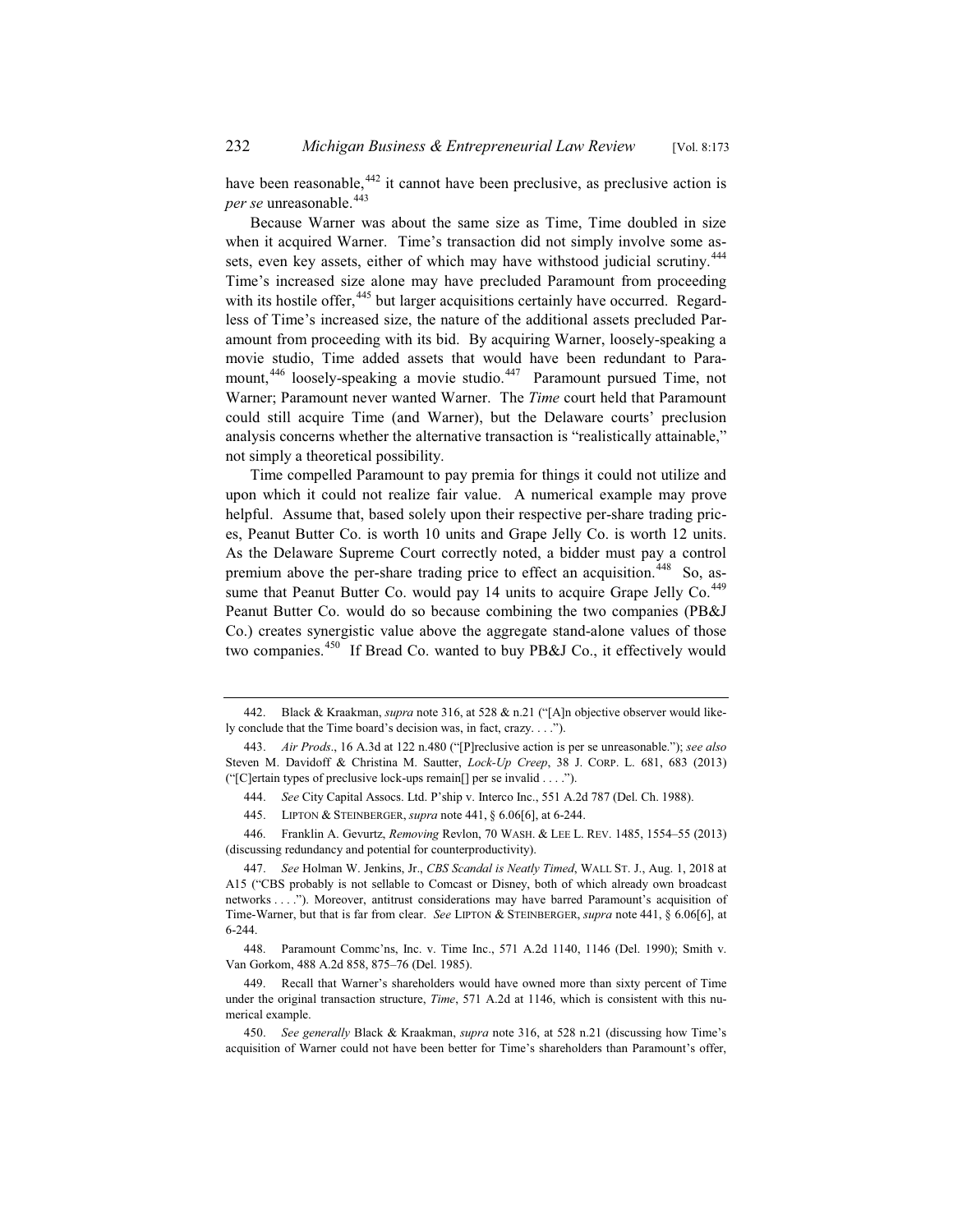have been reasonable,[442] it cannot have been preclusive, as preclusive action is *per se* unreasonable.[443]

Because Warner was about the same size as Time, Time doubled in size when it acquired Warner. Time's transaction did not simply involve some assets, even key assets, either of which may have withstood judicial scrutiny.[444] Time's increased size alone may have precluded Paramount from proceeding with its hostile offer,[445] but larger acquisitions certainly have occurred. Regardless of Time's increased size, the nature of the additional assets precluded Paramount from proceeding with its bid. By acquiring Warner, loosely-speaking a movie studio, Time added assets that would have been redundant to Paramount,[446] loosely-speaking a movie studio.[447] Paramount pursued Time, not Warner; Paramount never wanted Warner. The *Time* court held that Paramount could still acquire Time (and Warner), but the Delaware courts' preclusion analysis concerns whether the alternative transaction is "realistically attainable," not simply a theoretical possibility.

Time compelled Paramount to pay premia for things it could not utilize and upon which it could not realize fair value. A numerical example may prove helpful. Assume that, based solely upon their respective per-share trading prices, Peanut Butter Co. is worth 10 units and Grape Jelly Co. is worth 12 units. As the Delaware Supreme Court correctly noted, a bidder must pay a control premium above the per-share trading price to effect an acquisition.[448] So, assume that Peanut Butter Co. would pay 14 units to acquire Grape Jelly Co.[449] Peanut Butter Co. would do so because combining the two companies (PB&J Co.) creates synergistic value above the aggregate stand-alone values of those two companies.[450] If Bread Co. wanted to buy PB&J Co., it effectively would

---

442. Black & Kraakman, *supra* note 316, at 528 & n.21 ("[A]n objective observer would likely conclude that the Time board's decision was, in fact, crazy. . . .").

443. *Air Prods*., 16 A.3d at 122 n.480 ("[P]reclusive action is per se unreasonable."); *see also* Steven M. Davidoff & Christina M. Sautter, *Lock-Up Creep*, 38 J. CORP. L. 681, 683 (2013) ("[C]ertain types of preclusive lock-ups remain[] per se invalid . . . .").

444. *See* City Capital Assocs. Ltd. P'ship v. Interco Inc., 551 A.2d 787 (Del. Ch. 1988).

445. LIPTON & STEINBERGER, *supra* note 441, § 6.06[6], at 6-244.

446. Franklin A. Gevurtz, *Removing* Revlon, 70 WASH. & LEE L. REV. 1485, 1554–55 (2013) (discussing redundancy and potential for counterproductivity).

447. *See* Holman W. Jenkins, Jr., *CBS Scandal is Neatly Timed*, WALL ST. J., Aug. 1, 2018 at A15 ("CBS probably is not sellable to Comcast or Disney, both of which already own broadcast networks . . . ."). Moreover, antitrust considerations may have barred Paramount's acquisition of Time-Warner, but that is far from clear. *See* LIPTON & STEINBERGER, *supra* note 441, § 6.06[6], at 6-244.

448. Paramount Commc'ns, Inc. v. Time Inc., 571 A.2d 1140, 1146 (Del. 1990); Smith v. Van Gorkom, 488 A.2d 858, 875–76 (Del. 1985).

449. Recall that Warner's shareholders would have owned more than sixty percent of Time under the original transaction structure, *Time*, 571 A.2d at 1146, which is consistent with this numerical example.

450. *See generally* Black & Kraakman, *supra* note 316, at 528 n.21 (discussing how Time's acquisition of Warner could not have been better for Time's shareholders than Paramount's offer,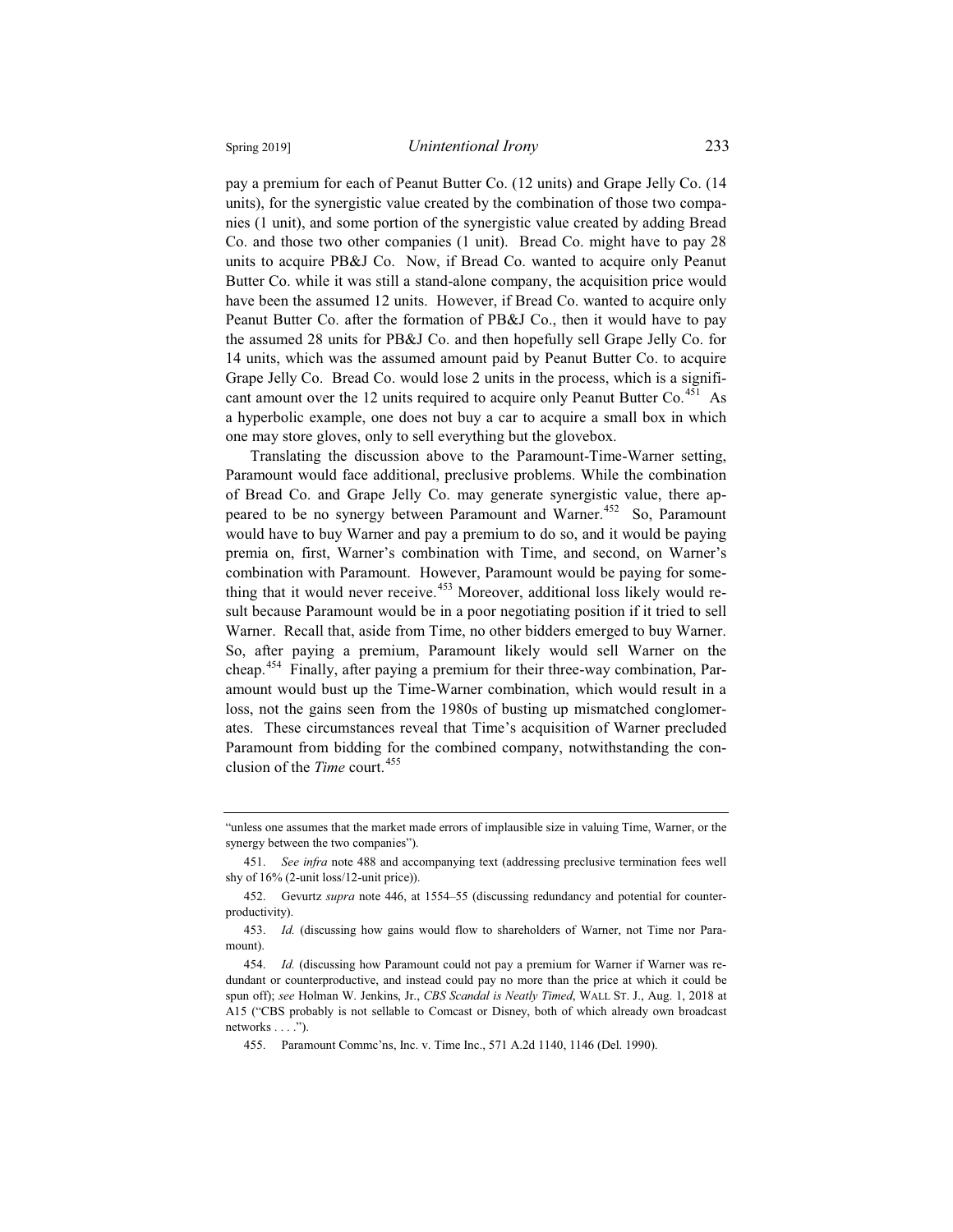pay a premium for each of Peanut Butter Co. (12 units) and Grape Jelly Co. (14 units), for the synergistic value created by the combination of those two companies (1 unit), and some portion of the synergistic value created by adding Bread Co. and those two other companies (1 unit). Bread Co. might have to pay 28 units to acquire PB&J Co. Now, if Bread Co. wanted to acquire only Peanut Butter Co. while it was still a stand-alone company, the acquisition price would have been the assumed 12 units. However, if Bread Co. wanted to acquire only Peanut Butter Co. after the formation of PB&J Co., then it would have to pay the assumed 28 units for PB&J Co. and then hopefully sell Grape Jelly Co. for 14 units, which was the assumed amount paid by Peanut Butter Co. to acquire Grape Jelly Co. Bread Co. would lose 2 units in the process, which is a significant amount over the 12 units required to acquire only Peanut Butter Co.[451] As a hyperbolic example, one does not buy a car to acquire a small box in which one may store gloves, only to sell everything but the glovebox.

Translating the discussion above to the Paramount-Time-Warner setting, Paramount would face additional, preclusive problems. While the combination of Bread Co. and Grape Jelly Co. may generate synergistic value, there appeared to be no synergy between Paramount and Warner.[452] So, Paramount would have to buy Warner and pay a premium to do so, and it would be paying premia on, first, Warner's combination with Time, and second, on Warner's combination with Paramount. However, Paramount would be paying for something that it would never receive.[453] Moreover, additional loss likely would result because Paramount would be in a poor negotiating position if it tried to sell Warner. Recall that, aside from Time, no other bidders emerged to buy Warner. So, after paying a premium, Paramount likely would sell Warner on the cheap.[454] Finally, after paying a premium for their three-way combination, Paramount would bust up the Time-Warner combination, which would result in a loss, not the gains seen from the 1980s of busting up mismatched conglomerates. These circumstances reveal that Time's acquisition of Warner precluded Paramount from bidding for the combined company, notwithstanding the conclusion of the *Time* court.[455]

---

"unless one assumes that the market made errors of implausible size in valuing Time, Warner, or the synergy between the two companies").

451. *See infra* note 488 and accompanying text (addressing preclusive termination fees well shy of 16% (2-unit loss/12-unit price)).

452. Gevurtz *supra* note 446, at 1554–55 (discussing redundancy and potential for counterproductivity).

453. *Id.* (discussing how gains would flow to shareholders of Warner, not Time nor Paramount).

454. *Id.* (discussing how Paramount could not pay a premium for Warner if Warner was redundant or counterproductive, and instead could pay no more than the price at which it could be spun off); *see* Holman W. Jenkins, Jr., *CBS Scandal is Neatly Timed*, WALL ST. J., Aug. 1, 2018 at A15 ("CBS probably is not sellable to Comcast or Disney, both of which already own broadcast networks . . . .").

455. Paramount Commc'ns, Inc. v. Time Inc., 571 A.2d 1140, 1146 (Del. 1990).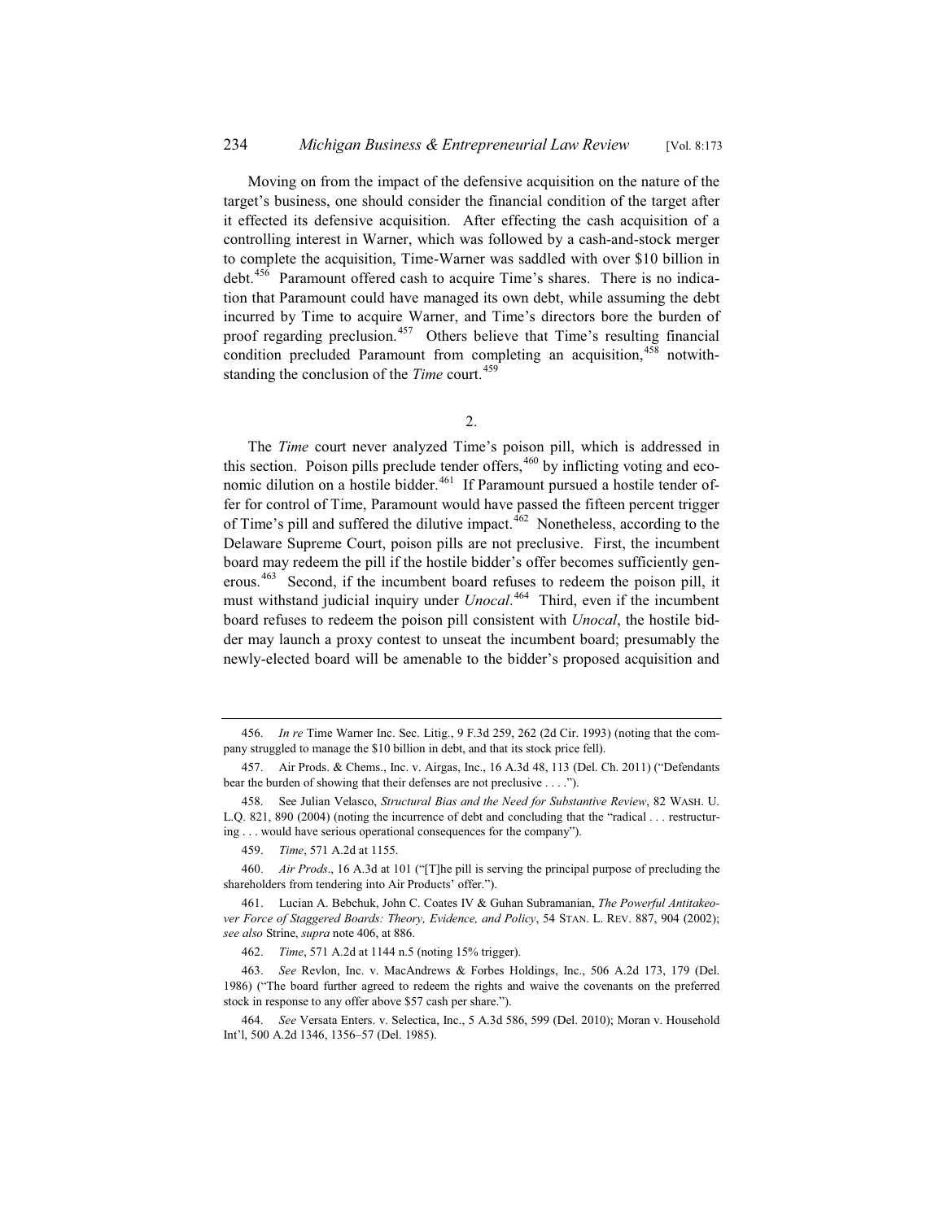Moving on from the impact of the defensive acquisition on the nature of the target's business, one should consider the financial condition of the target after it effected its defensive acquisition. After effecting the cash acquisition of a controlling interest in Warner, which was followed by a cash-and-stock merger to complete the acquisition, Time-Warner was saddled with over $10 billion in debt.[456] Paramount offered cash to acquire Time's shares. There is no indication that Paramount could have managed its own debt, while assuming the debt incurred by Time to acquire Warner, and Time's directors bore the burden of proof regarding preclusion.[457] Others believe that Time's resulting financial condition precluded Paramount from completing an acquisition,[458] notwithstanding the conclusion of the *Time* court.[459]

2.

The *Time* court never analyzed Time's poison pill, which is addressed in this section. Poison pills preclude tender offers,[460] by inflicting voting and economic dilution on a hostile bidder.[461] If Paramount pursued a hostile tender offer for control of Time, Paramount would have passed the fifteen percent trigger of Time's pill and suffered the dilutive impact.[462] Nonetheless, according to the Delaware Supreme Court, poison pills are not preclusive. First, the incumbent board may redeem the pill if the hostile bidder's offer becomes sufficiently generous.[463] Second, if the incumbent board refuses to redeem the poison pill, it must withstand judicial inquiry under *Unocal*.[464] Third, even if the incumbent board refuses to redeem the poison pill consistent with *Unocal*, the hostile bidder may launch a proxy contest to unseat the incumbent board; presumably the newly-elected board will be amenable to the bidder's proposed acquisition and

---

456. *In re* Time Warner Inc. Sec. Litig., 9 F.3d 259, 262 (2d Cir. 1993) (noting that the company struggled to manage the $10 billion in debt, and that its stock price fell).

457. Air Prods. & Chems., Inc. v. Airgas, Inc., 16 A.3d 48, 113 (Del. Ch. 2011) ("Defendants bear the burden of showing that their defenses are not preclusive . . . .").

458. See Julian Velasco, *Structural Bias and the Need for Substantive Review*, 82 WASH. U. L.Q. 821, 890 (2004) (noting the incurrence of debt and concluding that the "radical . . . restructuring . . . would have serious operational consequences for the company").

459. *Time*, 571 A.2d at 1155.

460. *Air Prods*., 16 A.3d at 101 ("[T]he pill is serving the principal purpose of precluding the shareholders from tendering into Air Products' offer.").

461. Lucian A. Bebchuk, John C. Coates IV & Guhan Subramanian, *The Powerful Antitakeover Force of Staggered Boards: Theory, Evidence, and Policy*, 54 STAN. L. REV. 887, 904 (2002); *see also* Strine, *supra* note 406, at 886.

462. *Time*, 571 A.2d at 1144 n.5 (noting 15% trigger).

463. *See* Revlon, Inc. v. MacAndrews & Forbes Holdings, Inc., 506 A.2d 173, 179 (Del. 1986) ("The board further agreed to redeem the rights and waive the covenants on the preferred stock in response to any offer above $57 cash per share.").

464. *See* Versata Enters. v. Selectica, Inc., 5 A.3d 586, 599 (Del. 2010); Moran v. Household Int'l, 500 A.2d 1346, 1356–57 (Del. 1985).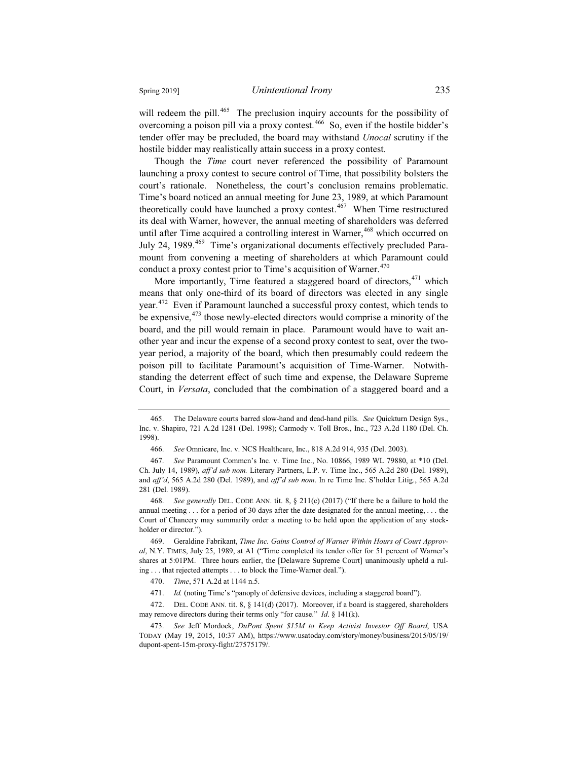will redeem the pill.[465] The preclusion inquiry accounts for the possibility of overcoming a poison pill via a proxy contest.[466] So, even if the hostile bidder's tender offer may be precluded, the board may withstand *Unocal* scrutiny if the hostile bidder may realistically attain success in a proxy contest.

Though the *Time* court never referenced the possibility of Paramount launching a proxy contest to secure control of Time, that possibility bolsters the court's rationale. Nonetheless, the court's conclusion remains problematic. Time's board noticed an annual meeting for June 23, 1989, at which Paramount theoretically could have launched a proxy contest.[467] When Time restructured its deal with Warner, however, the annual meeting of shareholders was deferred until after Time acquired a controlling interest in Warner,[468] which occurred on July 24, 1989.[469] Time's organizational documents effectively precluded Paramount from convening a meeting of shareholders at which Paramount could conduct a proxy contest prior to Time's acquisition of Warner.[470]

More importantly, Time featured a staggered board of directors,[471] which means that only one-third of its board of directors was elected in any single year.[472] Even if Paramount launched a successful proxy contest, which tends to be expensive,[473] those newly-elected directors would comprise a minority of the board, and the pill would remain in place. Paramount would have to wait another year and incur the expense of a second proxy contest to seat, over the two-year period, a majority of the board, which then presumably could redeem the poison pill to facilitate Paramount's acquisition of Time-Warner. Notwithstanding the deterrent effect of such time and expense, the Delaware Supreme Court, in *Versata*, concluded that the combination of a staggered board and a

---

465. The Delaware courts barred slow-hand and dead-hand pills. *See* Quickturn Design Sys., Inc. v. Shapiro, 721 A.2d 1281 (Del. 1998); Carmody v. Toll Bros., Inc., 723 A.2d 1180 (Del. Ch. 1998).

466. *See* Omnicare, Inc. v. NCS Healthcare, Inc., 818 A.2d 914, 935 (Del. 2003).

467. *See* Paramount Commcn's Inc. v. Time Inc., No. 10866, 1989 WL 79880, at *10 (Del. Ch. July 14, 1989), *aff'd sub nom.* Literary Partners, L.P. v. Time Inc., 565 A.2d 280 (Del. 1989), and *aff'd*, 565 A.2d 280 (Del. 1989), and *aff'd sub nom.* In re Time Inc. S'holder Litig., 565 A.2d 281 (Del. 1989).

468. *See generally* DEL. CODE ANN. tit. 8, § 211(c) (2017) ("If there be a failure to hold the annual meeting . . . for a period of 30 days after the date designated for the annual meeting, . . . the Court of Chancery may summarily order a meeting to be held upon the application of any stockholder or director.").

469. Geraldine Fabrikant, *Time Inc. Gains Control of Warner Within Hours of Court Approval*, N.Y. TIMES, July 25, 1989, at A1 ("Time completed its tender offer for 51 percent of Warner's shares at 5:01PM. Three hours earlier, the [Delaware Supreme Court] unanimously upheld a ruling . . . that rejected attempts . . . to block the Time-Warner deal.").

470. *Time*, 571 A.2d at 1144 n.5.

471. *Id.* (noting Time's "panoply of defensive devices, including a staggered board").

472. DEL. CODE ANN. tit. 8, § 141(d) (2017). Moreover, if a board is staggered, shareholders may remove directors during their terms only "for cause." *Id.* § 141(k).

473. *See* Jeff Mordock, *DuPont Spent $15M to Keep Activist Investor Off Board*, USA TODAY (May 19, 2015, 10:37 AM), https://www.usatoday.com/story/money/business/2015/05/19/dupont-spent-15m-proxy-fight/27575179/.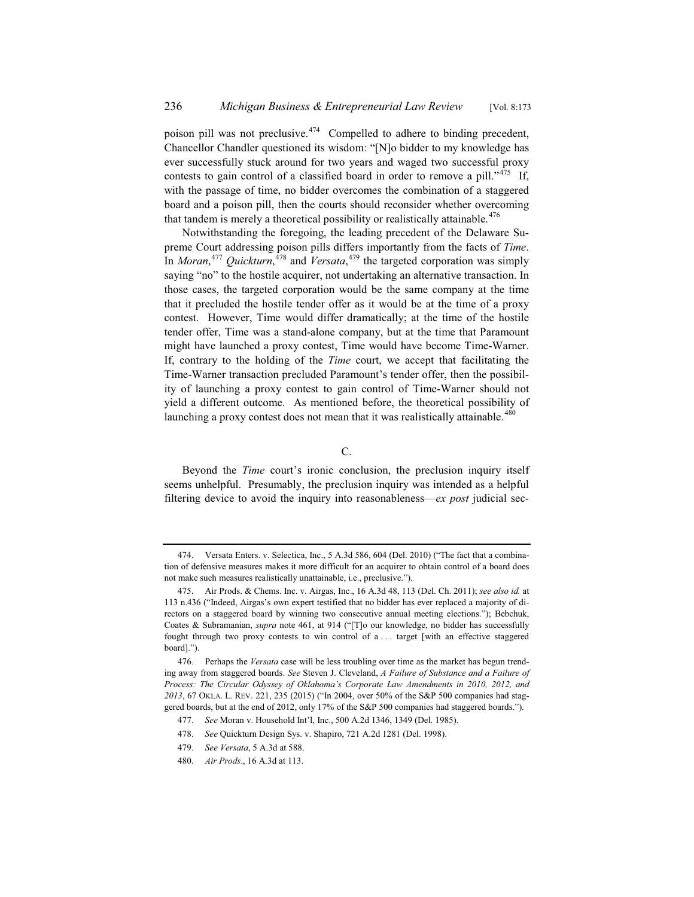poison pill was not preclusive.[474] Compelled to adhere to binding precedent, Chancellor Chandler questioned its wisdom: "[N]o bidder to my knowledge has ever successfully stuck around for two years and waged two successful proxy contests to gain control of a classified board in order to remove a pill."[475] If, with the passage of time, no bidder overcomes the combination of a staggered board and a poison pill, then the courts should reconsider whether overcoming that tandem is merely a theoretical possibility or realistically attainable.[476]

Notwithstanding the foregoing, the leading precedent of the Delaware Supreme Court addressing poison pills differs importantly from the facts of *Time*. In *Moran*,[477] *Quickturn*,[478] and *Versata*,[479] the targeted corporation was simply saying "no" to the hostile acquirer, not undertaking an alternative transaction. In those cases, the targeted corporation would be the same company at the time that it precluded the hostile tender offer as it would be at the time of a proxy contest. However, Time would differ dramatically; at the time of the hostile tender offer, Time was a stand-alone company, but at the time that Paramount might have launched a proxy contest, Time would have become Time-Warner. If, contrary to the holding of the *Time* court, we accept that facilitating the Time-Warner transaction precluded Paramount's tender offer, then the possibility of launching a proxy contest to gain control of Time-Warner should not yield a different outcome. As mentioned before, the theoretical possibility of launching a proxy contest does not mean that it was realistically attainable.[480]

## C.

Beyond the *Time* court's ironic conclusion, the preclusion inquiry itself seems unhelpful. Presumably, the preclusion inquiry was intended as a helpful filtering device to avoid the inquiry into reasonableness—*ex post* judicial sec-

---

474. Versata Enters. v. Selectica, Inc., 5 A.3d 586, 604 (Del. 2010) ("The fact that a combination of defensive measures makes it more difficult for an acquirer to obtain control of a board does not make such measures realistically unattainable, i.e., preclusive.").

475. Air Prods. & Chems. Inc. v. Airgas, Inc., 16 A.3d 48, 113 (Del. Ch. 2011); *see also id.* at 113 n.436 ("Indeed, Airgas's own expert testified that no bidder has ever replaced a majority of directors on a staggered board by winning two consecutive annual meeting elections."); Bebchuk, Coates & Subramanian, *supra* note 461, at 914 ("[T]o our knowledge, no bidder has successfully fought through two proxy contests to win control of a . . . target [with an effective staggered board].").

476. Perhaps the *Versata* case will be less troubling over time as the market has begun trending away from staggered boards. *See* Steven J. Cleveland, *A Failure of Substance and a Failure of Process: The Circular Odyssey of Oklahoma's Corporate Law Amendments in 2010, 2012, and 2013*, 67 OKLA. L. REV. 221, 235 (2015) ("In 2004, over 50% of the S&P 500 companies had staggered boards, but at the end of 2012, only 17% of the S&P 500 companies had staggered boards.").

477. *See* Moran v. Household Int'l, Inc., 500 A.2d 1346, 1349 (Del. 1985).

478. *See* Quickturn Design Sys. v. Shapiro, 721 A.2d 1281 (Del. 1998).

479. *See Versata*, 5 A.3d at 588.

480. *Air Prods*., 16 A.3d at 113.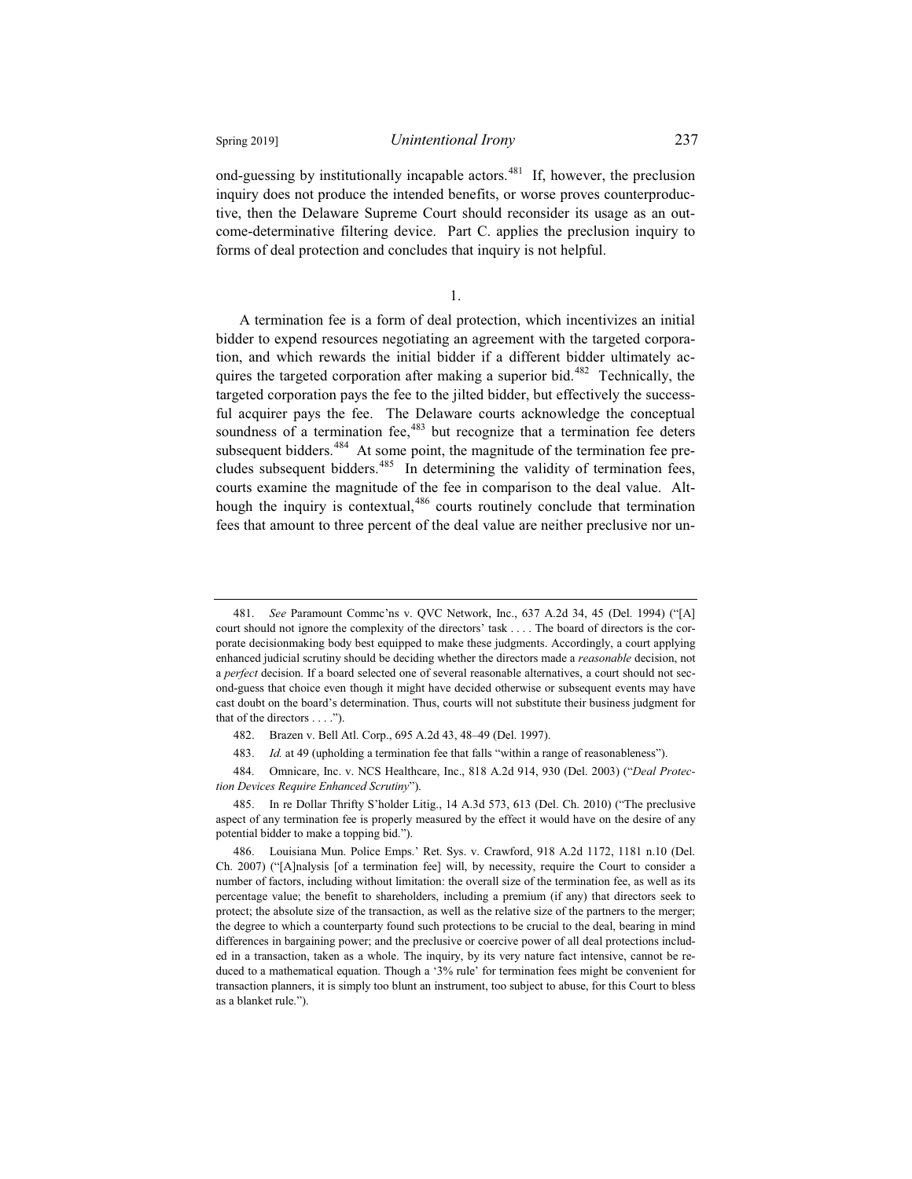ond-guessing by institutionally incapable actors.[481] If, however, the preclusion inquiry does not produce the intended benefits, or worse proves counterproductive, then the Delaware Supreme Court should reconsider its usage as an outcome-determinative filtering device. Part C. applies the preclusion inquiry to forms of deal protection and concludes that inquiry is not helpful.

1.

A termination fee is a form of deal protection, which incentivizes an initial bidder to expend resources negotiating an agreement with the targeted corporation, and which rewards the initial bidder if a different bidder ultimately acquires the targeted corporation after making a superior bid.[482] Technically, the targeted corporation pays the fee to the jilted bidder, but effectively the successful acquirer pays the fee. The Delaware courts acknowledge the conceptual soundness of a termination fee,[483] but recognize that a termination fee deters subsequent bidders.[484] At some point, the magnitude of the termination fee precludes subsequent bidders.[485] In determining the validity of termination fees, courts examine the magnitude of the fee in comparison to the deal value. Although the inquiry is contextual,[486] courts routinely conclude that termination fees that amount to three percent of the deal value are neither preclusive nor un-

---

481. *See* Paramount Commc'ns v. QVC Network, Inc., 637 A.2d 34, 45 (Del. 1994) ("[A] court should not ignore the complexity of the directors' task . . . . The board of directors is the corporate decisionmaking body best equipped to make these judgments. Accordingly, a court applying enhanced judicial scrutiny should be deciding whether the directors made a *reasonable* decision, not a *perfect* decision. If a board selected one of several reasonable alternatives, a court should not second-guess that choice even though it might have decided otherwise or subsequent events may have cast doubt on the board's determination. Thus, courts will not substitute their business judgment for that of the directors . . . .").

482. Brazen v. Bell Atl. Corp., 695 A.2d 43, 48–49 (Del. 1997).

483. *Id.* at 49 (upholding a termination fee that falls "within a range of reasonableness").

484. Omnicare, Inc. v. NCS Healthcare, Inc., 818 A.2d 914, 930 (Del. 2003) ("*Deal Protection Devices Require Enhanced Scrutiny*").

485. In re Dollar Thrifty S'holder Litig., 14 A.3d 573, 613 (Del. Ch. 2010) ("The preclusive aspect of any termination fee is properly measured by the effect it would have on the desire of any potential bidder to make a topping bid.").

486. Louisiana Mun. Police Emps.' Ret. Sys. v. Crawford, 918 A.2d 1172, 1181 n.10 (Del. Ch. 2007) ("[A]nalysis [of a termination fee] will, by necessity, require the Court to consider a number of factors, including without limitation: the overall size of the termination fee, as well as its percentage value; the benefit to shareholders, including a premium (if any) that directors seek to protect; the absolute size of the transaction, as well as the relative size of the partners to the merger; the degree to which a counterparty found such protections to be crucial to the deal, bearing in mind differences in bargaining power; and the preclusive or coercive power of all deal protections included in a transaction, taken as a whole. The inquiry, by its very nature fact intensive, cannot be reduced to a mathematical equation. Though a '3% rule' for termination fees might be convenient for transaction planners, it is simply too blunt an instrument, too subject to abuse, for this Court to bless as a blanket rule.").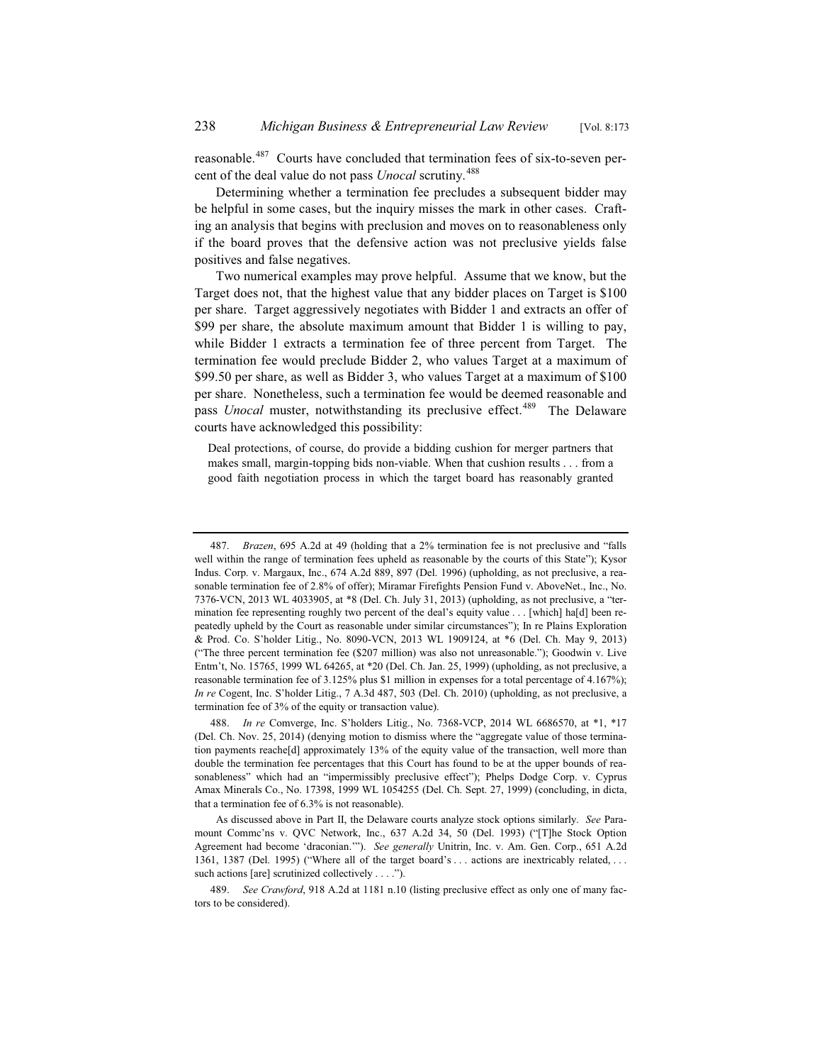reasonable.[487] Courts have concluded that termination fees of six-to-seven percent of the deal value do not pass *Unocal* scrutiny.[488]

Determining whether a termination fee precludes a subsequent bidder may be helpful in some cases, but the inquiry misses the mark in other cases. Crafting an analysis that begins with preclusion and moves on to reasonableness only if the board proves that the defensive action was not preclusive yields false positives and false negatives.

Two numerical examples may prove helpful. Assume that we know, but the Target does not, that the highest value that any bidder places on Target is $100 per share. Target aggressively negotiates with Bidder 1 and extracts an offer of $99 per share, the absolute maximum amount that Bidder 1 is willing to pay, while Bidder 1 extracts a termination fee of three percent from Target. The termination fee would preclude Bidder 2, who values Target at a maximum of $99.50 per share, as well as Bidder 3, who values Target at a maximum of $100 per share. Nonetheless, such a termination fee would be deemed reasonable and pass *Unocal* muster, notwithstanding its preclusive effect.[489] The Delaware courts have acknowledged this possibility:

> Deal protections, of course, do provide a bidding cushion for merger partners that makes small, margin-topping bids non-viable. When that cushion results . . . from a good faith negotiation process in which the target board has reasonably granted

---

487. *Brazen*, 695 A.2d at 49 (holding that a 2% termination fee is not preclusive and "falls well within the range of termination fees upheld as reasonable by the courts of this State"); Kysor Indus. Corp. v. Margaux, Inc., 674 A.2d 889, 897 (Del. 1996) (upholding, as not preclusive, a reasonable termination fee of 2.8% of offer); Miramar Firefights Pension Fund v. AboveNet., Inc., No. 7376-VCN, 2013 WL 4033905, at *8 (Del. Ch. July 31, 2013) (upholding, as not preclusive, a "termination fee representing roughly two percent of the deal's equity value . . . [which] ha[d] been repeatedly upheld by the Court as reasonable under similar circumstances"); In re Plains Exploration & Prod. Co. S'holder Litig., No. 8090-VCN, 2013 WL 1909124, at *6 (Del. Ch. May 9, 2013) ("The three percent termination fee ($207 million) was also not unreasonable."); Goodwin v. Live Entm't, No. 15765, 1999 WL 64265, at *20 (Del. Ch. Jan. 25, 1999) (upholding, as not preclusive, a reasonable termination fee of 3.125% plus $1 million in expenses for a total percentage of 4.167%); *In re* Cogent, Inc. S'holder Litig., 7 A.3d 487, 503 (Del. Ch. 2010) (upholding, as not preclusive, a termination fee of 3% of the equity or transaction value).

488. *In re* Comverge, Inc. S'holders Litig., No. 7368-VCP, 2014 WL 6686570, at *1, *17 (Del. Ch. Nov. 25, 2014) (denying motion to dismiss where the "aggregate value of those termination payments reache[d] approximately 13% of the equity value of the transaction, well more than double the termination fee percentages that this Court has found to be at the upper bounds of reasonableness" which had an "impermissibly preclusive effect"); Phelps Dodge Corp. v. Cyprus Amax Minerals Co., No. 17398, 1999 WL 1054255 (Del. Ch. Sept. 27, 1999) (concluding, in dicta, that a termination fee of 6.3% is not reasonable).

As discussed above in Part II, the Delaware courts analyze stock options similarly. *See* Paramount Commc'ns v. QVC Network, Inc., 637 A.2d 34, 50 (Del. 1993) ("[T]he Stock Option Agreement had become 'draconian.'"). *See generally* Unitrin, Inc. v. Am. Gen. Corp., 651 A.2d 1361, 1387 (Del. 1995) ("Where all of the target board's . . . actions are inextricably related, . . . such actions [are] scrutinized collectively . . . .").

489. *See Crawford*, 918 A.2d at 1181 n.10 (listing preclusive effect as only one of many factors to be considered).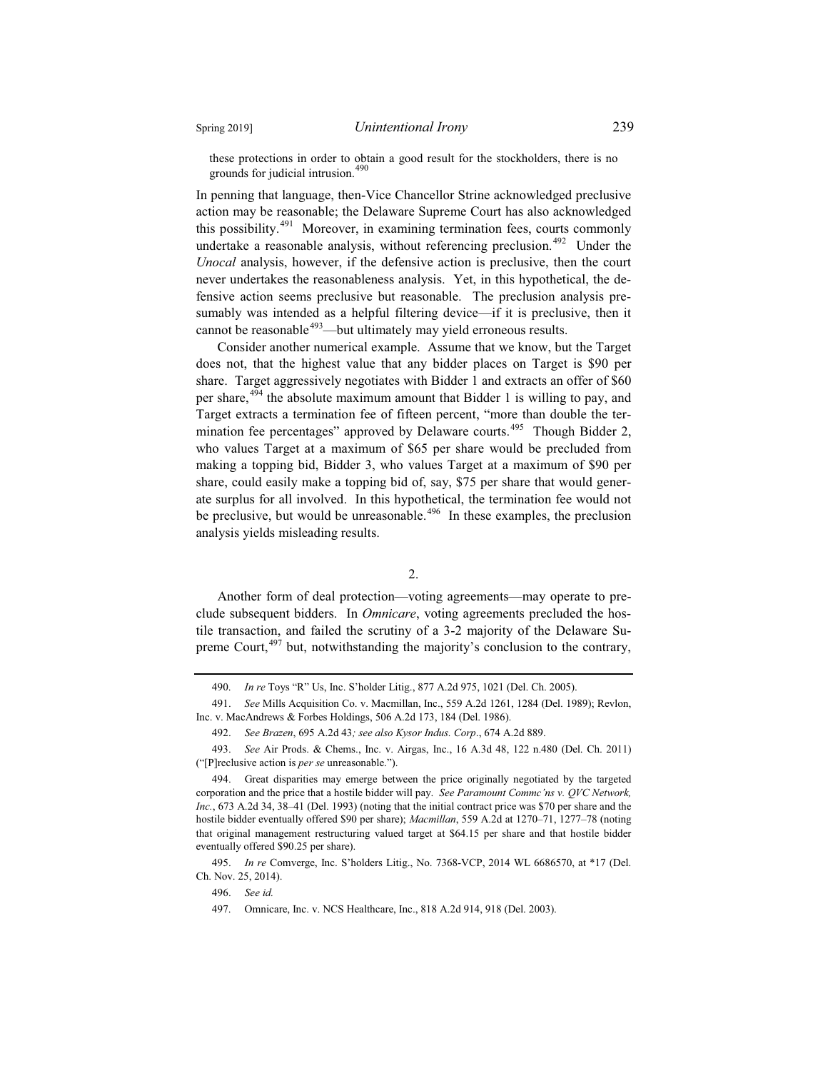these protections in order to obtain a good result for the stockholders, there is no grounds for judicial intrusion.[490]

In penning that language, then-Vice Chancellor Strine acknowledged preclusive action may be reasonable; the Delaware Supreme Court has also acknowledged this possibility.[491] Moreover, in examining termination fees, courts commonly undertake a reasonable analysis, without referencing preclusion.[492] Under the *Unocal* analysis, however, if the defensive action is preclusive, then the court never undertakes the reasonableness analysis. Yet, in this hypothetical, the defensive action seems preclusive but reasonable. The preclusion analysis presumably was intended as a helpful filtering device—if it is preclusive, then it cannot be reasonable[493]—but ultimately may yield erroneous results.

Consider another numerical example. Assume that we know, but the Target does not, that the highest value that any bidder places on Target is $90 per share. Target aggressively negotiates with Bidder 1 and extracts an offer of $60 per share,[494] the absolute maximum amount that Bidder 1 is willing to pay, and Target extracts a termination fee of fifteen percent, "more than double the termination fee percentages" approved by Delaware courts.[495] Though Bidder 2, who values Target at a maximum of $65 per share would be precluded from making a topping bid, Bidder 3, who values Target at a maximum of $90 per share, could easily make a topping bid of, say, $75 per share that would generate surplus for all involved. In this hypothetical, the termination fee would not be preclusive, but would be unreasonable.[496] In these examples, the preclusion analysis yields misleading results.

2.

Another form of deal protection—voting agreements—may operate to preclude subsequent bidders. In *Omnicare*, voting agreements precluded the hostile transaction, and failed the scrutiny of a 3-2 majority of the Delaware Supreme Court,[497] but, notwithstanding the majority's conclusion to the contrary,

---

490. *In re* Toys "R" Us, Inc. S'holder Litig., 877 A.2d 975, 1021 (Del. Ch. 2005).

491. *See* Mills Acquisition Co. v. Macmillan, Inc., 559 A.2d 1261, 1284 (Del. 1989); Revlon, Inc. v. MacAndrews & Forbes Holdings, 506 A.2d 173, 184 (Del. 1986).

492. *See Brazen*, 695 A.2d 43*; see also Kysor Indus. Corp*., 674 A.2d 889.

493. *See* Air Prods. & Chems., Inc. v. Airgas, Inc., 16 A.3d 48, 122 n.480 (Del. Ch. 2011) ("[P]reclusive action is *per se* unreasonable.").

494. Great disparities may emerge between the price originally negotiated by the targeted corporation and the price that a hostile bidder will pay. *See Paramount Commc'ns v. QVC Network, Inc.*, 673 A.2d 34, 38–41 (Del. 1993) (noting that the initial contract price was $70 per share and the hostile bidder eventually offered $90 per share); *Macmillan*, 559 A.2d at 1270–71, 1277–78 (noting that original management restructuring valued target at $64.15 per share and that hostile bidder eventually offered $90.25 per share).

495. *In re* Comverge, Inc. S'holders Litig., No. 7368-VCP, 2014 WL 6686570, at *17 (Del. Ch. Nov. 25, 2014).

496. *See id.*

497. Omnicare, Inc. v. NCS Healthcare, Inc., 818 A.2d 914, 918 (Del. 2003).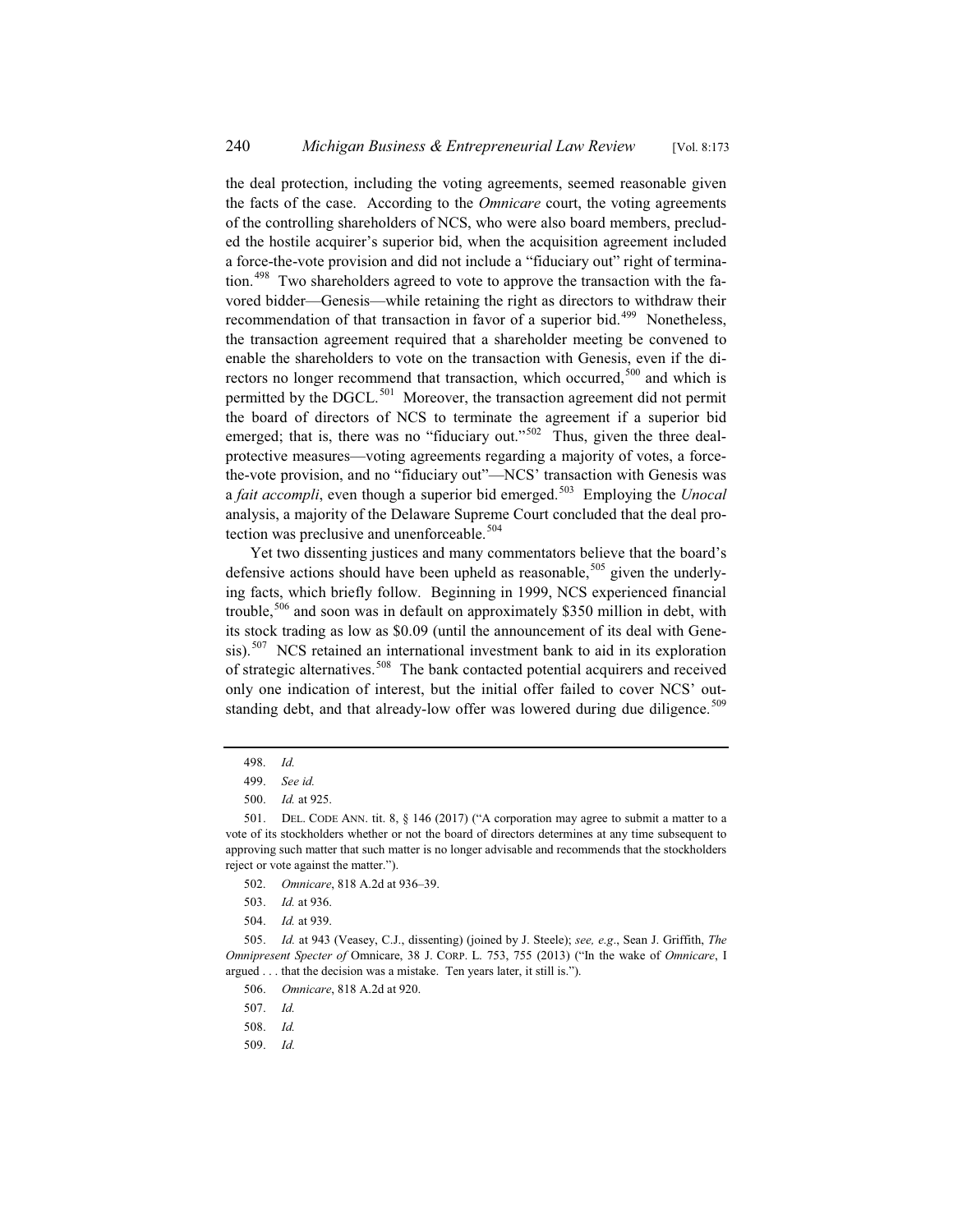the deal protection, including the voting agreements, seemed reasonable given the facts of the case. According to the *Omnicare* court, the voting agreements of the controlling shareholders of NCS, who were also board members, precluded the hostile acquirer's superior bid, when the acquisition agreement included a force-the-vote provision and did not include a "fiduciary out" right of termination.[498] Two shareholders agreed to vote to approve the transaction with the favored bidder—Genesis—while retaining the right as directors to withdraw their recommendation of that transaction in favor of a superior bid.[499] Nonetheless, the transaction agreement required that a shareholder meeting be convened to enable the shareholders to vote on the transaction with Genesis, even if the directors no longer recommend that transaction, which occurred,[500] and which is permitted by the DGCL.[501] Moreover, the transaction agreement did not permit the board of directors of NCS to terminate the agreement if a superior bid emerged; that is, there was no "fiduciary out."[502] Thus, given the three deal-protective measures—voting agreements regarding a majority of votes, a force-the-vote provision, and no "fiduciary out"—NCS' transaction with Genesis was a *fait accompli*, even though a superior bid emerged.[503] Employing the *Unocal* analysis, a majority of the Delaware Supreme Court concluded that the deal protection was preclusive and unenforceable.[504]

Yet two dissenting justices and many commentators believe that the board's defensive actions should have been upheld as reasonable,[505] given the underlying facts, which briefly follow. Beginning in 1999, NCS experienced financial trouble,[506] and soon was in default on approximately $350 million in debt, with its stock trading as low as $0.09 (until the announcement of its deal with Genesis).[507] NCS retained an international investment bank to aid in its exploration of strategic alternatives.[508] The bank contacted potential acquirers and received only one indication of interest, but the initial offer failed to cover NCS' outstanding debt, and that already-low offer was lowered during due diligence.[509]

---

498. *Id.*

499. *See id.*

500. *Id.* at 925.

501. DEL. CODE ANN. tit. 8, § 146 (2017) ("A corporation may agree to submit a matter to a vote of its stockholders whether or not the board of directors determines at any time subsequent to approving such matter that such matter is no longer advisable and recommends that the stockholders reject or vote against the matter.").

502. *Omnicare*, 818 A.2d at 936–39.

503. *Id.* at 936.

504. *Id.* at 939.

505. *Id.* at 943 (Veasey, C.J., dissenting) (joined by J. Steele); *see, e.g*., Sean J. Griffith, *The Omnipresent Specter of* Omnicare, 38 J. CORP. L. 753, 755 (2013) ("In the wake of *Omnicare*, I argued . . . that the decision was a mistake. Ten years later, it still is.").

506. *Omnicare*, 818 A.2d at 920.

507. *Id.*

508. *Id.*

509. *Id.*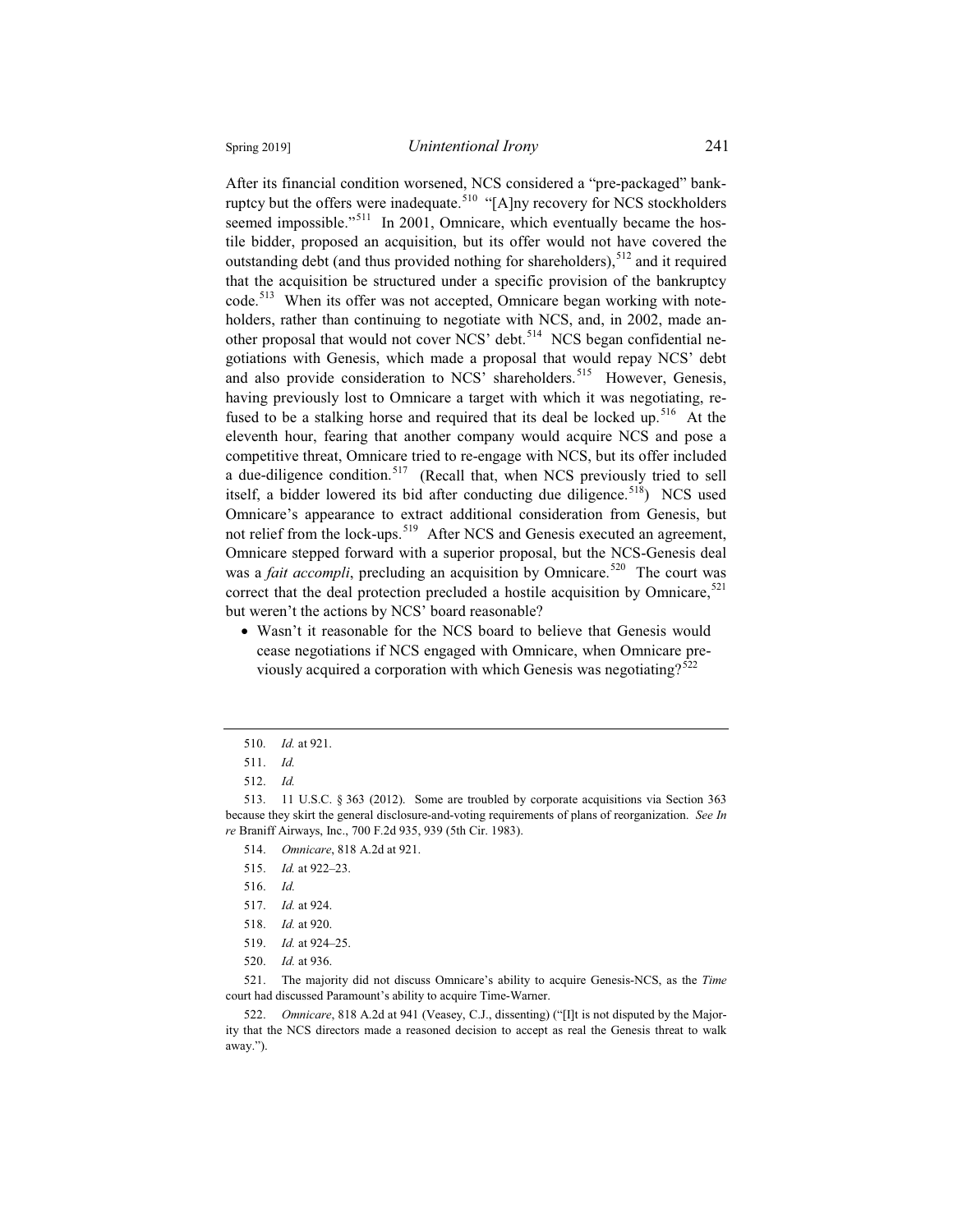After its financial condition worsened, NCS considered a "pre-packaged" bankruptcy but the offers were inadequate.[510] "[A]ny recovery for NCS stockholders seemed impossible."[511] In 2001, Omnicare, which eventually became the hostile bidder, proposed an acquisition, but its offer would not have covered the outstanding debt (and thus provided nothing for shareholders),[512] and it required that the acquisition be structured under a specific provision of the bankruptcy code.[513] When its offer was not accepted, Omnicare began working with noteholders, rather than continuing to negotiate with NCS, and, in 2002, made another proposal that would not cover NCS' debt.[514] NCS began confidential negotiations with Genesis, which made a proposal that would repay NCS' debt and also provide consideration to NCS' shareholders.[515] However, Genesis, having previously lost to Omnicare a target with which it was negotiating, refused to be a stalking horse and required that its deal be locked up.[516] At the eleventh hour, fearing that another company would acquire NCS and pose a competitive threat, Omnicare tried to re-engage with NCS, but its offer included a due-diligence condition.[517] (Recall that, when NCS previously tried to sell itself, a bidder lowered its bid after conducting due diligence.[518]) NCS used Omnicare's appearance to extract additional consideration from Genesis, but not relief from the lock-ups.[519] After NCS and Genesis executed an agreement, Omnicare stepped forward with a superior proposal, but the NCS-Genesis deal was a *fait accompli*, precluding an acquisition by Omnicare.[520] The court was correct that the deal protection precluded a hostile acquisition by Omnicare,[521] but weren't the actions by NCS' board reasonable?

- Wasn't it reasonable for the NCS board to believe that Genesis would cease negotiations if NCS engaged with Omnicare, when Omnicare previously acquired a corporation with which Genesis was negotiating?[522]

---

510. *Id.* at 921.

511. *Id.*

512. *Id.*

513. 11 U.S.C. § 363 (2012). Some are troubled by corporate acquisitions via Section 363 because they skirt the general disclosure-and-voting requirements of plans of reorganization. *See In re* Braniff Airways, Inc., 700 F.2d 935, 939 (5th Cir. 1983).

514. *Omnicare*, 818 A.2d at 921.

515. *Id.* at 922–23.

516. *Id.*

517. *Id.* at 924.

518. *Id.* at 920.

519. *Id.* at 924–25.

520. *Id.* at 936.

521. The majority did not discuss Omnicare's ability to acquire Genesis-NCS, as the *Time* court had discussed Paramount's ability to acquire Time-Warner.

522. *Omnicare*, 818 A.2d at 941 (Veasey, C.J., dissenting) ("[I]t is not disputed by the Majority that the NCS directors made a reasoned decision to accept as real the Genesis threat to walk away.").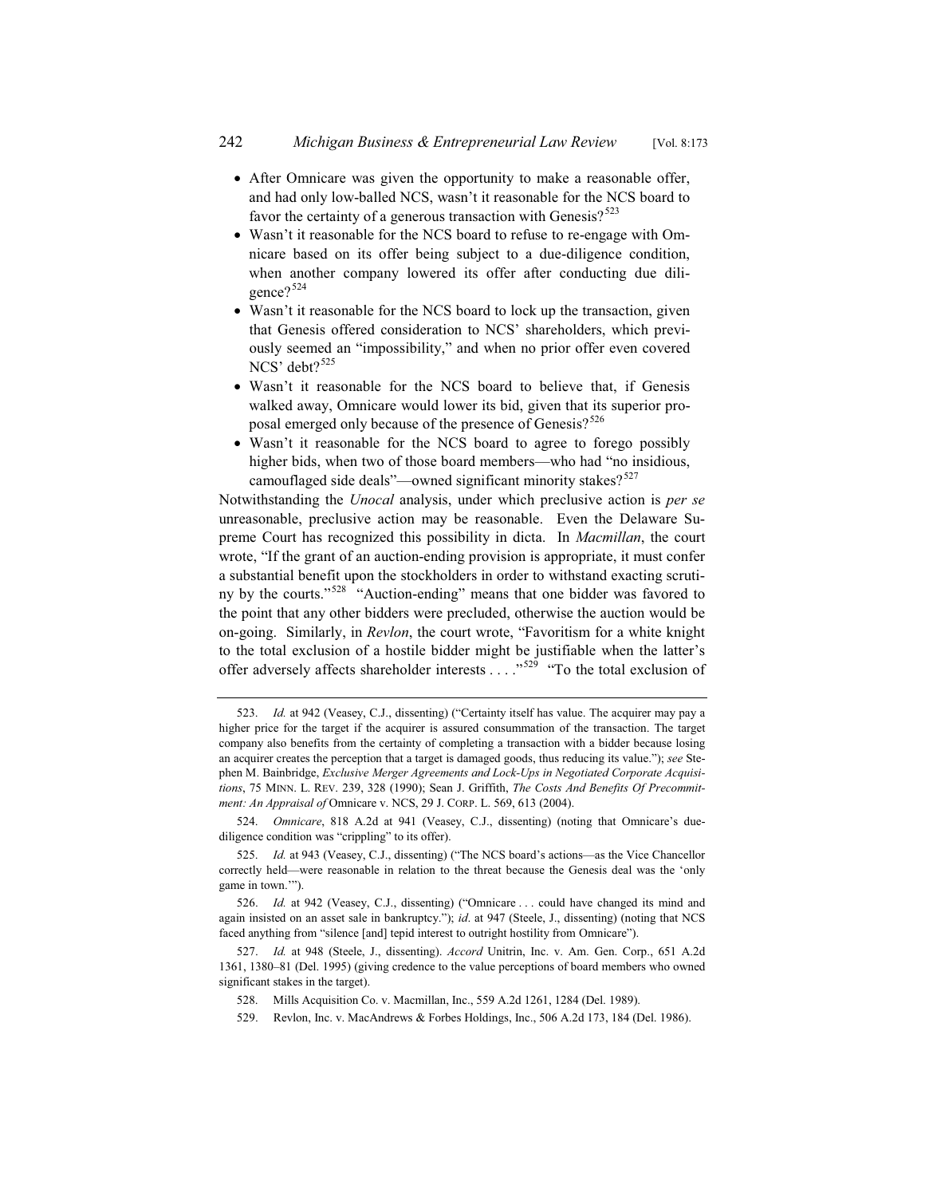- After Omnicare was given the opportunity to make a reasonable offer, and had only low-balled NCS, wasn't it reasonable for the NCS board to favor the certainty of a generous transaction with Genesis?[523]
- Wasn't it reasonable for the NCS board to refuse to re-engage with Omnicare based on its offer being subject to a due-diligence condition, when another company lowered its offer after conducting due diligence?[524]
- Wasn't it reasonable for the NCS board to lock up the transaction, given that Genesis offered consideration to NCS' shareholders, which previously seemed an "impossibility," and when no prior offer even covered NCS' debt?[525]
- Wasn't it reasonable for the NCS board to believe that, if Genesis walked away, Omnicare would lower its bid, given that its superior proposal emerged only because of the presence of Genesis?[526]
- Wasn't it reasonable for the NCS board to agree to forego possibly higher bids, when two of those board members—who had "no insidious, camouflaged side deals"—owned significant minority stakes?[527]

Notwithstanding the *Unocal* analysis, under which preclusive action is *per se* unreasonable, preclusive action may be reasonable. Even the Delaware Supreme Court has recognized this possibility in dicta. In *Macmillan*, the court wrote, "If the grant of an auction-ending provision is appropriate, it must confer a substantial benefit upon the stockholders in order to withstand exacting scrutiny by the courts."[528] "Auction-ending" means that one bidder was favored to the point that any other bidders were precluded, otherwise the auction would be on-going. Similarly, in *Revlon*, the court wrote, "Favoritism for a white knight to the total exclusion of a hostile bidder might be justifiable when the latter's offer adversely affects shareholder interests . . . ."[529] "To the total exclusion of

---

523. *Id.* at 942 (Veasey, C.J., dissenting) ("Certainty itself has value. The acquirer may pay a higher price for the target if the acquirer is assured consummation of the transaction. The target company also benefits from the certainty of completing a transaction with a bidder because losing an acquirer creates the perception that a target is damaged goods, thus reducing its value."); *see* Stephen M. Bainbridge, *Exclusive Merger Agreements and Lock-Ups in Negotiated Corporate Acquisitions*, 75 MINN. L. REV. 239, 328 (1990); Sean J. Griffith, *The Costs And Benefits Of Precommitment: An Appraisal of* Omnicare v. NCS, 29 J. CORP. L. 569, 613 (2004).

524. *Omnicare*, 818 A.2d at 941 (Veasey, C.J., dissenting) (noting that Omnicare's due-diligence condition was "crippling" to its offer).

525. *Id.* at 943 (Veasey, C.J., dissenting) ("The NCS board's actions—as the Vice Chancellor correctly held—were reasonable in relation to the threat because the Genesis deal was the 'only game in town.'").

526. *Id.* at 942 (Veasey, C.J., dissenting) ("Omnicare . . . could have changed its mind and again insisted on an asset sale in bankruptcy."); *id*. at 947 (Steele, J., dissenting) (noting that NCS faced anything from "silence [and] tepid interest to outright hostility from Omnicare").

527. *Id.* at 948 (Steele, J., dissenting). *Accord* Unitrin, Inc. v. Am. Gen. Corp., 651 A.2d 1361, 1380–81 (Del. 1995) (giving credence to the value perceptions of board members who owned significant stakes in the target).

528. Mills Acquisition Co. v. Macmillan, Inc., 559 A.2d 1261, 1284 (Del. 1989).

529. Revlon, Inc. v. MacAndrews & Forbes Holdings, Inc., 506 A.2d 173, 184 (Del. 1986).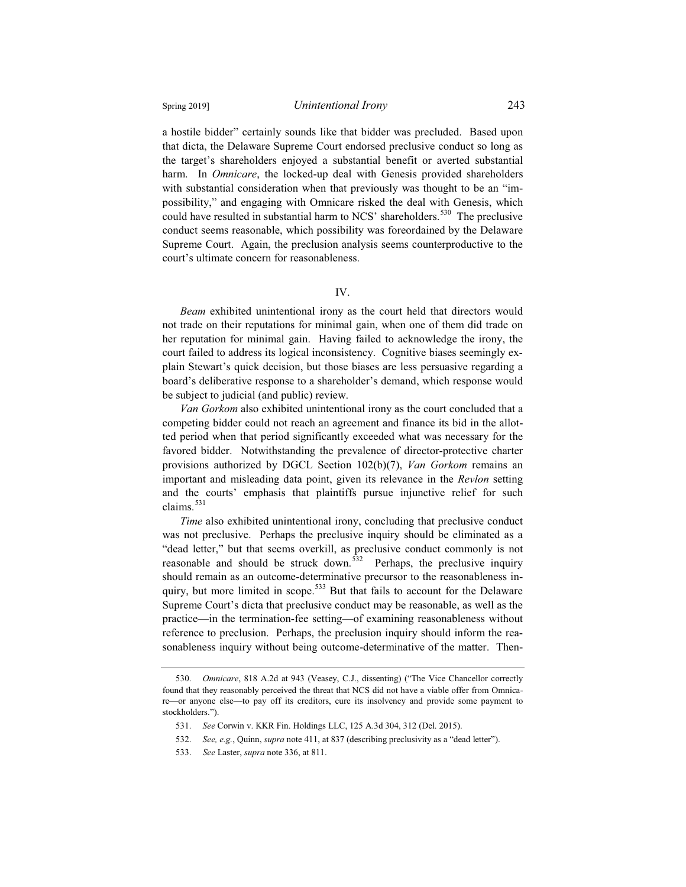a hostile bidder" certainly sounds like that bidder was precluded. Based upon that dicta, the Delaware Supreme Court endorsed preclusive conduct so long as the target's shareholders enjoyed a substantial benefit or averted substantial harm. In *Omnicare*, the locked-up deal with Genesis provided shareholders with substantial consideration when that previously was thought to be an "impossibility," and engaging with Omnicare risked the deal with Genesis, which could have resulted in substantial harm to NCS' shareholders.[530] The preclusive conduct seems reasonable, which possibility was foreordained by the Delaware Supreme Court. Again, the preclusion analysis seems counterproductive to the court's ultimate concern for reasonableness.

## IV.

*Beam* exhibited unintentional irony as the court held that directors would not trade on their reputations for minimal gain, when one of them did trade on her reputation for minimal gain. Having failed to acknowledge the irony, the court failed to address its logical inconsistency. Cognitive biases seemingly explain Stewart's quick decision, but those biases are less persuasive regarding a board's deliberative response to a shareholder's demand, which response would be subject to judicial (and public) review.

*Van Gorkom* also exhibited unintentional irony as the court concluded that a competing bidder could not reach an agreement and finance its bid in the allotted period when that period significantly exceeded what was necessary for the favored bidder. Notwithstanding the prevalence of director-protective charter provisions authorized by DGCL Section 102(b)(7), *Van Gorkom* remains an important and misleading data point, given its relevance in the *Revlon* setting and the courts' emphasis that plaintiffs pursue injunctive relief for such claims.[531]

*Time* also exhibited unintentional irony, concluding that preclusive conduct was not preclusive. Perhaps the preclusive inquiry should be eliminated as a "dead letter," but that seems overkill, as preclusive conduct commonly is not reasonable and should be struck down.[532] Perhaps, the preclusive inquiry should remain as an outcome-determinative precursor to the reasonableness inquiry, but more limited in scope.[533] But that fails to account for the Delaware Supreme Court's dicta that preclusive conduct may be reasonable, as well as the practice—in the termination-fee setting—of examining reasonableness without reference to preclusion. Perhaps, the preclusion inquiry should inform the reasonableness inquiry without being outcome-determinative of the matter. Then-

---

530. *Omnicare*, 818 A.2d at 943 (Veasey, C.J., dissenting) ("The Vice Chancellor correctly found that they reasonably perceived the threat that NCS did not have a viable offer from Omnicare—or anyone else—to pay off its creditors, cure its insolvency and provide some payment to stockholders.").

531. *See* Corwin v. KKR Fin. Holdings LLC, 125 A.3d 304, 312 (Del. 2015).

532. *See, e.g.*, Quinn, *supra* note 411, at 837 (describing preclusivity as a "dead letter").

533. *See* Laster, *supra* note 336, at 811.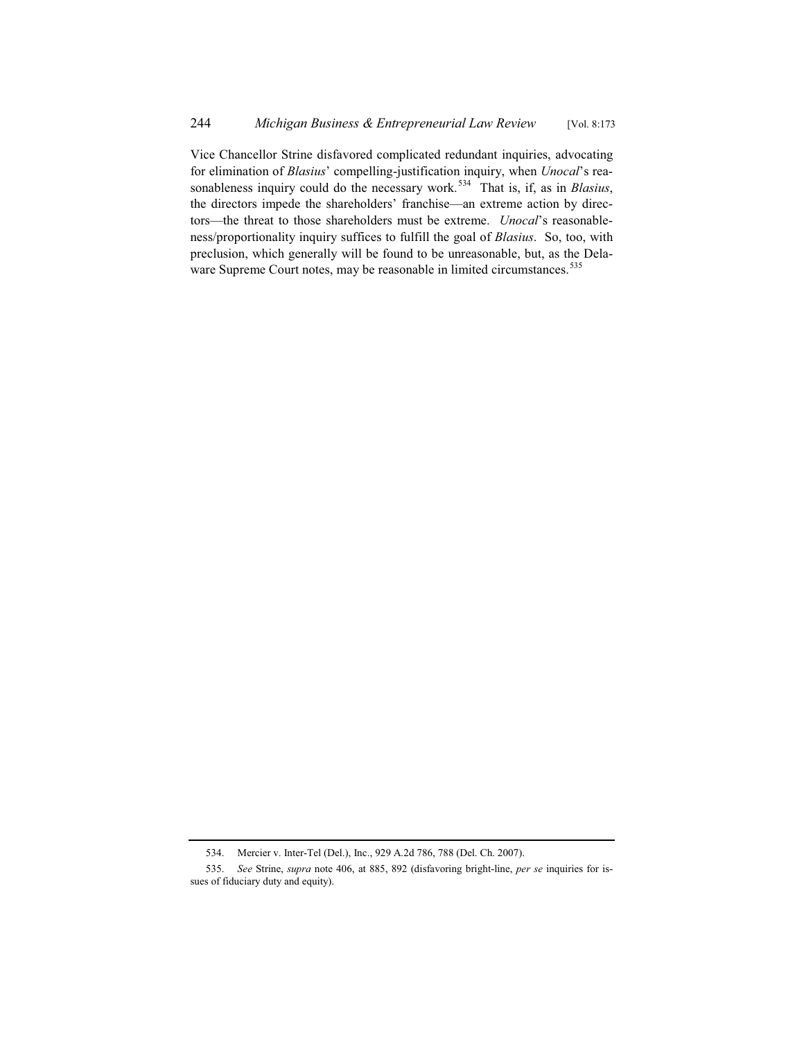Vice Chancellor Strine disfavored complicated redundant inquiries, advocating for elimination of *Blasius*' compelling-justification inquiry, when *Unocal*'s reasonableness inquiry could do the necessary work.[534] That is, if, as in *Blasius*, the directors impede the shareholders' franchise—an extreme action by directors—the threat to those shareholders must be extreme. *Unocal*'s reasonableness/proportionality inquiry suffices to fulfill the goal of *Blasius*. So, too, with preclusion, which generally will be found to be unreasonable, but, as the Delaware Supreme Court notes, may be reasonable in limited circumstances.[535]

---

534. Mercier v. Inter-Tel (Del.), Inc., 929 A.2d 786, 788 (Del. Ch. 2007).

535. *See* Strine, *supra* note 406, at 885, 892 (disfavoring bright-line, *per se* inquiries for issues of fiduciary duty and equity).